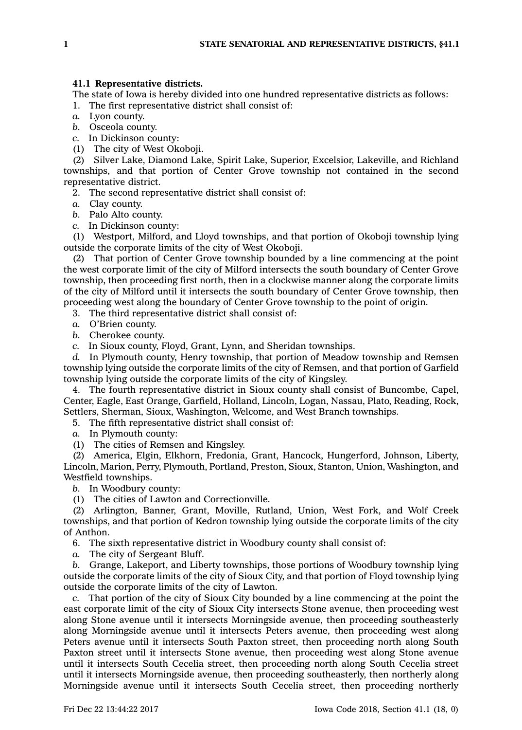**41.1 Representative districts.**

The state of Iowa is hereby divided into one hundred representative districts as follows:

1. The first representative district shall consist of:

*a.* Lyon county.

*b.* Osceola county.

*c.* In Dickinson county:

(1) The city of West Okoboji.

(2) Silver Lake, Diamond Lake, Spirit Lake, Superior, Excelsior, Lakeville, and Richland townships, and that portion of Center Grove township not contained in the second representative district.

2. The second representative district shall consist of:

*a.* Clay county.

*b.* Palo Alto county.

*c.* In Dickinson county:

(1) Westport, Milford, and Lloyd townships, and that portion of Okoboji township lying outside the corporate limits of the city of West Okoboji.

(2) That portion of Center Grove township bounded by a line commencing at the point the west corporate limit of the city of Milford intersects the south boundary of Center Grove township, then proceeding first north, then in a clockwise manner along the corporate limits of the city of Milford until it intersects the south boundary of Center Grove township, then proceeding west along the boundary of Center Grove township to the point of origin.

3. The third representative district shall consist of:

*a.* O'Brien county.

*b.* Cherokee county.

*c.* In Sioux county, Floyd, Grant, Lynn, and Sheridan townships.

*d.* In Plymouth county, Henry township, that portion of Meadow township and Remsen township lying outside the corporate limits of the city of Remsen, and that portion of Garfield township lying outside the corporate limits of the city of Kingsley.

4. The fourth representative district in Sioux county shall consist of Buncombe, Capel, Center, Eagle, East Orange, Garfield, Holland, Lincoln, Logan, Nassau, Plato, Reading, Rock, Settlers, Sherman, Sioux, Washington, Welcome, and West Branch townships.

5. The fifth representative district shall consist of:

*a.* In Plymouth county:

(1) The cities of Remsen and Kingsley.

(2) America, Elgin, Elkhorn, Fredonia, Grant, Hancock, Hungerford, Johnson, Liberty, Lincoln, Marion, Perry, Plymouth, Portland, Preston, Sioux, Stanton, Union, Washington, and Westfield townships.

*b.* In Woodbury county:

(1) The cities of Lawton and Correctionville.

(2) Arlington, Banner, Grant, Moville, Rutland, Union, West Fork, and Wolf Creek townships, and that portion of Kedron township lying outside the corporate limits of the city of Anthon.

6. The sixth representative district in Woodbury county shall consist of:

*a.* The city of Sergeant Bluff.

*b.* Grange, Lakeport, and Liberty townships, those portions of Woodbury township lying outside the corporate limits of the city of Sioux City, and that portion of Floyd township lying outside the corporate limits of the city of Lawton.

*c.* That portion of the city of Sioux City bounded by a line commencing at the point the east corporate limit of the city of Sioux City intersects Stone avenue, then proceeding west along Stone avenue until it intersects Morningside avenue, then proceeding southeasterly along Morningside avenue until it intersects Peters avenue, then proceeding west along Peters avenue until it intersects South Paxton street, then proceeding north along South Paxton street until it intersects Stone avenue, then proceeding west along Stone avenue until it intersects South Cecelia street, then proceeding north along South Cecelia street until it intersects Morningside avenue, then proceeding southeasterly, then northerly along Morningside avenue until it intersects South Cecelia street, then proceeding northerly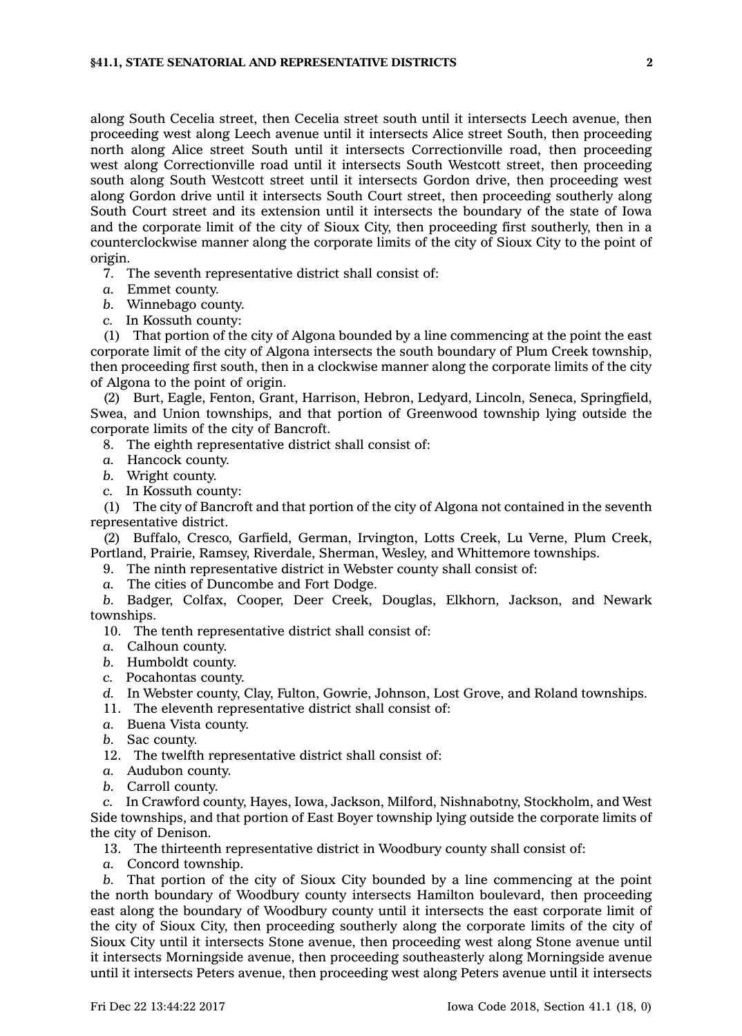along South Cecelia street, then Cecelia street south until it intersects Leech avenue, then proceeding west along Leech avenue until it intersects Alice street South, then proceeding north along Alice street South until it intersects Correctionville road, then proceeding west along Correctionville road until it intersects South Westcott street, then proceeding south along South Westcott street until it intersects Gordon drive, then proceeding west along Gordon drive until it intersects South Court street, then proceeding southerly along South Court street and its extension until it intersects the boundary of the state of Iowa and the corporate limit of the city of Sioux City, then proceeding first southerly, then in a counterclockwise manner along the corporate limits of the city of Sioux City to the point of origin.

7. The seventh representative district shall consist of:

*a.* Emmet county.

*b.* Winnebago county.

*c.* In Kossuth county:

(1) That portion of the city of Algona bounded by a line commencing at the point the east corporate limit of the city of Algona intersects the south boundary of Plum Creek township, then proceeding first south, then in a clockwise manner along the corporate limits of the city of Algona to the point of origin.

(2) Burt, Eagle, Fenton, Grant, Harrison, Hebron, Ledyard, Lincoln, Seneca, Springfield, Swea, and Union townships, and that portion of Greenwood township lying outside the corporate limits of the city of Bancroft.

8. The eighth representative district shall consist of:

*a.* Hancock county.

*b.* Wright county.

*c.* In Kossuth county:

(1) The city of Bancroft and that portion of the city of Algona not contained in the seventh representative district.

(2) Buffalo, Cresco, Garfield, German, Irvington, Lotts Creek, Lu Verne, Plum Creek, Portland, Prairie, Ramsey, Riverdale, Sherman, Wesley, and Whittemore townships.

9. The ninth representative district in Webster county shall consist of:

*a.* The cities of Duncombe and Fort Dodge.

*b.* Badger, Colfax, Cooper, Deer Creek, Douglas, Elkhorn, Jackson, and Newark townships.

10. The tenth representative district shall consist of:

*a.* Calhoun county.

*b.* Humboldt county.

*c.* Pocahontas county.

*d.* In Webster county, Clay, Fulton, Gowrie, Johnson, Lost Grove, and Roland townships.

11. The eleventh representative district shall consist of:

*a.* Buena Vista county.

*b.* Sac county.

12. The twelfth representative district shall consist of:

*a.* Audubon county.

*b.* Carroll county.

*c.* In Crawford county, Hayes, Iowa, Jackson, Milford, Nishnabotny, Stockholm, and West Side townships, and that portion of East Boyer township lying outside the corporate limits of the city of Denison.

13. The thirteenth representative district in Woodbury county shall consist of:

*a.* Concord township.

*b.* That portion of the city of Sioux City bounded by a line commencing at the point the north boundary of Woodbury county intersects Hamilton boulevard, then proceeding east along the boundary of Woodbury county until it intersects the east corporate limit of the city of Sioux City, then proceeding southerly along the corporate limits of the city of Sioux City until it intersects Stone avenue, then proceeding west along Stone avenue until it intersects Morningside avenue, then proceeding southeasterly along Morningside avenue until it intersects Peters avenue, then proceeding west along Peters avenue until it intersects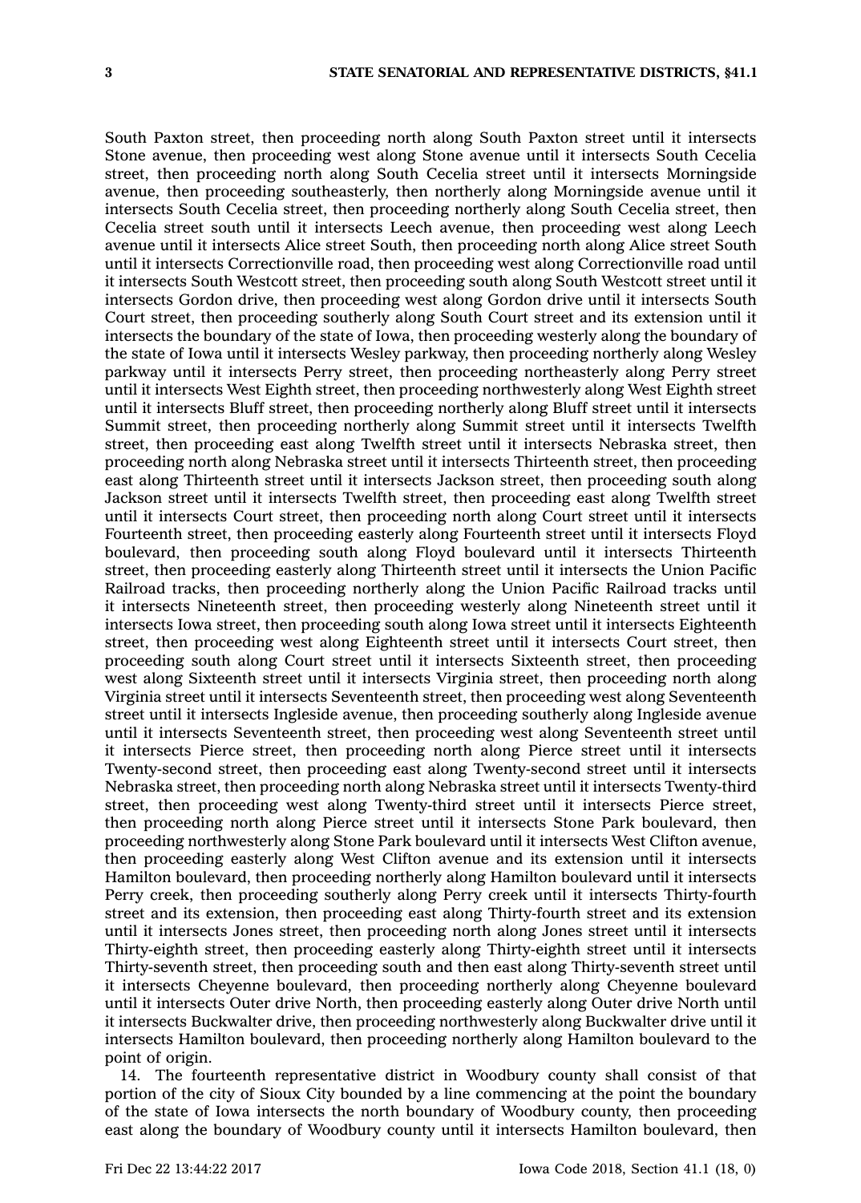South Paxton street, then proceeding north along South Paxton street until it intersects Stone avenue, then proceeding west along Stone avenue until it intersects South Cecelia street, then proceeding north along South Cecelia street until it intersects Morningside avenue, then proceeding southeasterly, then northerly along Morningside avenue until it intersects South Cecelia street, then proceeding northerly along South Cecelia street, then Cecelia street south until it intersects Leech avenue, then proceeding west along Leech avenue until it intersects Alice street South, then proceeding north along Alice street South until it intersects Correctionville road, then proceeding west along Correctionville road until it intersects South Westcott street, then proceeding south along South Westcott street until it intersects Gordon drive, then proceeding west along Gordon drive until it intersects South Court street, then proceeding southerly along South Court street and its extension until it intersects the boundary of the state of Iowa, then proceeding westerly along the boundary of the state of Iowa until it intersects Wesley parkway, then proceeding northerly along Wesley parkway until it intersects Perry street, then proceeding northeasterly along Perry street until it intersects West Eighth street, then proceeding northwesterly along West Eighth street until it intersects Bluff street, then proceeding northerly along Bluff street until it intersects Summit street, then proceeding northerly along Summit street until it intersects Twelfth street, then proceeding east along Twelfth street until it intersects Nebraska street, then proceeding north along Nebraska street until it intersects Thirteenth street, then proceeding east along Thirteenth street until it intersects Jackson street, then proceeding south along Jackson street until it intersects Twelfth street, then proceeding east along Twelfth street until it intersects Court street, then proceeding north along Court street until it intersects Fourteenth street, then proceeding easterly along Fourteenth street until it intersects Floyd boulevard, then proceeding south along Floyd boulevard until it intersects Thirteenth street, then proceeding easterly along Thirteenth street until it intersects the Union Pacific Railroad tracks, then proceeding northerly along the Union Pacific Railroad tracks until it intersects Nineteenth street, then proceeding westerly along Nineteenth street until it intersects Iowa street, then proceeding south along Iowa street until it intersects Eighteenth street, then proceeding west along Eighteenth street until it intersects Court street, then proceeding south along Court street until it intersects Sixteenth street, then proceeding west along Sixteenth street until it intersects Virginia street, then proceeding north along Virginia street until it intersects Seventeenth street, then proceeding west along Seventeenth street until it intersects Ingleside avenue, then proceeding southerly along Ingleside avenue until it intersects Seventeenth street, then proceeding west along Seventeenth street until it intersects Pierce street, then proceeding north along Pierce street until it intersects Twenty-second street, then proceeding east along Twenty-second street until it intersects Nebraska street, then proceeding north along Nebraska street until it intersects Twenty-third street, then proceeding west along Twenty-third street until it intersects Pierce street, then proceeding north along Pierce street until it intersects Stone Park boulevard, then proceeding northwesterly along Stone Park boulevard until it intersects West Clifton avenue, then proceeding easterly along West Clifton avenue and its extension until it intersects Hamilton boulevard, then proceeding northerly along Hamilton boulevard until it intersects Perry creek, then proceeding southerly along Perry creek until it intersects Thirty-fourth street and its extension, then proceeding east along Thirty-fourth street and its extension until it intersects Jones street, then proceeding north along Jones street until it intersects Thirty-eighth street, then proceeding easterly along Thirty-eighth street until it intersects Thirty-seventh street, then proceeding south and then east along Thirty-seventh street until it intersects Cheyenne boulevard, then proceeding northerly along Cheyenne boulevard until it intersects Outer drive North, then proceeding easterly along Outer drive North until it intersects Buckwalter drive, then proceeding northwesterly along Buckwalter drive until it intersects Hamilton boulevard, then proceeding northerly along Hamilton boulevard to the point of origin.

14. The fourteenth representative district in Woodbury county shall consist of that portion of the city of Sioux City bounded by a line commencing at the point the boundary of the state of Iowa intersects the north boundary of Woodbury county, then proceeding east along the boundary of Woodbury county until it intersects Hamilton boulevard, then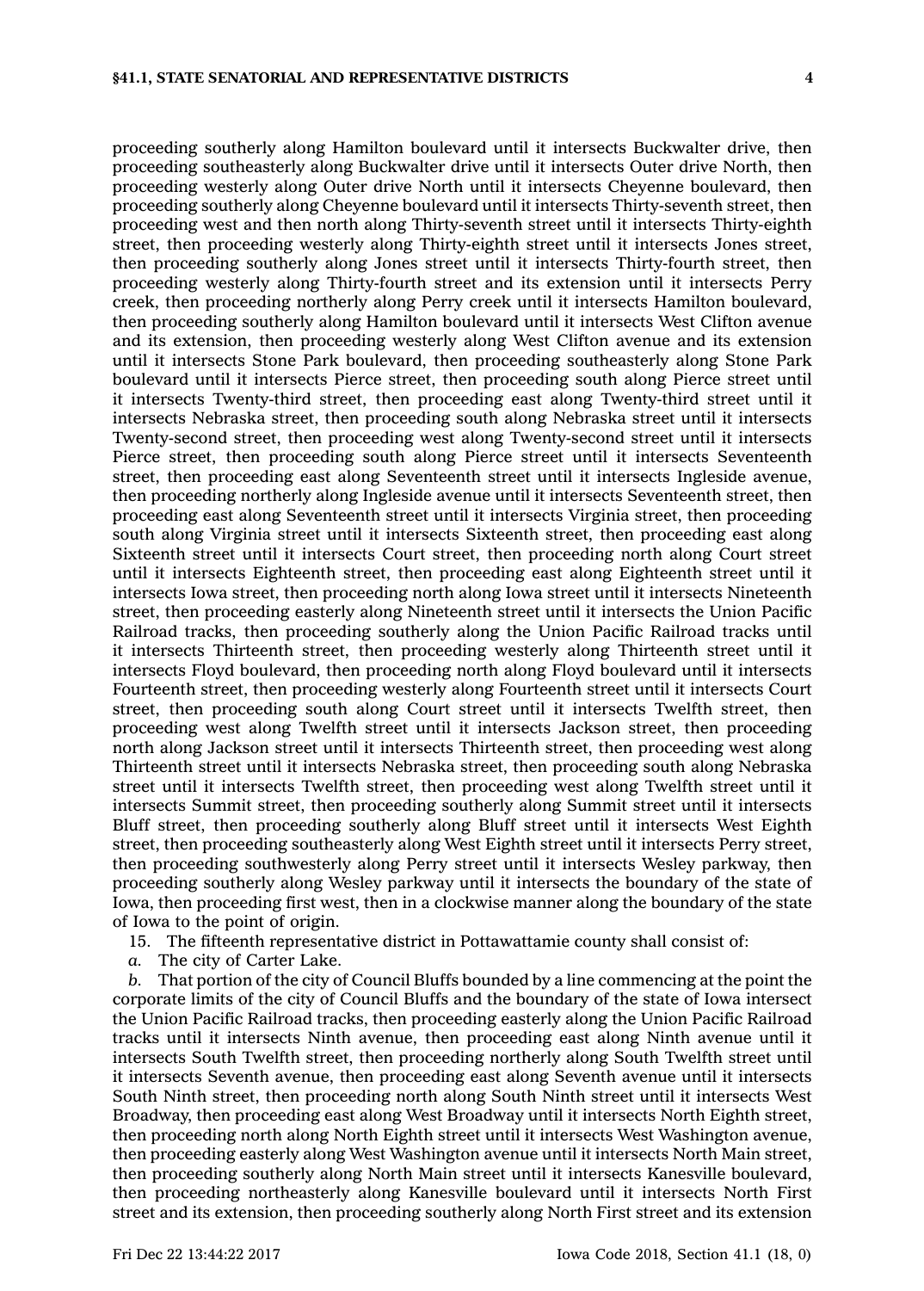proceeding southerly along Hamilton boulevard until it intersects Buckwalter drive, then proceeding southeasterly along Buckwalter drive until it intersects Outer drive North, then proceeding westerly along Outer drive North until it intersects Cheyenne boulevard, then proceeding southerly along Cheyenne boulevard until it intersects Thirty-seventh street, then proceeding west and then north along Thirty-seventh street until it intersects Thirty-eighth street, then proceeding westerly along Thirty-eighth street until it intersects Jones street, then proceeding southerly along Jones street until it intersects Thirty-fourth street, then proceeding westerly along Thirty-fourth street and its extension until it intersects Perry creek, then proceeding northerly along Perry creek until it intersects Hamilton boulevard, then proceeding southerly along Hamilton boulevard until it intersects West Clifton avenue and its extension, then proceeding westerly along West Clifton avenue and its extension until it intersects Stone Park boulevard, then proceeding southeasterly along Stone Park boulevard until it intersects Pierce street, then proceeding south along Pierce street until it intersects Twenty-third street, then proceeding east along Twenty-third street until it intersects Nebraska street, then proceeding south along Nebraska street until it intersects Twenty-second street, then proceeding west along Twenty-second street until it intersects Pierce street, then proceeding south along Pierce street until it intersects Seventeenth street, then proceeding east along Seventeenth street until it intersects Ingleside avenue, then proceeding northerly along Ingleside avenue until it intersects Seventeenth street, then proceeding east along Seventeenth street until it intersects Virginia street, then proceeding south along Virginia street until it intersects Sixteenth street, then proceeding east along Sixteenth street until it intersects Court street, then proceeding north along Court street until it intersects Eighteenth street, then proceeding east along Eighteenth street until it intersects Iowa street, then proceeding north along Iowa street until it intersects Nineteenth street, then proceeding easterly along Nineteenth street until it intersects the Union Pacific Railroad tracks, then proceeding southerly along the Union Pacific Railroad tracks until it intersects Thirteenth street, then proceeding westerly along Thirteenth street until it intersects Floyd boulevard, then proceeding north along Floyd boulevard until it intersects Fourteenth street, then proceeding westerly along Fourteenth street until it intersects Court street, then proceeding south along Court street until it intersects Twelfth street, then proceeding west along Twelfth street until it intersects Jackson street, then proceeding north along Jackson street until it intersects Thirteenth street, then proceeding west along Thirteenth street until it intersects Nebraska street, then proceeding south along Nebraska street until it intersects Twelfth street, then proceeding west along Twelfth street until it intersects Summit street, then proceeding southerly along Summit street until it intersects Bluff street, then proceeding southerly along Bluff street until it intersects West Eighth street, then proceeding southeasterly along West Eighth street until it intersects Perry street, then proceeding southwesterly along Perry street until it intersects Wesley parkway, then proceeding southerly along Wesley parkway until it intersects the boundary of the state of Iowa, then proceeding first west, then in a clockwise manner along the boundary of the state of Iowa to the point of origin.

15. The fifteenth representative district in Pottawattamie county shall consist of:

*a.* The city of Carter Lake.

*b.* That portion of the city of Council Bluffs bounded by a line commencing at the point the corporate limits of the city of Council Bluffs and the boundary of the state of Iowa intersect the Union Pacific Railroad tracks, then proceeding easterly along the Union Pacific Railroad tracks until it intersects Ninth avenue, then proceeding east along Ninth avenue until it intersects South Twelfth street, then proceeding northerly along South Twelfth street until it intersects Seventh avenue, then proceeding east along Seventh avenue until it intersects South Ninth street, then proceeding north along South Ninth street until it intersects West Broadway, then proceeding east along West Broadway until it intersects North Eighth street, then proceeding north along North Eighth street until it intersects West Washington avenue, then proceeding easterly along West Washington avenue until it intersects North Main street, then proceeding southerly along North Main street until it intersects Kanesville boulevard, then proceeding northeasterly along Kanesville boulevard until it intersects North First street and its extension, then proceeding southerly along North First street and its extension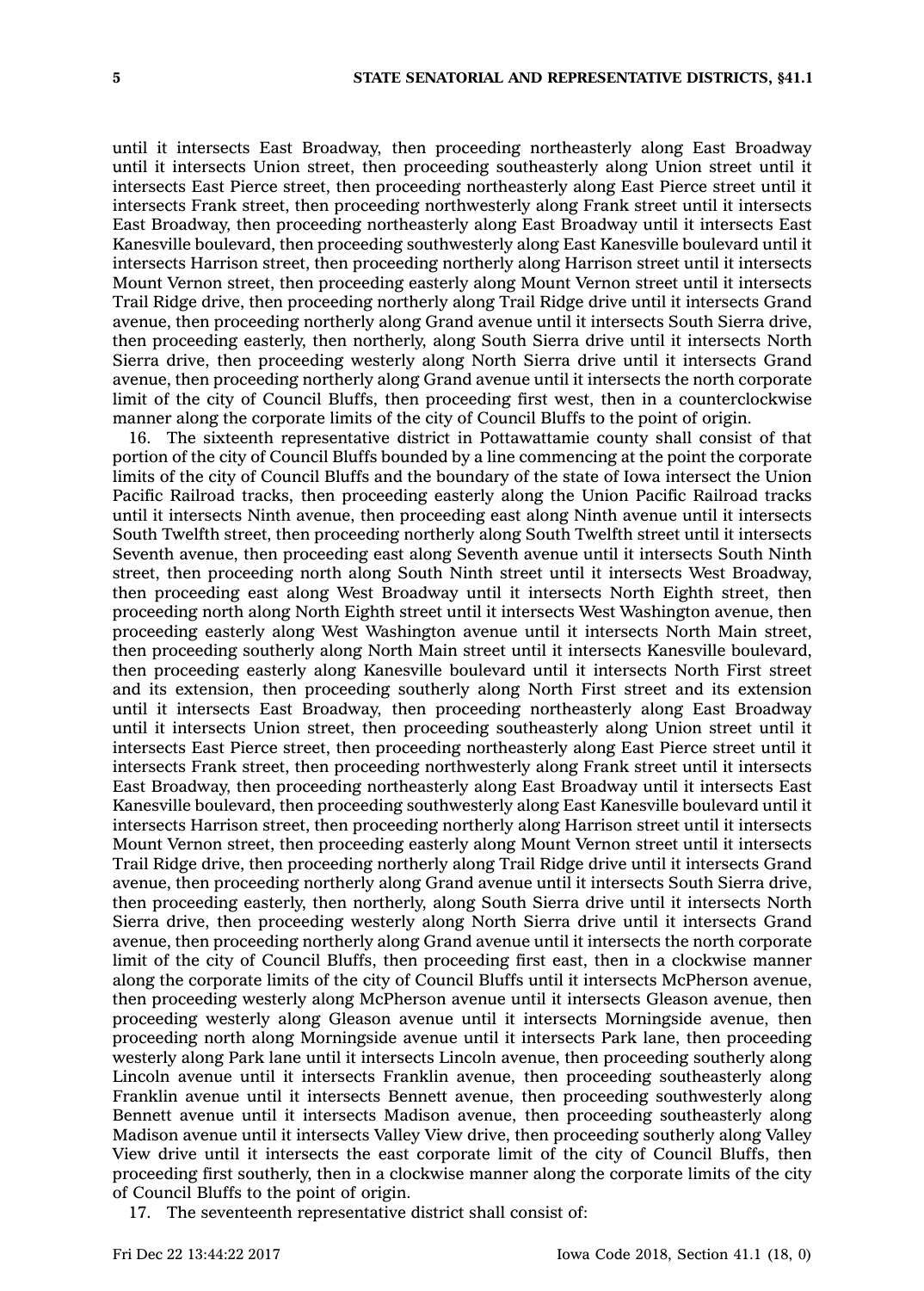until it intersects East Broadway, then proceeding northeasterly along East Broadway until it intersects Union street, then proceeding southeasterly along Union street until it intersects East Pierce street, then proceeding northeasterly along East Pierce street until it intersects Frank street, then proceeding northwesterly along Frank street until it intersects East Broadway, then proceeding northeasterly along East Broadway until it intersects East Kanesville boulevard, then proceeding southwesterly along East Kanesville boulevard until it intersects Harrison street, then proceeding northerly along Harrison street until it intersects Mount Vernon street, then proceeding easterly along Mount Vernon street until it intersects Trail Ridge drive, then proceeding northerly along Trail Ridge drive until it intersects Grand avenue, then proceeding northerly along Grand avenue until it intersects South Sierra drive, then proceeding easterly, then northerly, along South Sierra drive until it intersects North Sierra drive, then proceeding westerly along North Sierra drive until it intersects Grand avenue, then proceeding northerly along Grand avenue until it intersects the north corporate limit of the city of Council Bluffs, then proceeding first west, then in a counterclockwise manner along the corporate limits of the city of Council Bluffs to the point of origin.

16. The sixteenth representative district in Pottawattamie county shall consist of that portion of the city of Council Bluffs bounded by a line commencing at the point the corporate limits of the city of Council Bluffs and the boundary of the state of Iowa intersect the Union Pacific Railroad tracks, then proceeding easterly along the Union Pacific Railroad tracks until it intersects Ninth avenue, then proceeding east along Ninth avenue until it intersects South Twelfth street, then proceeding northerly along South Twelfth street until it intersects Seventh avenue, then proceeding east along Seventh avenue until it intersects South Ninth street, then proceeding north along South Ninth street until it intersects West Broadway, then proceeding east along West Broadway until it intersects North Eighth street, then proceeding north along North Eighth street until it intersects West Washington avenue, then proceeding easterly along West Washington avenue until it intersects North Main street, then proceeding southerly along North Main street until it intersects Kanesville boulevard, then proceeding easterly along Kanesville boulevard until it intersects North First street and its extension, then proceeding southerly along North First street and its extension until it intersects East Broadway, then proceeding northeasterly along East Broadway until it intersects Union street, then proceeding southeasterly along Union street until it intersects East Pierce street, then proceeding northeasterly along East Pierce street until it intersects Frank street, then proceeding northwesterly along Frank street until it intersects East Broadway, then proceeding northeasterly along East Broadway until it intersects East Kanesville boulevard, then proceeding southwesterly along East Kanesville boulevard until it intersects Harrison street, then proceeding northerly along Harrison street until it intersects Mount Vernon street, then proceeding easterly along Mount Vernon street until it intersects Trail Ridge drive, then proceeding northerly along Trail Ridge drive until it intersects Grand avenue, then proceeding northerly along Grand avenue until it intersects South Sierra drive, then proceeding easterly, then northerly, along South Sierra drive until it intersects North Sierra drive, then proceeding westerly along North Sierra drive until it intersects Grand avenue, then proceeding northerly along Grand avenue until it intersects the north corporate limit of the city of Council Bluffs, then proceeding first east, then in a clockwise manner along the corporate limits of the city of Council Bluffs until it intersects McPherson avenue, then proceeding westerly along McPherson avenue until it intersects Gleason avenue, then proceeding westerly along Gleason avenue until it intersects Morningside avenue, then proceeding north along Morningside avenue until it intersects Park lane, then proceeding westerly along Park lane until it intersects Lincoln avenue, then proceeding southerly along Lincoln avenue until it intersects Franklin avenue, then proceeding southeasterly along Franklin avenue until it intersects Bennett avenue, then proceeding southwesterly along Bennett avenue until it intersects Madison avenue, then proceeding southeasterly along Madison avenue until it intersects Valley View drive, then proceeding southerly along Valley View drive until it intersects the east corporate limit of the city of Council Bluffs, then proceeding first southerly, then in a clockwise manner along the corporate limits of the city of Council Bluffs to the point of origin.

17. The seventeenth representative district shall consist of: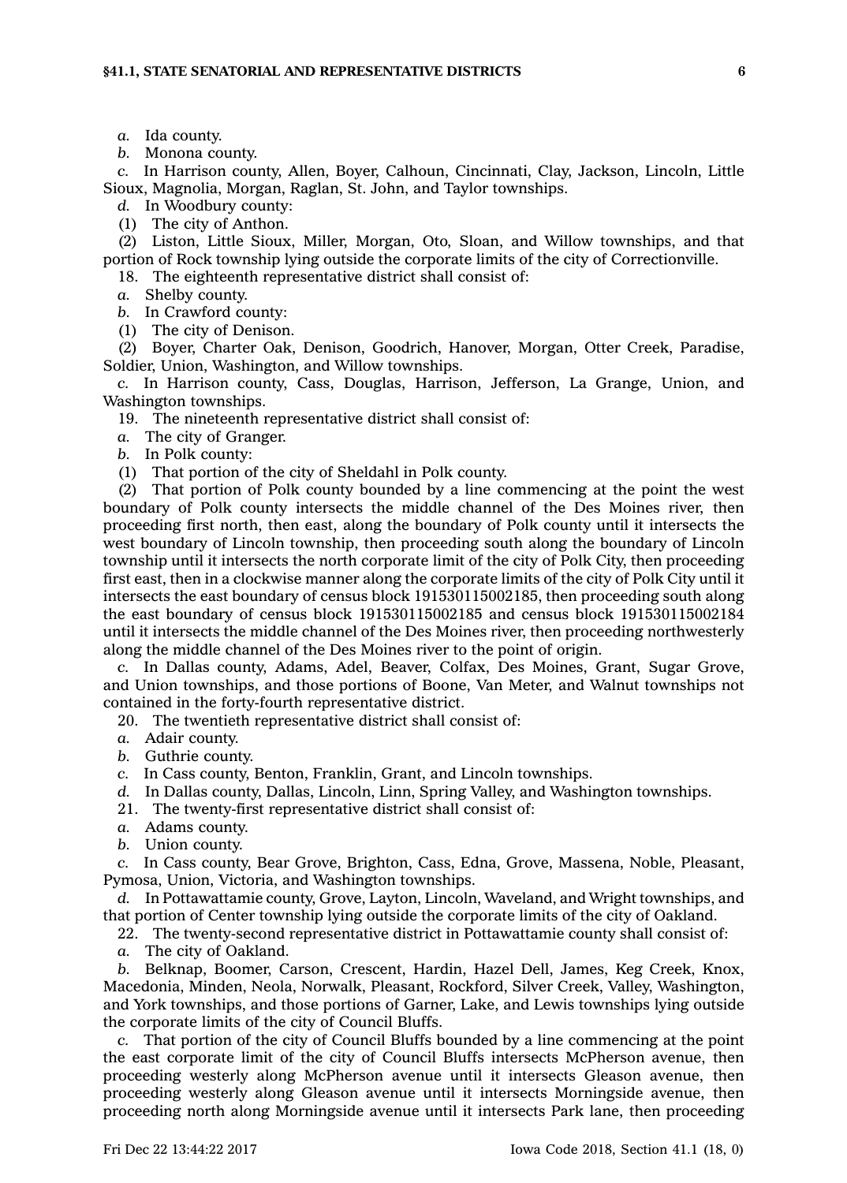*a.* Ida county.

*b.* Monona county.

*c.* In Harrison county, Allen, Boyer, Calhoun, Cincinnati, Clay, Jackson, Lincoln, Little Sioux, Magnolia, Morgan, Raglan, St. John, and Taylor townships.

*d.* In Woodbury county:

(1) The city of Anthon.

(2) Liston, Little Sioux, Miller, Morgan, Oto, Sloan, and Willow townships, and that portion of Rock township lying outside the corporate limits of the city of Correctionville.

18. The eighteenth representative district shall consist of:

*a.* Shelby county.

*b.* In Crawford county:

(1) The city of Denison.

(2) Boyer, Charter Oak, Denison, Goodrich, Hanover, Morgan, Otter Creek, Paradise, Soldier, Union, Washington, and Willow townships.

*c.* In Harrison county, Cass, Douglas, Harrison, Jefferson, La Grange, Union, and Washington townships.

19. The nineteenth representative district shall consist of:

*a.* The city of Granger.

*b.* In Polk county:

(1) That portion of the city of Sheldahl in Polk county.

(2) That portion of Polk county bounded by a line commencing at the point the west boundary of Polk county intersects the middle channel of the Des Moines river, then proceeding first north, then east, along the boundary of Polk county until it intersects the west boundary of Lincoln township, then proceeding south along the boundary of Lincoln township until it intersects the north corporate limit of the city of Polk City, then proceeding first east, then in a clockwise manner along the corporate limits of the city of Polk City until it intersects the east boundary of census block 191530115002185, then proceeding south along the east boundary of census block 191530115002185 and census block 191530115002184 until it intersects the middle channel of the Des Moines river, then proceeding northwesterly along the middle channel of the Des Moines river to the point of origin.

*c.* In Dallas county, Adams, Adel, Beaver, Colfax, Des Moines, Grant, Sugar Grove, and Union townships, and those portions of Boone, Van Meter, and Walnut townships not contained in the forty-fourth representative district.

20. The twentieth representative district shall consist of:

*a.* Adair county.

*b.* Guthrie county.

*c.* In Cass county, Benton, Franklin, Grant, and Lincoln townships.

*d.* In Dallas county, Dallas, Lincoln, Linn, Spring Valley, and Washington townships.

21. The twenty-first representative district shall consist of:

*a.* Adams county.

*b.* Union county.

*c.* In Cass county, Bear Grove, Brighton, Cass, Edna, Grove, Massena, Noble, Pleasant, Pymosa, Union, Victoria, and Washington townships.

*d.* In Pottawattamie county, Grove, Layton, Lincoln, Waveland, and Wright townships, and that portion of Center township lying outside the corporate limits of the city of Oakland.

22. The twenty-second representative district in Pottawattamie county shall consist of:

*a.* The city of Oakland.

*b.* Belknap, Boomer, Carson, Crescent, Hardin, Hazel Dell, James, Keg Creek, Knox, Macedonia, Minden, Neola, Norwalk, Pleasant, Rockford, Silver Creek, Valley, Washington, and York townships, and those portions of Garner, Lake, and Lewis townships lying outside the corporate limits of the city of Council Bluffs.

*c.* That portion of the city of Council Bluffs bounded by a line commencing at the point the east corporate limit of the city of Council Bluffs intersects McPherson avenue, then proceeding westerly along McPherson avenue until it intersects Gleason avenue, then proceeding westerly along Gleason avenue until it intersects Morningside avenue, then proceeding north along Morningside avenue until it intersects Park lane, then proceeding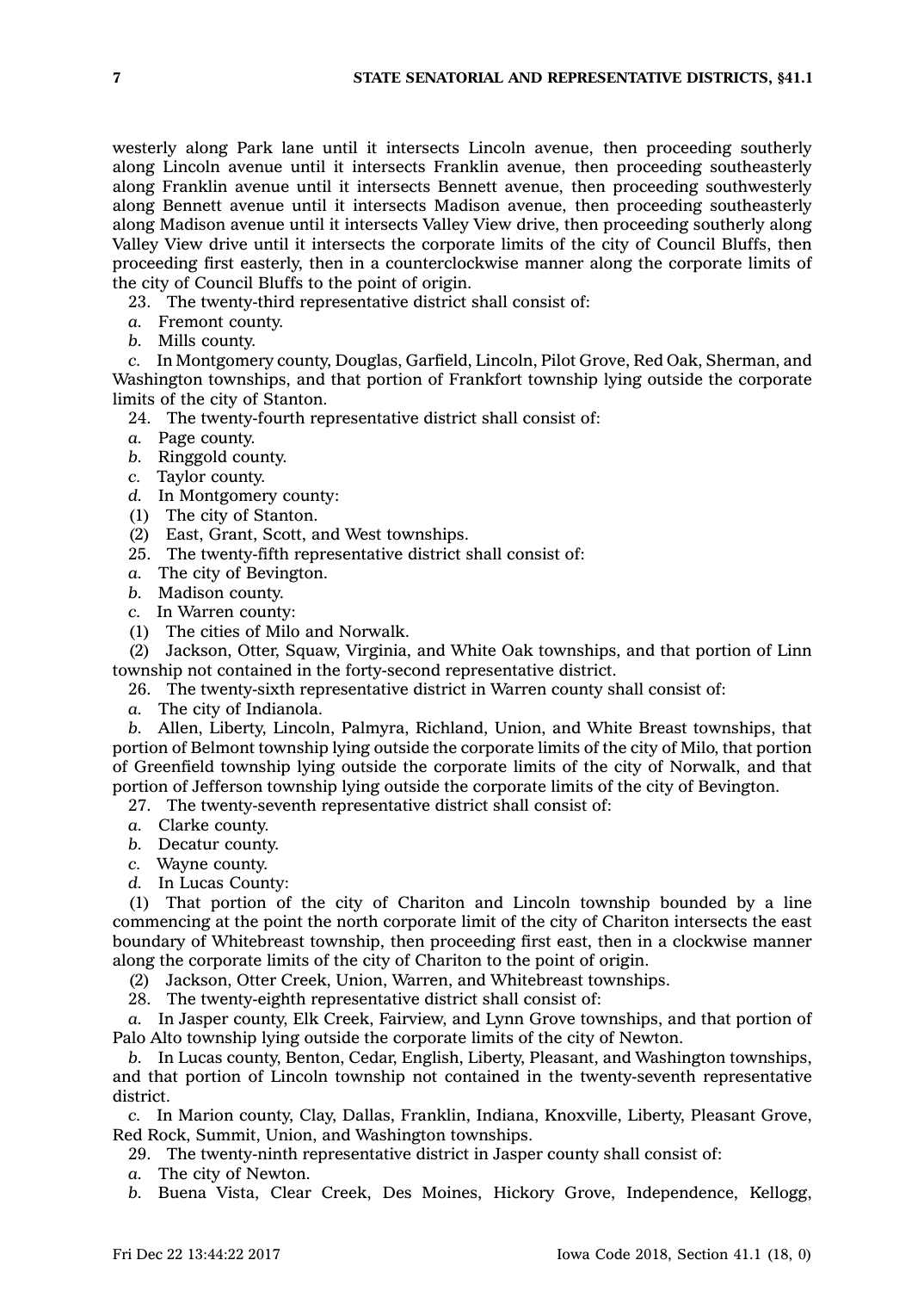westerly along Park lane until it intersects Lincoln avenue, then proceeding southerly along Lincoln avenue until it intersects Franklin avenue, then proceeding southeasterly along Franklin avenue until it intersects Bennett avenue, then proceeding southwesterly along Bennett avenue until it intersects Madison avenue, then proceeding southeasterly along Madison avenue until it intersects Valley View drive, then proceeding southerly along Valley View drive until it intersects the corporate limits of the city of Council Bluffs, then proceeding first easterly, then in a counterclockwise manner along the corporate limits of the city of Council Bluffs to the point of origin.

23. The twenty-third representative district shall consist of:

*a.* Fremont county.

*b.* Mills county.

*c.* In Montgomery county, Douglas, Garfield, Lincoln, Pilot Grove, Red Oak, Sherman, and Washington townships, and that portion of Frankfort township lying outside the corporate limits of the city of Stanton.

24. The twenty-fourth representative district shall consist of:

*a.* Page county.

*b.* Ringgold county.

*c.* Taylor county.

*d.* In Montgomery county:

(1) The city of Stanton.

(2) East, Grant, Scott, and West townships.

25. The twenty-fifth representative district shall consist of:

*a.* The city of Bevington.

*b.* Madison county.

*c.* In Warren county:

(1) The cities of Milo and Norwalk.

(2) Jackson, Otter, Squaw, Virginia, and White Oak townships, and that portion of Linn township not contained in the forty-second representative district.

26. The twenty-sixth representative district in Warren county shall consist of:

*a.* The city of Indianola.

*b.* Allen, Liberty, Lincoln, Palmyra, Richland, Union, and White Breast townships, that portion of Belmont township lying outside the corporate limits of the city of Milo, that portion of Greenfield township lying outside the corporate limits of the city of Norwalk, and that portion of Jefferson township lying outside the corporate limits of the city of Bevington.

27. The twenty-seventh representative district shall consist of:

*a.* Clarke county.

*b.* Decatur county.

*c.* Wayne county.

*d.* In Lucas County:

(1) That portion of the city of Chariton and Lincoln township bounded by a line commencing at the point the north corporate limit of the city of Chariton intersects the east boundary of Whitebreast township, then proceeding first east, then in a clockwise manner along the corporate limits of the city of Chariton to the point of origin.

(2) Jackson, Otter Creek, Union, Warren, and Whitebreast townships.

28. The twenty-eighth representative district shall consist of:

*a.* In Jasper county, Elk Creek, Fairview, and Lynn Grove townships, and that portion of Palo Alto township lying outside the corporate limits of the city of Newton.

*b.* In Lucas county, Benton, Cedar, English, Liberty, Pleasant, and Washington townships, and that portion of Lincoln township not contained in the twenty-seventh representative district.

*c.* In Marion county, Clay, Dallas, Franklin, Indiana, Knoxville, Liberty, Pleasant Grove, Red Rock, Summit, Union, and Washington townships.

29. The twenty-ninth representative district in Jasper county shall consist of:

*a.* The city of Newton.

*b.* Buena Vista, Clear Creek, Des Moines, Hickory Grove, Independence, Kellogg,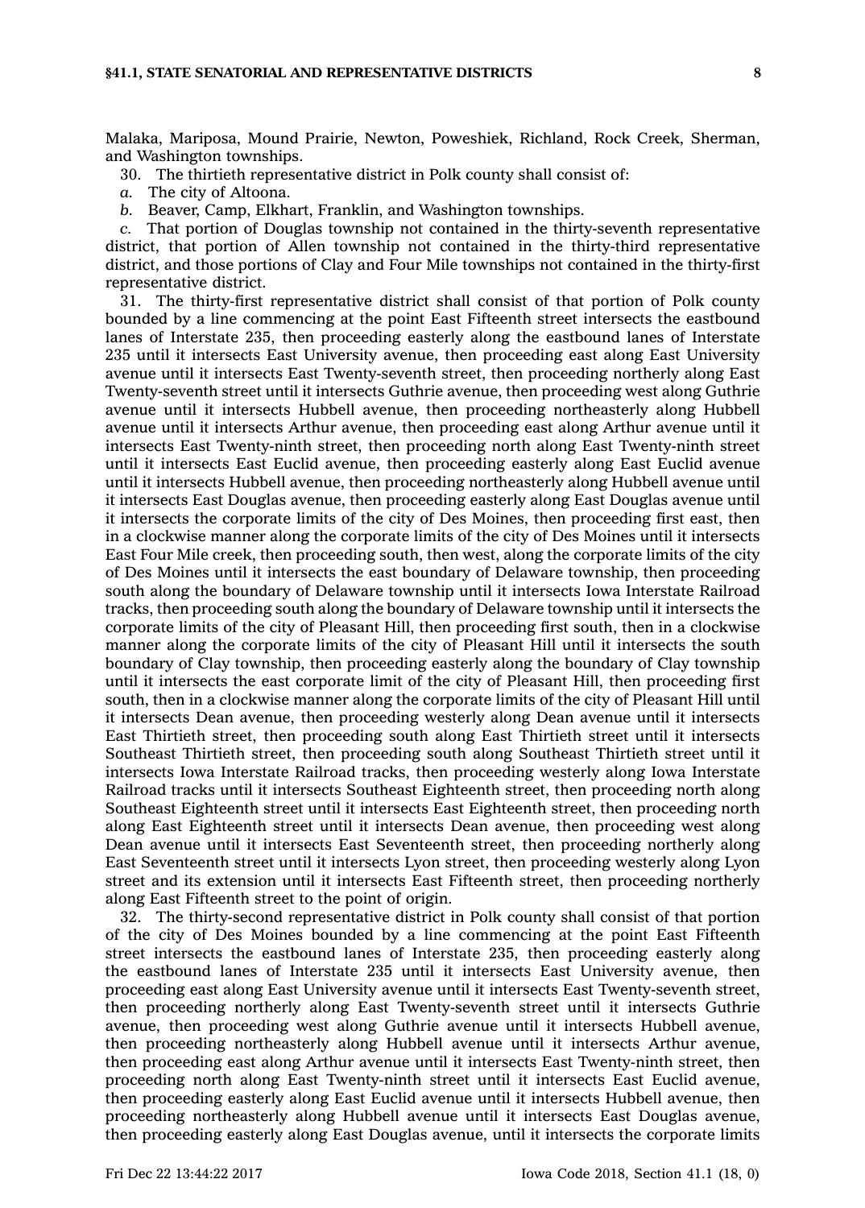Malaka, Mariposa, Mound Prairie, Newton, Poweshiek, Richland, Rock Creek, Sherman, and Washington townships.

30. The thirtieth representative district in Polk county shall consist of:

*a.* The city of Altoona.

*b.* Beaver, Camp, Elkhart, Franklin, and Washington townships.

*c.* That portion of Douglas township not contained in the thirty-seventh representative district, that portion of Allen township not contained in the thirty-third representative district, and those portions of Clay and Four Mile townships not contained in the thirty-first representative district.

31. The thirty-first representative district shall consist of that portion of Polk county bounded by a line commencing at the point East Fifteenth street intersects the eastbound lanes of Interstate 235, then proceeding easterly along the eastbound lanes of Interstate 235 until it intersects East University avenue, then proceeding east along East University avenue until it intersects East Twenty-seventh street, then proceeding northerly along East Twenty-seventh street until it intersects Guthrie avenue, then proceeding west along Guthrie avenue until it intersects Hubbell avenue, then proceeding northeasterly along Hubbell avenue until it intersects Arthur avenue, then proceeding east along Arthur avenue until it intersects East Twenty-ninth street, then proceeding north along East Twenty-ninth street until it intersects East Euclid avenue, then proceeding easterly along East Euclid avenue until it intersects Hubbell avenue, then proceeding northeasterly along Hubbell avenue until it intersects East Douglas avenue, then proceeding easterly along East Douglas avenue until it intersects the corporate limits of the city of Des Moines, then proceeding first east, then in a clockwise manner along the corporate limits of the city of Des Moines until it intersects East Four Mile creek, then proceeding south, then west, along the corporate limits of the city of Des Moines until it intersects the east boundary of Delaware township, then proceeding south along the boundary of Delaware township until it intersects Iowa Interstate Railroad tracks, then proceeding south along the boundary of Delaware township until it intersects the corporate limits of the city of Pleasant Hill, then proceeding first south, then in a clockwise manner along the corporate limits of the city of Pleasant Hill until it intersects the south boundary of Clay township, then proceeding easterly along the boundary of Clay township until it intersects the east corporate limit of the city of Pleasant Hill, then proceeding first south, then in a clockwise manner along the corporate limits of the city of Pleasant Hill until it intersects Dean avenue, then proceeding westerly along Dean avenue until it intersects East Thirtieth street, then proceeding south along East Thirtieth street until it intersects Southeast Thirtieth street, then proceeding south along Southeast Thirtieth street until it intersects Iowa Interstate Railroad tracks, then proceeding westerly along Iowa Interstate Railroad tracks until it intersects Southeast Eighteenth street, then proceeding north along Southeast Eighteenth street until it intersects East Eighteenth street, then proceeding north along East Eighteenth street until it intersects Dean avenue, then proceeding west along Dean avenue until it intersects East Seventeenth street, then proceeding northerly along East Seventeenth street until it intersects Lyon street, then proceeding westerly along Lyon street and its extension until it intersects East Fifteenth street, then proceeding northerly along East Fifteenth street to the point of origin.

32. The thirty-second representative district in Polk county shall consist of that portion of the city of Des Moines bounded by a line commencing at the point East Fifteenth street intersects the eastbound lanes of Interstate 235, then proceeding easterly along the eastbound lanes of Interstate 235 until it intersects East University avenue, then proceeding east along East University avenue until it intersects East Twenty-seventh street, then proceeding northerly along East Twenty-seventh street until it intersects Guthrie avenue, then proceeding west along Guthrie avenue until it intersects Hubbell avenue, then proceeding northeasterly along Hubbell avenue until it intersects Arthur avenue, then proceeding east along Arthur avenue until it intersects East Twenty-ninth street, then proceeding north along East Twenty-ninth street until it intersects East Euclid avenue, then proceeding easterly along East Euclid avenue until it intersects Hubbell avenue, then proceeding northeasterly along Hubbell avenue until it intersects East Douglas avenue, then proceeding easterly along East Douglas avenue, until it intersects the corporate limits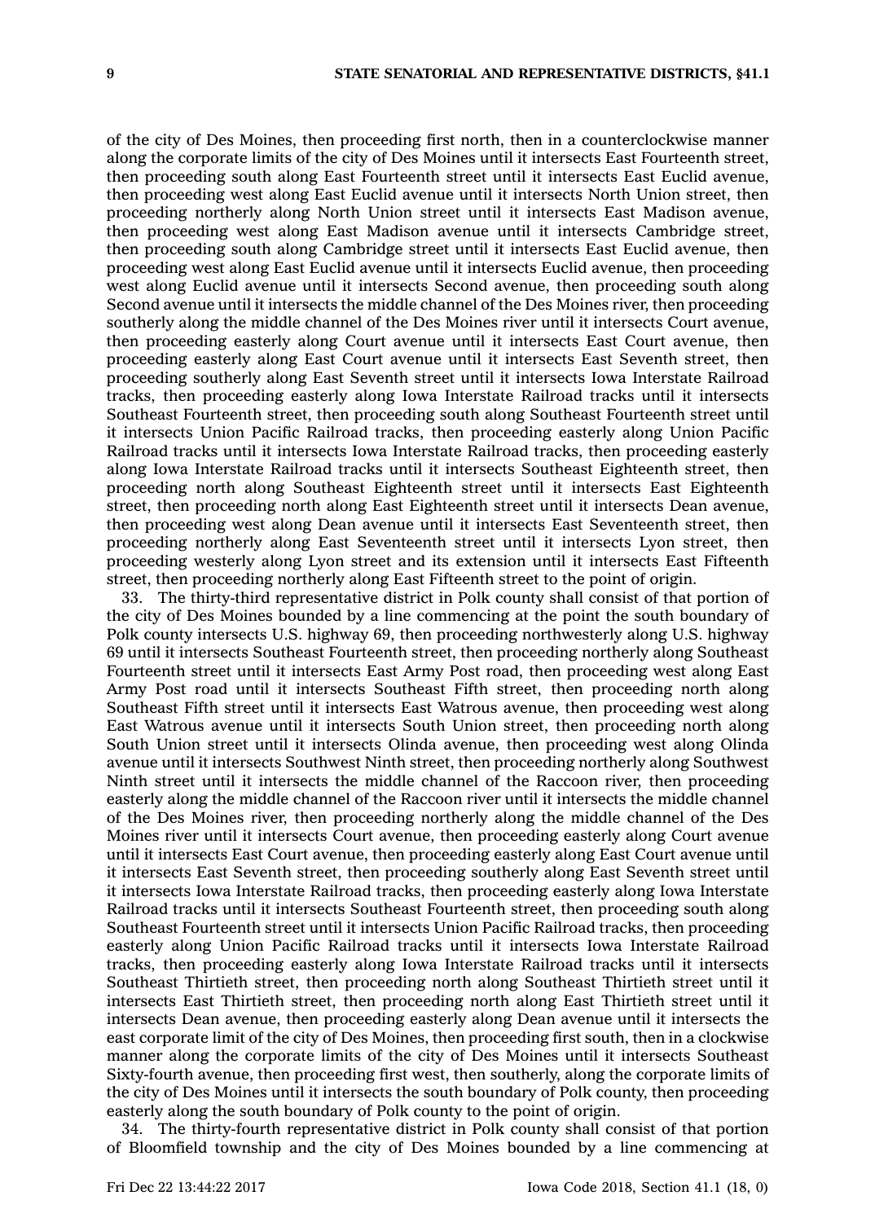of the city of Des Moines, then proceeding first north, then in a counterclockwise manner along the corporate limits of the city of Des Moines until it intersects East Fourteenth street, then proceeding south along East Fourteenth street until it intersects East Euclid avenue, then proceeding west along East Euclid avenue until it intersects North Union street, then proceeding northerly along North Union street until it intersects East Madison avenue, then proceeding west along East Madison avenue until it intersects Cambridge street, then proceeding south along Cambridge street until it intersects East Euclid avenue, then proceeding west along East Euclid avenue until it intersects Euclid avenue, then proceeding west along Euclid avenue until it intersects Second avenue, then proceeding south along Second avenue until it intersects the middle channel of the Des Moines river, then proceeding southerly along the middle channel of the Des Moines river until it intersects Court avenue, then proceeding easterly along Court avenue until it intersects East Court avenue, then proceeding easterly along East Court avenue until it intersects East Seventh street, then proceeding southerly along East Seventh street until it intersects Iowa Interstate Railroad tracks, then proceeding easterly along Iowa Interstate Railroad tracks until it intersects Southeast Fourteenth street, then proceeding south along Southeast Fourteenth street until it intersects Union Pacific Railroad tracks, then proceeding easterly along Union Pacific Railroad tracks until it intersects Iowa Interstate Railroad tracks, then proceeding easterly along Iowa Interstate Railroad tracks until it intersects Southeast Eighteenth street, then proceeding north along Southeast Eighteenth street until it intersects East Eighteenth street, then proceeding north along East Eighteenth street until it intersects Dean avenue, then proceeding west along Dean avenue until it intersects East Seventeenth street, then proceeding northerly along East Seventeenth street until it intersects Lyon street, then proceeding westerly along Lyon street and its extension until it intersects East Fifteenth street, then proceeding northerly along East Fifteenth street to the point of origin.

33. The thirty-third representative district in Polk county shall consist of that portion of the city of Des Moines bounded by a line commencing at the point the south boundary of Polk county intersects U.S. highway 69, then proceeding northwesterly along U.S. highway 69 until it intersects Southeast Fourteenth street, then proceeding northerly along Southeast Fourteenth street until it intersects East Army Post road, then proceeding west along East Army Post road until it intersects Southeast Fifth street, then proceeding north along Southeast Fifth street until it intersects East Watrous avenue, then proceeding west along East Watrous avenue until it intersects South Union street, then proceeding north along South Union street until it intersects Olinda avenue, then proceeding west along Olinda avenue until it intersects Southwest Ninth street, then proceeding northerly along Southwest Ninth street until it intersects the middle channel of the Raccoon river, then proceeding easterly along the middle channel of the Raccoon river until it intersects the middle channel of the Des Moines river, then proceeding northerly along the middle channel of the Des Moines river until it intersects Court avenue, then proceeding easterly along Court avenue until it intersects East Court avenue, then proceeding easterly along East Court avenue until it intersects East Seventh street, then proceeding southerly along East Seventh street until it intersects Iowa Interstate Railroad tracks, then proceeding easterly along Iowa Interstate Railroad tracks until it intersects Southeast Fourteenth street, then proceeding south along Southeast Fourteenth street until it intersects Union Pacific Railroad tracks, then proceeding easterly along Union Pacific Railroad tracks until it intersects Iowa Interstate Railroad tracks, then proceeding easterly along Iowa Interstate Railroad tracks until it intersects Southeast Thirtieth street, then proceeding north along Southeast Thirtieth street until it intersects East Thirtieth street, then proceeding north along East Thirtieth street until it intersects Dean avenue, then proceeding easterly along Dean avenue until it intersects the east corporate limit of the city of Des Moines, then proceeding first south, then in a clockwise manner along the corporate limits of the city of Des Moines until it intersects Southeast Sixty-fourth avenue, then proceeding first west, then southerly, along the corporate limits of the city of Des Moines until it intersects the south boundary of Polk county, then proceeding easterly along the south boundary of Polk county to the point of origin.

34. The thirty-fourth representative district in Polk county shall consist of that portion of Bloomfield township and the city of Des Moines bounded by a line commencing at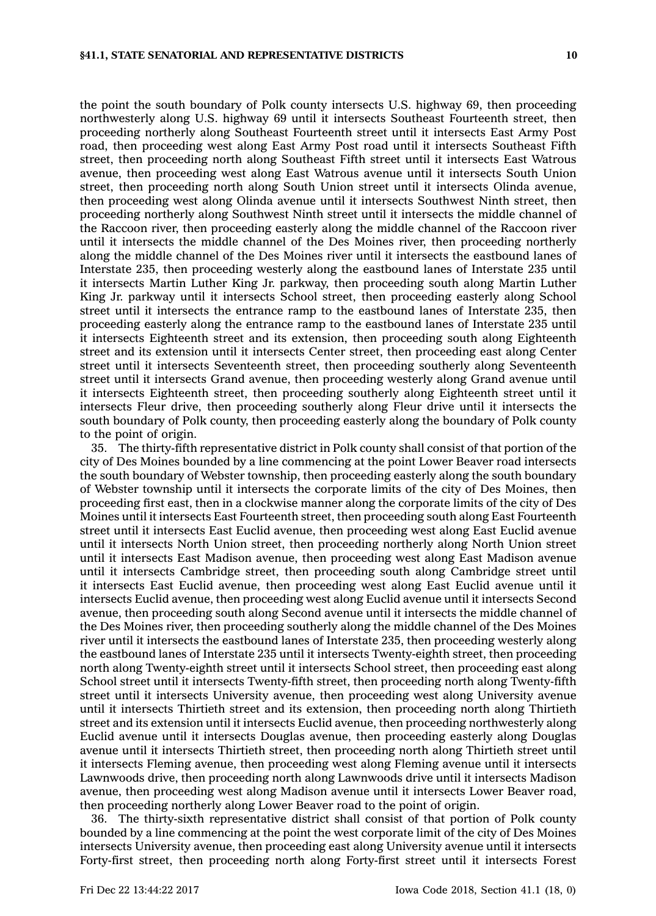the point the south boundary of Polk county intersects U.S. highway 69, then proceeding northwesterly along U.S. highway 69 until it intersects Southeast Fourteenth street, then proceeding northerly along Southeast Fourteenth street until it intersects East Army Post road, then proceeding west along East Army Post road until it intersects Southeast Fifth street, then proceeding north along Southeast Fifth street until it intersects East Watrous avenue, then proceeding west along East Watrous avenue until it intersects South Union street, then proceeding north along South Union street until it intersects Olinda avenue, then proceeding west along Olinda avenue until it intersects Southwest Ninth street, then proceeding northerly along Southwest Ninth street until it intersects the middle channel of the Raccoon river, then proceeding easterly along the middle channel of the Raccoon river until it intersects the middle channel of the Des Moines river, then proceeding northerly along the middle channel of the Des Moines river until it intersects the eastbound lanes of Interstate 235, then proceeding westerly along the eastbound lanes of Interstate 235 until it intersects Martin Luther King Jr. parkway, then proceeding south along Martin Luther King Jr. parkway until it intersects School street, then proceeding easterly along School street until it intersects the entrance ramp to the eastbound lanes of Interstate 235, then proceeding easterly along the entrance ramp to the eastbound lanes of Interstate 235 until it intersects Eighteenth street and its extension, then proceeding south along Eighteenth street and its extension until it intersects Center street, then proceeding east along Center street until it intersects Seventeenth street, then proceeding southerly along Seventeenth street until it intersects Grand avenue, then proceeding westerly along Grand avenue until it intersects Eighteenth street, then proceeding southerly along Eighteenth street until it intersects Fleur drive, then proceeding southerly along Fleur drive until it intersects the south boundary of Polk county, then proceeding easterly along the boundary of Polk county to the point of origin.

35. The thirty-fifth representative district in Polk county shall consist of that portion of the city of Des Moines bounded by a line commencing at the point Lower Beaver road intersects the south boundary of Webster township, then proceeding easterly along the south boundary of Webster township until it intersects the corporate limits of the city of Des Moines, then proceeding first east, then in a clockwise manner along the corporate limits of the city of Des Moines until it intersects East Fourteenth street, then proceeding south along East Fourteenth street until it intersects East Euclid avenue, then proceeding west along East Euclid avenue until it intersects North Union street, then proceeding northerly along North Union street until it intersects East Madison avenue, then proceeding west along East Madison avenue until it intersects Cambridge street, then proceeding south along Cambridge street until it intersects East Euclid avenue, then proceeding west along East Euclid avenue until it intersects Euclid avenue, then proceeding west along Euclid avenue until it intersects Second avenue, then proceeding south along Second avenue until it intersects the middle channel of the Des Moines river, then proceeding southerly along the middle channel of the Des Moines river until it intersects the eastbound lanes of Interstate 235, then proceeding westerly along the eastbound lanes of Interstate 235 until it intersects Twenty-eighth street, then proceeding north along Twenty-eighth street until it intersects School street, then proceeding east along School street until it intersects Twenty-fifth street, then proceeding north along Twenty-fifth street until it intersects University avenue, then proceeding west along University avenue until it intersects Thirtieth street and its extension, then proceeding north along Thirtieth street and its extension until it intersects Euclid avenue, then proceeding northwesterly along Euclid avenue until it intersects Douglas avenue, then proceeding easterly along Douglas avenue until it intersects Thirtieth street, then proceeding north along Thirtieth street until it intersects Fleming avenue, then proceeding west along Fleming avenue until it intersects Lawnwoods drive, then proceeding north along Lawnwoods drive until it intersects Madison avenue, then proceeding west along Madison avenue until it intersects Lower Beaver road, then proceeding northerly along Lower Beaver road to the point of origin.

36. The thirty-sixth representative district shall consist of that portion of Polk county bounded by a line commencing at the point the west corporate limit of the city of Des Moines intersects University avenue, then proceeding east along University avenue until it intersects Forty-first street, then proceeding north along Forty-first street until it intersects Forest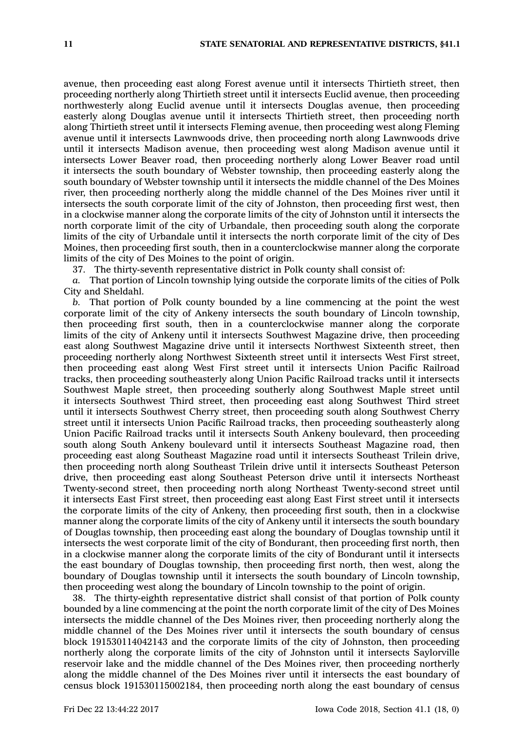avenue, then proceeding east along Forest avenue until it intersects Thirtieth street, then proceeding northerly along Thirtieth street until it intersects Euclid avenue, then proceeding northwesterly along Euclid avenue until it intersects Douglas avenue, then proceeding easterly along Douglas avenue until it intersects Thirtieth street, then proceeding north along Thirtieth street until it intersects Fleming avenue, then proceeding west along Fleming avenue until it intersects Lawnwoods drive, then proceeding north along Lawnwoods drive until it intersects Madison avenue, then proceeding west along Madison avenue until it intersects Lower Beaver road, then proceeding northerly along Lower Beaver road until it intersects the south boundary of Webster township, then proceeding easterly along the south boundary of Webster township until it intersects the middle channel of the Des Moines river, then proceeding northerly along the middle channel of the Des Moines river until it intersects the south corporate limit of the city of Johnston, then proceeding first west, then in a clockwise manner along the corporate limits of the city of Johnston until it intersects the north corporate limit of the city of Urbandale, then proceeding south along the corporate limits of the city of Urbandale until it intersects the north corporate limit of the city of Des Moines, then proceeding first south, then in a counterclockwise manner along the corporate limits of the city of Des Moines to the point of origin.

37. The thirty-seventh representative district in Polk county shall consist of:

*a.* That portion of Lincoln township lying outside the corporate limits of the cities of Polk City and Sheldahl.

*b.* That portion of Polk county bounded by a line commencing at the point the west corporate limit of the city of Ankeny intersects the south boundary of Lincoln township, then proceeding first south, then in a counterclockwise manner along the corporate limits of the city of Ankeny until it intersects Southwest Magazine drive, then proceeding east along Southwest Magazine drive until it intersects Northwest Sixteenth street, then proceeding northerly along Northwest Sixteenth street until it intersects West First street, then proceeding east along West First street until it intersects Union Pacific Railroad tracks, then proceeding southeasterly along Union Pacific Railroad tracks until it intersects Southwest Maple street, then proceeding southerly along Southwest Maple street until it intersects Southwest Third street, then proceeding east along Southwest Third street until it intersects Southwest Cherry street, then proceeding south along Southwest Cherry street until it intersects Union Pacific Railroad tracks, then proceeding southeasterly along Union Pacific Railroad tracks until it intersects South Ankeny boulevard, then proceeding south along South Ankeny boulevard until it intersects Southeast Magazine road, then proceeding east along Southeast Magazine road until it intersects Southeast Trilein drive, then proceeding north along Southeast Trilein drive until it intersects Southeast Peterson drive, then proceeding east along Southeast Peterson drive until it intersects Northeast Twenty-second street, then proceeding north along Northeast Twenty-second street until it intersects East First street, then proceeding east along East First street until it intersects the corporate limits of the city of Ankeny, then proceeding first south, then in a clockwise manner along the corporate limits of the city of Ankeny until it intersects the south boundary of Douglas township, then proceeding east along the boundary of Douglas township until it intersects the west corporate limit of the city of Bondurant, then proceeding first north, then in a clockwise manner along the corporate limits of the city of Bondurant until it intersects the east boundary of Douglas township, then proceeding first north, then west, along the boundary of Douglas township until it intersects the south boundary of Lincoln township, then proceeding west along the boundary of Lincoln township to the point of origin.

38. The thirty-eighth representative district shall consist of that portion of Polk county bounded by a line commencing at the point the north corporate limit of the city of Des Moines intersects the middle channel of the Des Moines river, then proceeding northerly along the middle channel of the Des Moines river until it intersects the south boundary of census block 191530114042143 and the corporate limits of the city of Johnston, then proceeding northerly along the corporate limits of the city of Johnston until it intersects Saylorville reservoir lake and the middle channel of the Des Moines river, then proceeding northerly along the middle channel of the Des Moines river until it intersects the east boundary of census block 191530115002184, then proceeding north along the east boundary of census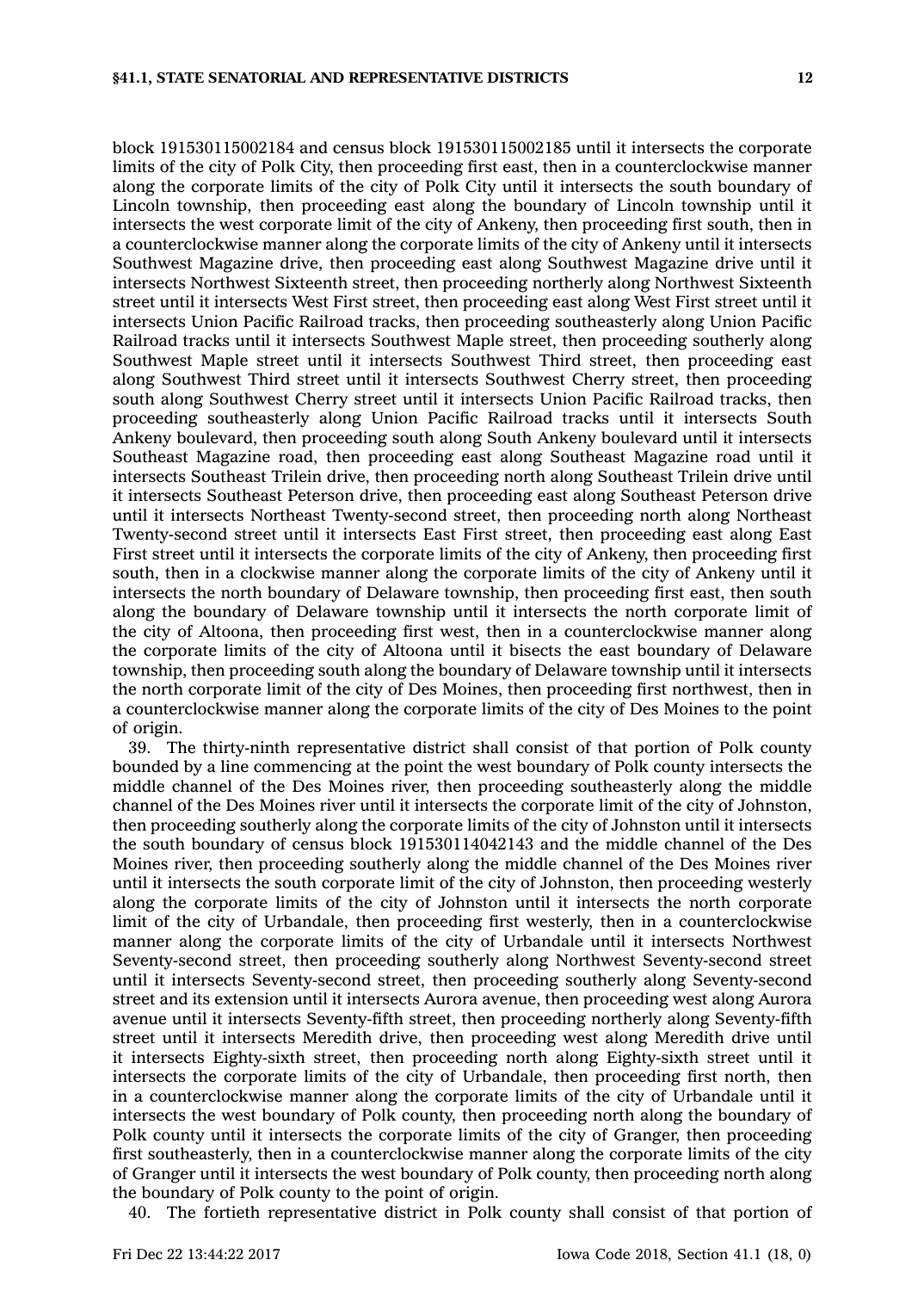block 191530115002184 and census block 191530115002185 until it intersects the corporate limits of the city of Polk City, then proceeding first east, then in a counterclockwise manner along the corporate limits of the city of Polk City until it intersects the south boundary of Lincoln township, then proceeding east along the boundary of Lincoln township until it intersects the west corporate limit of the city of Ankeny, then proceeding first south, then in a counterclockwise manner along the corporate limits of the city of Ankeny until it intersects Southwest Magazine drive, then proceeding east along Southwest Magazine drive until it intersects Northwest Sixteenth street, then proceeding northerly along Northwest Sixteenth street until it intersects West First street, then proceeding east along West First street until it intersects Union Pacific Railroad tracks, then proceeding southeasterly along Union Pacific Railroad tracks until it intersects Southwest Maple street, then proceeding southerly along Southwest Maple street until it intersects Southwest Third street, then proceeding east along Southwest Third street until it intersects Southwest Cherry street, then proceeding south along Southwest Cherry street until it intersects Union Pacific Railroad tracks, then proceeding southeasterly along Union Pacific Railroad tracks until it intersects South Ankeny boulevard, then proceeding south along South Ankeny boulevard until it intersects Southeast Magazine road, then proceeding east along Southeast Magazine road until it intersects Southeast Trilein drive, then proceeding north along Southeast Trilein drive until it intersects Southeast Peterson drive, then proceeding east along Southeast Peterson drive until it intersects Northeast Twenty-second street, then proceeding north along Northeast Twenty-second street until it intersects East First street, then proceeding east along East First street until it intersects the corporate limits of the city of Ankeny, then proceeding first south, then in a clockwise manner along the corporate limits of the city of Ankeny until it intersects the north boundary of Delaware township, then proceeding first east, then south along the boundary of Delaware township until it intersects the north corporate limit of the city of Altoona, then proceeding first west, then in a counterclockwise manner along the corporate limits of the city of Altoona until it bisects the east boundary of Delaware township, then proceeding south along the boundary of Delaware township until it intersects the north corporate limit of the city of Des Moines, then proceeding first northwest, then in a counterclockwise manner along the corporate limits of the city of Des Moines to the point of origin.

39. The thirty-ninth representative district shall consist of that portion of Polk county bounded by a line commencing at the point the west boundary of Polk county intersects the middle channel of the Des Moines river, then proceeding southeasterly along the middle channel of the Des Moines river until it intersects the corporate limit of the city of Johnston, then proceeding southerly along the corporate limits of the city of Johnston until it intersects the south boundary of census block 191530114042143 and the middle channel of the Des Moines river, then proceeding southerly along the middle channel of the Des Moines river until it intersects the south corporate limit of the city of Johnston, then proceeding westerly along the corporate limits of the city of Johnston until it intersects the north corporate limit of the city of Urbandale, then proceeding first westerly, then in a counterclockwise manner along the corporate limits of the city of Urbandale until it intersects Northwest Seventy-second street, then proceeding southerly along Northwest Seventy-second street until it intersects Seventy-second street, then proceeding southerly along Seventy-second street and its extension until it intersects Aurora avenue, then proceeding west along Aurora avenue until it intersects Seventy-fifth street, then proceeding northerly along Seventy-fifth street until it intersects Meredith drive, then proceeding west along Meredith drive until it intersects Eighty-sixth street, then proceeding north along Eighty-sixth street until it intersects the corporate limits of the city of Urbandale, then proceeding first north, then in a counterclockwise manner along the corporate limits of the city of Urbandale until it intersects the west boundary of Polk county, then proceeding north along the boundary of Polk county until it intersects the corporate limits of the city of Granger, then proceeding first southeasterly, then in a counterclockwise manner along the corporate limits of the city of Granger until it intersects the west boundary of Polk county, then proceeding north along the boundary of Polk county to the point of origin.

40. The fortieth representative district in Polk county shall consist of that portion of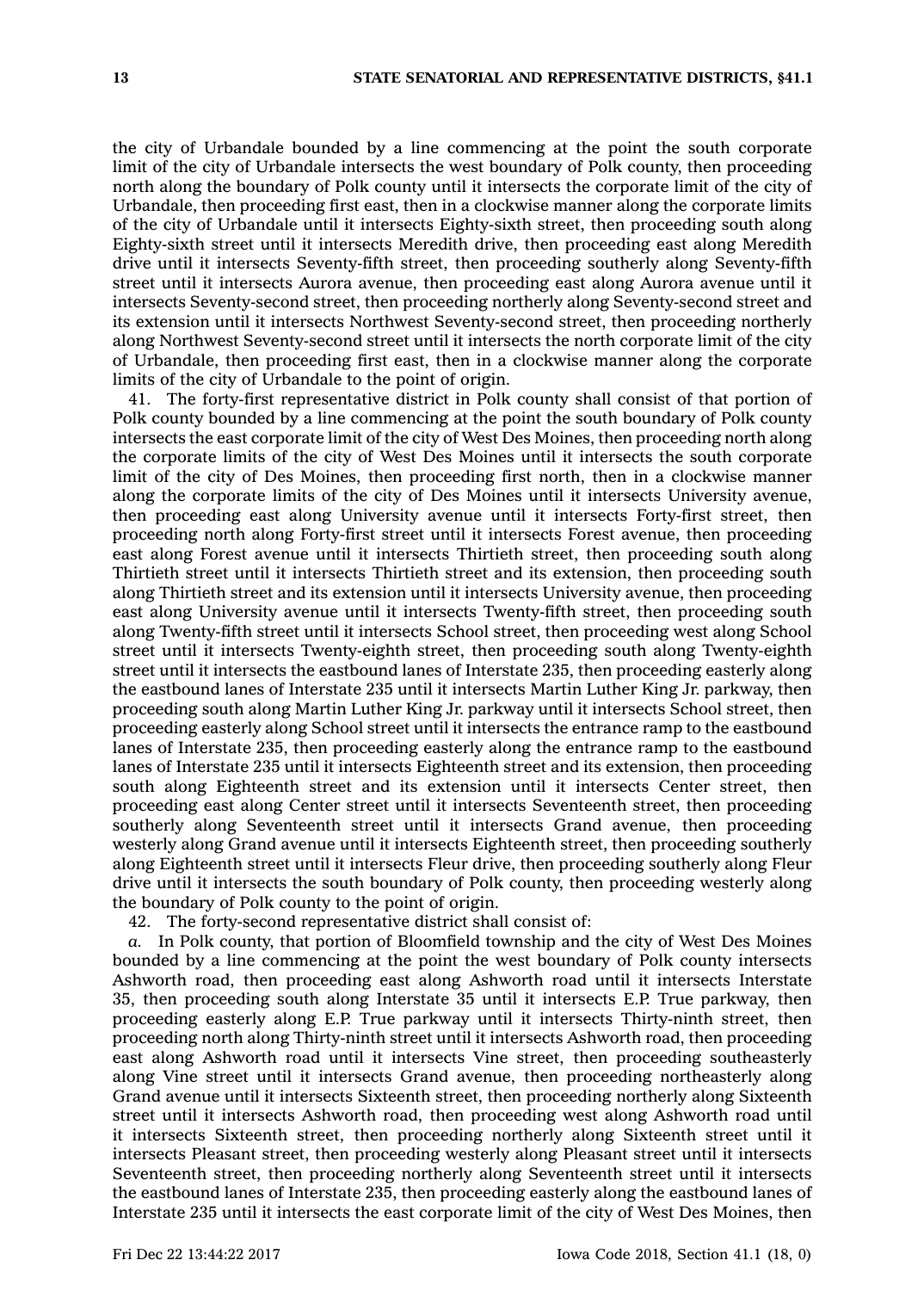the city of Urbandale bounded by a line commencing at the point the south corporate limit of the city of Urbandale intersects the west boundary of Polk county, then proceeding north along the boundary of Polk county until it intersects the corporate limit of the city of Urbandale, then proceeding first east, then in a clockwise manner along the corporate limits of the city of Urbandale until it intersects Eighty-sixth street, then proceeding south along Eighty-sixth street until it intersects Meredith drive, then proceeding east along Meredith drive until it intersects Seventy-fifth street, then proceeding southerly along Seventy-fifth street until it intersects Aurora avenue, then proceeding east along Aurora avenue until it intersects Seventy-second street, then proceeding northerly along Seventy-second street and its extension until it intersects Northwest Seventy-second street, then proceeding northerly along Northwest Seventy-second street until it intersects the north corporate limit of the city of Urbandale, then proceeding first east, then in a clockwise manner along the corporate limits of the city of Urbandale to the point of origin.

41. The forty-first representative district in Polk county shall consist of that portion of Polk county bounded by a line commencing at the point the south boundary of Polk county intersects the east corporate limit of the city of West Des Moines, then proceeding north along the corporate limits of the city of West Des Moines until it intersects the south corporate limit of the city of Des Moines, then proceeding first north, then in a clockwise manner along the corporate limits of the city of Des Moines until it intersects University avenue, then proceeding east along University avenue until it intersects Forty-first street, then proceeding north along Forty-first street until it intersects Forest avenue, then proceeding east along Forest avenue until it intersects Thirtieth street, then proceeding south along Thirtieth street until it intersects Thirtieth street and its extension, then proceeding south along Thirtieth street and its extension until it intersects University avenue, then proceeding east along University avenue until it intersects Twenty-fifth street, then proceeding south along Twenty-fifth street until it intersects School street, then proceeding west along School street until it intersects Twenty-eighth street, then proceeding south along Twenty-eighth street until it intersects the eastbound lanes of Interstate 235, then proceeding easterly along the eastbound lanes of Interstate 235 until it intersects Martin Luther King Jr. parkway, then proceeding south along Martin Luther King Jr. parkway until it intersects School street, then proceeding easterly along School street until it intersects the entrance ramp to the eastbound lanes of Interstate 235, then proceeding easterly along the entrance ramp to the eastbound lanes of Interstate 235 until it intersects Eighteenth street and its extension, then proceeding south along Eighteenth street and its extension until it intersects Center street, then proceeding east along Center street until it intersects Seventeenth street, then proceeding southerly along Seventeenth street until it intersects Grand avenue, then proceeding westerly along Grand avenue until it intersects Eighteenth street, then proceeding southerly along Eighteenth street until it intersects Fleur drive, then proceeding southerly along Fleur drive until it intersects the south boundary of Polk county, then proceeding westerly along the boundary of Polk county to the point of origin.

42. The forty-second representative district shall consist of:

*a.* In Polk county, that portion of Bloomfield township and the city of West Des Moines bounded by a line commencing at the point the west boundary of Polk county intersects Ashworth road, then proceeding east along Ashworth road until it intersects Interstate 35, then proceeding south along Interstate 35 until it intersects E.P. True parkway, then proceeding easterly along E.P. True parkway until it intersects Thirty-ninth street, then proceeding north along Thirty-ninth street until it intersects Ashworth road, then proceeding east along Ashworth road until it intersects Vine street, then proceeding southeasterly along Vine street until it intersects Grand avenue, then proceeding northeasterly along Grand avenue until it intersects Sixteenth street, then proceeding northerly along Sixteenth street until it intersects Ashworth road, then proceeding west along Ashworth road until it intersects Sixteenth street, then proceeding northerly along Sixteenth street until it intersects Pleasant street, then proceeding westerly along Pleasant street until it intersects Seventeenth street, then proceeding northerly along Seventeenth street until it intersects the eastbound lanes of Interstate 235, then proceeding easterly along the eastbound lanes of Interstate 235 until it intersects the east corporate limit of the city of West Des Moines, then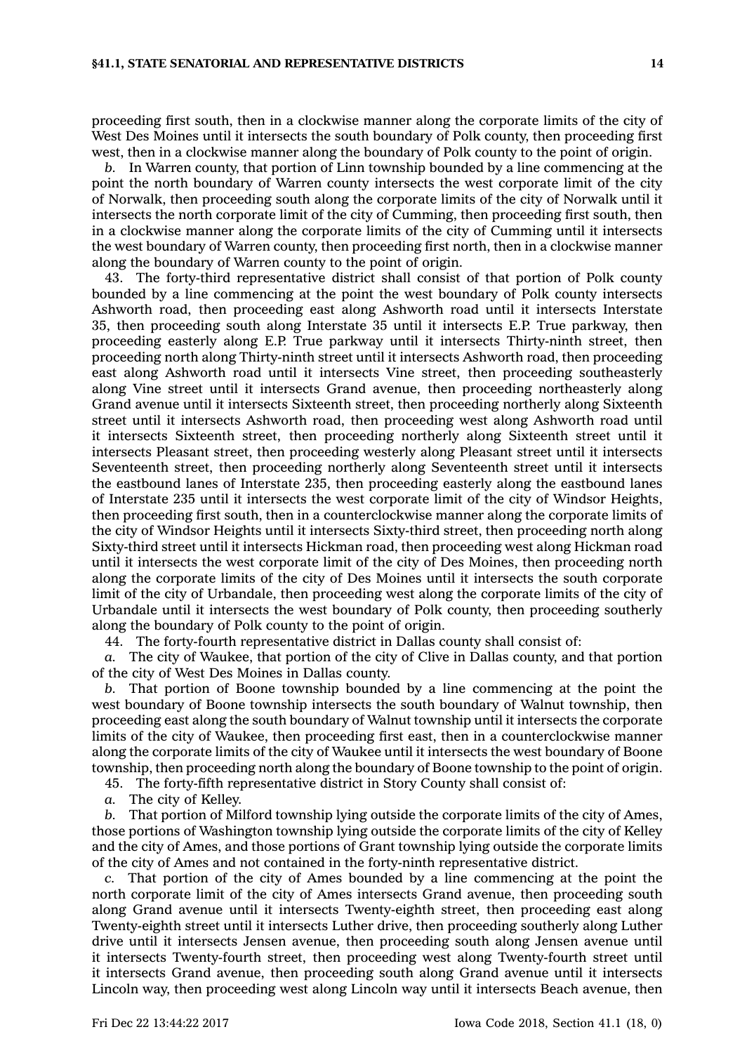proceeding first south, then in a clockwise manner along the corporate limits of the city of West Des Moines until it intersects the south boundary of Polk county, then proceeding first west, then in a clockwise manner along the boundary of Polk county to the point of origin.

*b.* In Warren county, that portion of Linn township bounded by a line commencing at the point the north boundary of Warren county intersects the west corporate limit of the city of Norwalk, then proceeding south along the corporate limits of the city of Norwalk until it intersects the north corporate limit of the city of Cumming, then proceeding first south, then in a clockwise manner along the corporate limits of the city of Cumming until it intersects the west boundary of Warren county, then proceeding first north, then in a clockwise manner along the boundary of Warren county to the point of origin.

43. The forty-third representative district shall consist of that portion of Polk county bounded by a line commencing at the point the west boundary of Polk county intersects Ashworth road, then proceeding east along Ashworth road until it intersects Interstate 35, then proceeding south along Interstate 35 until it intersects E.P. True parkway, then proceeding easterly along E.P. True parkway until it intersects Thirty-ninth street, then proceeding north along Thirty-ninth street until it intersects Ashworth road, then proceeding east along Ashworth road until it intersects Vine street, then proceeding southeasterly along Vine street until it intersects Grand avenue, then proceeding northeasterly along Grand avenue until it intersects Sixteenth street, then proceeding northerly along Sixteenth street until it intersects Ashworth road, then proceeding west along Ashworth road until it intersects Sixteenth street, then proceeding northerly along Sixteenth street until it intersects Pleasant street, then proceeding westerly along Pleasant street until it intersects Seventeenth street, then proceeding northerly along Seventeenth street until it intersects the eastbound lanes of Interstate 235, then proceeding easterly along the eastbound lanes of Interstate 235 until it intersects the west corporate limit of the city of Windsor Heights, then proceeding first south, then in a counterclockwise manner along the corporate limits of the city of Windsor Heights until it intersects Sixty-third street, then proceeding north along Sixty-third street until it intersects Hickman road, then proceeding west along Hickman road until it intersects the west corporate limit of the city of Des Moines, then proceeding north along the corporate limits of the city of Des Moines until it intersects the south corporate limit of the city of Urbandale, then proceeding west along the corporate limits of the city of Urbandale until it intersects the west boundary of Polk county, then proceeding southerly along the boundary of Polk county to the point of origin.

44. The forty-fourth representative district in Dallas county shall consist of:

*a.* The city of Waukee, that portion of the city of Clive in Dallas county, and that portion of the city of West Des Moines in Dallas county.

*b.* That portion of Boone township bounded by a line commencing at the point the west boundary of Boone township intersects the south boundary of Walnut township, then proceeding east along the south boundary of Walnut township until it intersects the corporate limits of the city of Waukee, then proceeding first east, then in a counterclockwise manner along the corporate limits of the city of Waukee until it intersects the west boundary of Boone township, then proceeding north along the boundary of Boone township to the point of origin.

45. The forty-fifth representative district in Story County shall consist of:

*a.* The city of Kelley.

*b.* That portion of Milford township lying outside the corporate limits of the city of Ames, those portions of Washington township lying outside the corporate limits of the city of Kelley and the city of Ames, and those portions of Grant township lying outside the corporate limits of the city of Ames and not contained in the forty-ninth representative district.

*c.* That portion of the city of Ames bounded by a line commencing at the point the north corporate limit of the city of Ames intersects Grand avenue, then proceeding south along Grand avenue until it intersects Twenty-eighth street, then proceeding east along Twenty-eighth street until it intersects Luther drive, then proceeding southerly along Luther drive until it intersects Jensen avenue, then proceeding south along Jensen avenue until it intersects Twenty-fourth street, then proceeding west along Twenty-fourth street until it intersects Grand avenue, then proceeding south along Grand avenue until it intersects Lincoln way, then proceeding west along Lincoln way until it intersects Beach avenue, then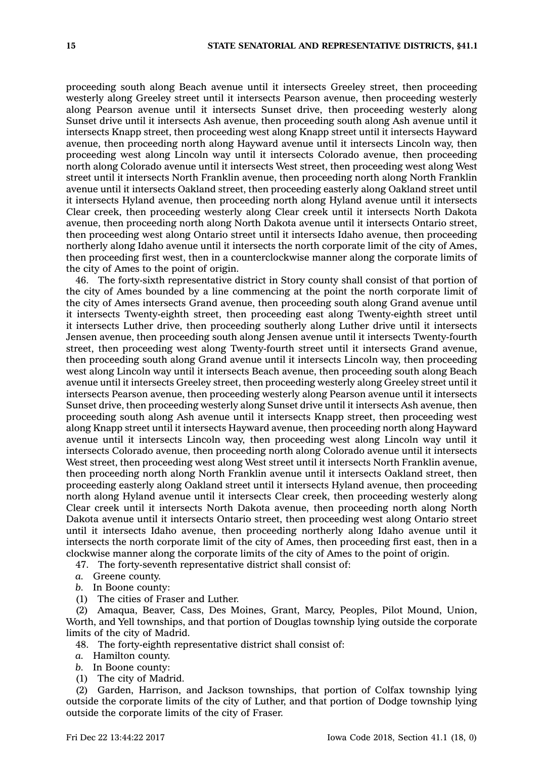proceeding south along Beach avenue until it intersects Greeley street, then proceeding westerly along Greeley street until it intersects Pearson avenue, then proceeding westerly along Pearson avenue until it intersects Sunset drive, then proceeding westerly along Sunset drive until it intersects Ash avenue, then proceeding south along Ash avenue until it intersects Knapp street, then proceeding west along Knapp street until it intersects Hayward avenue, then proceeding north along Hayward avenue until it intersects Lincoln way, then proceeding west along Lincoln way until it intersects Colorado avenue, then proceeding north along Colorado avenue until it intersects West street, then proceeding west along West street until it intersects North Franklin avenue, then proceeding north along North Franklin avenue until it intersects Oakland street, then proceeding easterly along Oakland street until it intersects Hyland avenue, then proceeding north along Hyland avenue until it intersects Clear creek, then proceeding westerly along Clear creek until it intersects North Dakota avenue, then proceeding north along North Dakota avenue until it intersects Ontario street, then proceeding west along Ontario street until it intersects Idaho avenue, then proceeding northerly along Idaho avenue until it intersects the north corporate limit of the city of Ames, then proceeding first west, then in a counterclockwise manner along the corporate limits of the city of Ames to the point of origin.

46. The forty-sixth representative district in Story county shall consist of that portion of the city of Ames bounded by a line commencing at the point the north corporate limit of the city of Ames intersects Grand avenue, then proceeding south along Grand avenue until it intersects Twenty-eighth street, then proceeding east along Twenty-eighth street until it intersects Luther drive, then proceeding southerly along Luther drive until it intersects Jensen avenue, then proceeding south along Jensen avenue until it intersects Twenty-fourth street, then proceeding west along Twenty-fourth street until it intersects Grand avenue, then proceeding south along Grand avenue until it intersects Lincoln way, then proceeding west along Lincoln way until it intersects Beach avenue, then proceeding south along Beach avenue until it intersects Greeley street, then proceeding westerly along Greeley street until it intersects Pearson avenue, then proceeding westerly along Pearson avenue until it intersects Sunset drive, then proceeding westerly along Sunset drive until it intersects Ash avenue, then proceeding south along Ash avenue until it intersects Knapp street, then proceeding west along Knapp street until it intersects Hayward avenue, then proceeding north along Hayward avenue until it intersects Lincoln way, then proceeding west along Lincoln way until it intersects Colorado avenue, then proceeding north along Colorado avenue until it intersects West street, then proceeding west along West street until it intersects North Franklin avenue, then proceeding north along North Franklin avenue until it intersects Oakland street, then proceeding easterly along Oakland street until it intersects Hyland avenue, then proceeding north along Hyland avenue until it intersects Clear creek, then proceeding westerly along Clear creek until it intersects North Dakota avenue, then proceeding north along North Dakota avenue until it intersects Ontario street, then proceeding west along Ontario street until it intersects Idaho avenue, then proceeding northerly along Idaho avenue until it intersects the north corporate limit of the city of Ames, then proceeding first east, then in a clockwise manner along the corporate limits of the city of Ames to the point of origin.

47. The forty-seventh representative district shall consist of:

*a.* Greene county.

*b.* In Boone county:

(1) The cities of Fraser and Luther.

(2) Amaqua, Beaver, Cass, Des Moines, Grant, Marcy, Peoples, Pilot Mound, Union, Worth, and Yell townships, and that portion of Douglas township lying outside the corporate limits of the city of Madrid.

48. The forty-eighth representative district shall consist of:

*a.* Hamilton county.

*b.* In Boone county:

(1) The city of Madrid.

(2) Garden, Harrison, and Jackson townships, that portion of Colfax township lying outside the corporate limits of the city of Luther, and that portion of Dodge township lying outside the corporate limits of the city of Fraser.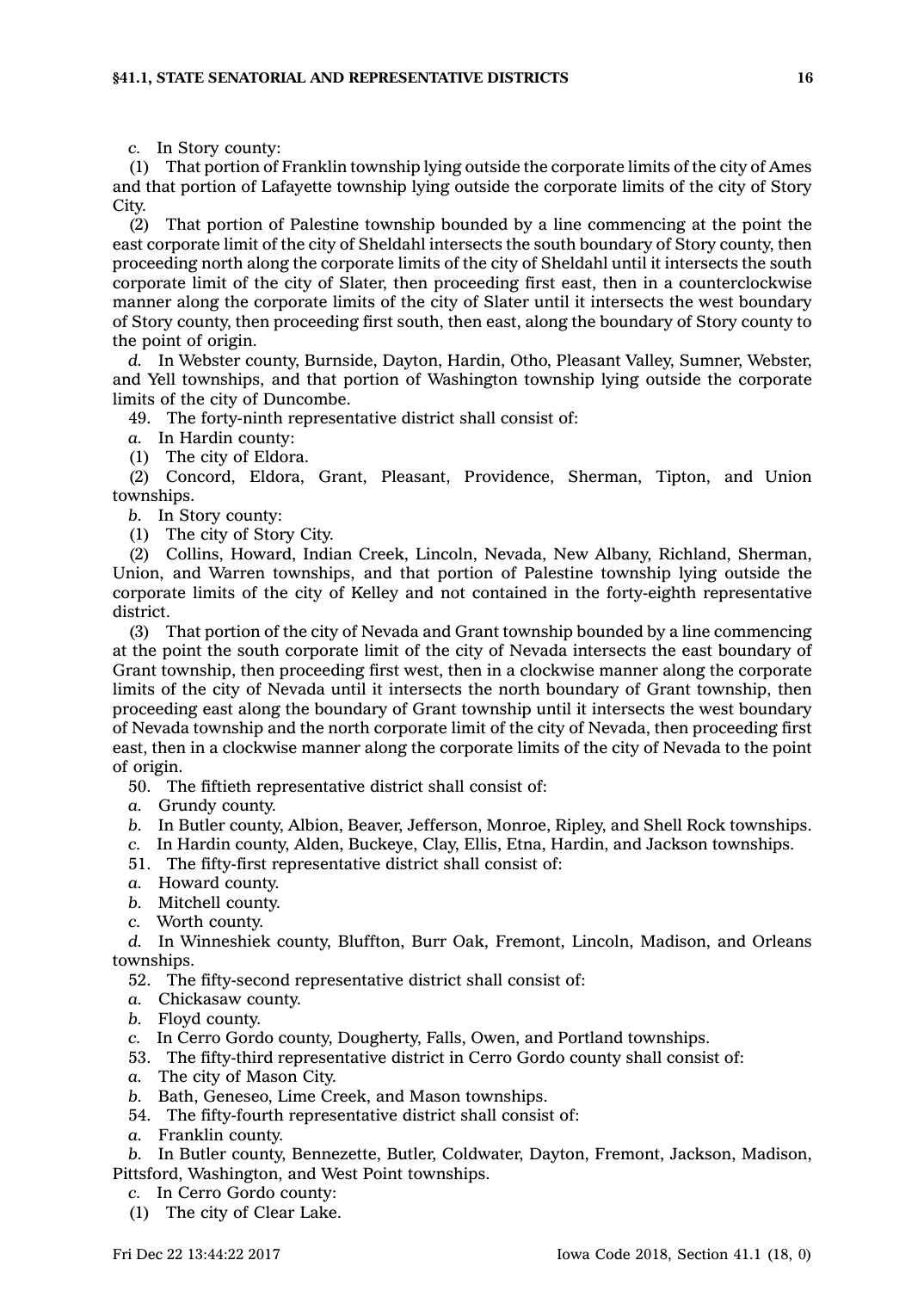*c.* In Story county:

(1) That portion of Franklin township lying outside the corporate limits of the city of Ames and that portion of Lafayette township lying outside the corporate limits of the city of Story City.

(2) That portion of Palestine township bounded by a line commencing at the point the east corporate limit of the city of Sheldahl intersects the south boundary of Story county, then proceeding north along the corporate limits of the city of Sheldahl until it intersects the south corporate limit of the city of Slater, then proceeding first east, then in a counterclockwise manner along the corporate limits of the city of Slater until it intersects the west boundary of Story county, then proceeding first south, then east, along the boundary of Story county to the point of origin.

*d.* In Webster county, Burnside, Dayton, Hardin, Otho, Pleasant Valley, Sumner, Webster, and Yell townships, and that portion of Washington township lying outside the corporate limits of the city of Duncombe.

49. The forty-ninth representative district shall consist of:

*a.* In Hardin county:

(1) The city of Eldora.

(2) Concord, Eldora, Grant, Pleasant, Providence, Sherman, Tipton, and Union townships.

*b.* In Story county:

(1) The city of Story City.

(2) Collins, Howard, Indian Creek, Lincoln, Nevada, New Albany, Richland, Sherman, Union, and Warren townships, and that portion of Palestine township lying outside the corporate limits of the city of Kelley and not contained in the forty-eighth representative district.

(3) That portion of the city of Nevada and Grant township bounded by a line commencing at the point the south corporate limit of the city of Nevada intersects the east boundary of Grant township, then proceeding first west, then in a clockwise manner along the corporate limits of the city of Nevada until it intersects the north boundary of Grant township, then proceeding east along the boundary of Grant township until it intersects the west boundary of Nevada township and the north corporate limit of the city of Nevada, then proceeding first east, then in a clockwise manner along the corporate limits of the city of Nevada to the point of origin.

50. The fiftieth representative district shall consist of:

*a.* Grundy county.

*b.* In Butler county, Albion, Beaver, Jefferson, Monroe, Ripley, and Shell Rock townships.

*c.* In Hardin county, Alden, Buckeye, Clay, Ellis, Etna, Hardin, and Jackson townships.

51. The fifty-first representative district shall consist of:

*a.* Howard county.

*b.* Mitchell county.

*c.* Worth county.

*d.* In Winneshiek county, Bluffton, Burr Oak, Fremont, Lincoln, Madison, and Orleans townships.

52. The fifty-second representative district shall consist of:

*a.* Chickasaw county.

*b.* Floyd county.

*c.* In Cerro Gordo county, Dougherty, Falls, Owen, and Portland townships.

53. The fifty-third representative district in Cerro Gordo county shall consist of:

*a.* The city of Mason City.

*b.* Bath, Geneseo, Lime Creek, and Mason townships.

54. The fifty-fourth representative district shall consist of:

*a.* Franklin county.

*b.* In Butler county, Bennezette, Butler, Coldwater, Dayton, Fremont, Jackson, Madison, Pittsford, Washington, and West Point townships.

*c.* In Cerro Gordo county:

(1) The city of Clear Lake.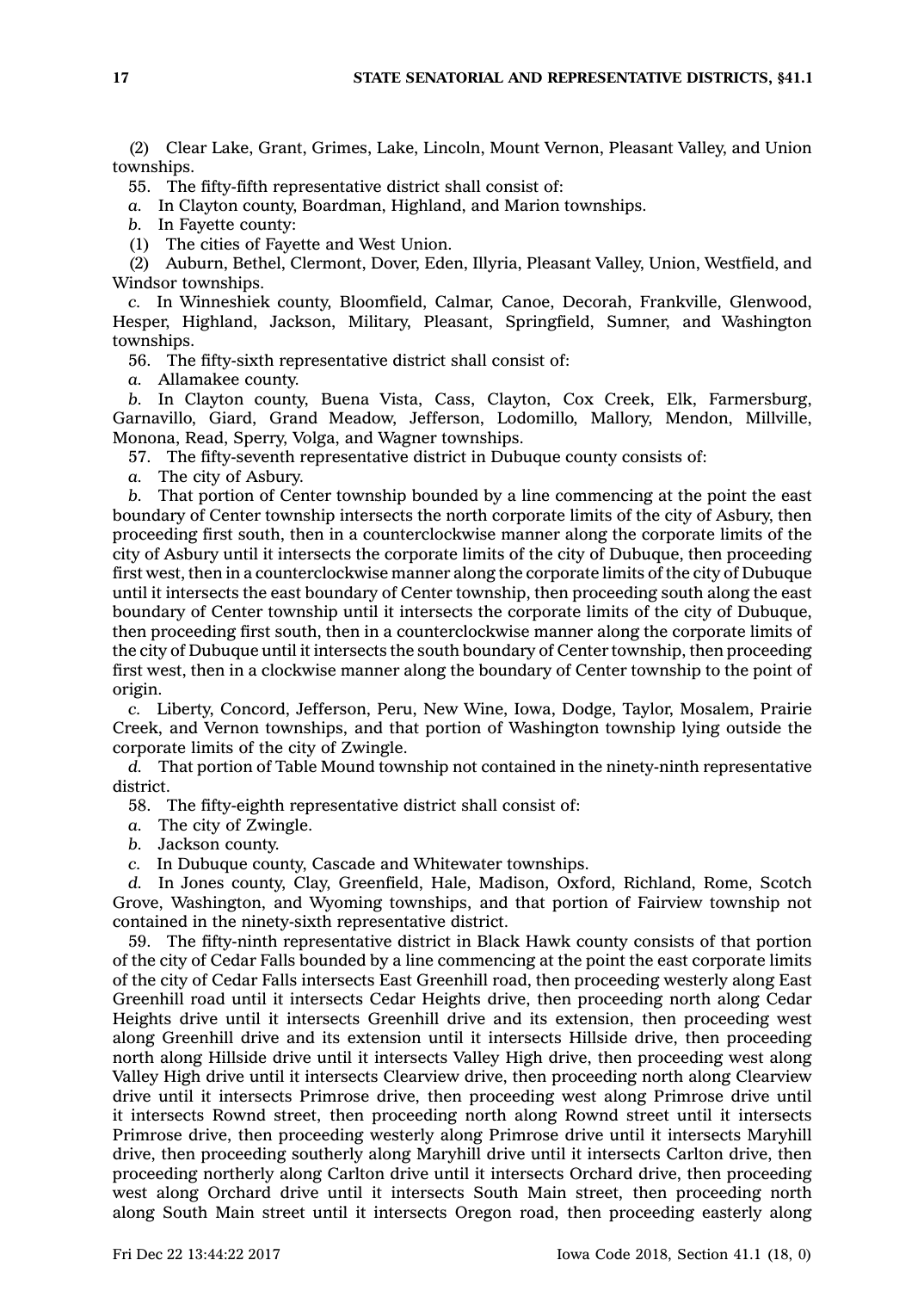(2) Clear Lake, Grant, Grimes, Lake, Lincoln, Mount Vernon, Pleasant Valley, and Union townships.

55. The fifty-fifth representative district shall consist of:

*a.* In Clayton county, Boardman, Highland, and Marion townships.

*b.* In Fayette county:

(1) The cities of Fayette and West Union.

(2) Auburn, Bethel, Clermont, Dover, Eden, Illyria, Pleasant Valley, Union, Westfield, and Windsor townships.

*c.* In Winneshiek county, Bloomfield, Calmar, Canoe, Decorah, Frankville, Glenwood, Hesper, Highland, Jackson, Military, Pleasant, Springfield, Sumner, and Washington townships.

56. The fifty-sixth representative district shall consist of:

*a.* Allamakee county.

*b.* In Clayton county, Buena Vista, Cass, Clayton, Cox Creek, Elk, Farmersburg, Garnavillo, Giard, Grand Meadow, Jefferson, Lodomillo, Mallory, Mendon, Millville, Monona, Read, Sperry, Volga, and Wagner townships.

57. The fifty-seventh representative district in Dubuque county consists of:

*a.* The city of Asbury.

*b.* That portion of Center township bounded by a line commencing at the point the east boundary of Center township intersects the north corporate limits of the city of Asbury, then proceeding first south, then in a counterclockwise manner along the corporate limits of the city of Asbury until it intersects the corporate limits of the city of Dubuque, then proceeding first west, then in a counterclockwise manner along the corporate limits of the city of Dubuque until it intersects the east boundary of Center township, then proceeding south along the east boundary of Center township until it intersects the corporate limits of the city of Dubuque, then proceeding first south, then in a counterclockwise manner along the corporate limits of the city of Dubuque until it intersects the south boundary of Center township, then proceeding first west, then in a clockwise manner along the boundary of Center township to the point of origin.

*c.* Liberty, Concord, Jefferson, Peru, New Wine, Iowa, Dodge, Taylor, Mosalem, Prairie Creek, and Vernon townships, and that portion of Washington township lying outside the corporate limits of the city of Zwingle.

*d.* That portion of Table Mound township not contained in the ninety-ninth representative district.

58. The fifty-eighth representative district shall consist of:

*a.* The city of Zwingle.

*b.* Jackson county.

*c.* In Dubuque county, Cascade and Whitewater townships.

*d.* In Jones county, Clay, Greenfield, Hale, Madison, Oxford, Richland, Rome, Scotch Grove, Washington, and Wyoming townships, and that portion of Fairview township not contained in the ninety-sixth representative district.

59. The fifty-ninth representative district in Black Hawk county consists of that portion of the city of Cedar Falls bounded by a line commencing at the point the east corporate limits of the city of Cedar Falls intersects East Greenhill road, then proceeding westerly along East Greenhill road until it intersects Cedar Heights drive, then proceeding north along Cedar Heights drive until it intersects Greenhill drive and its extension, then proceeding west along Greenhill drive and its extension until it intersects Hillside drive, then proceeding north along Hillside drive until it intersects Valley High drive, then proceeding west along Valley High drive until it intersects Clearview drive, then proceeding north along Clearview drive until it intersects Primrose drive, then proceeding west along Primrose drive until it intersects Rownd street, then proceeding north along Rownd street until it intersects Primrose drive, then proceeding westerly along Primrose drive until it intersects Maryhill drive, then proceeding southerly along Maryhill drive until it intersects Carlton drive, then proceeding northerly along Carlton drive until it intersects Orchard drive, then proceeding west along Orchard drive until it intersects South Main street, then proceeding north along South Main street until it intersects Oregon road, then proceeding easterly along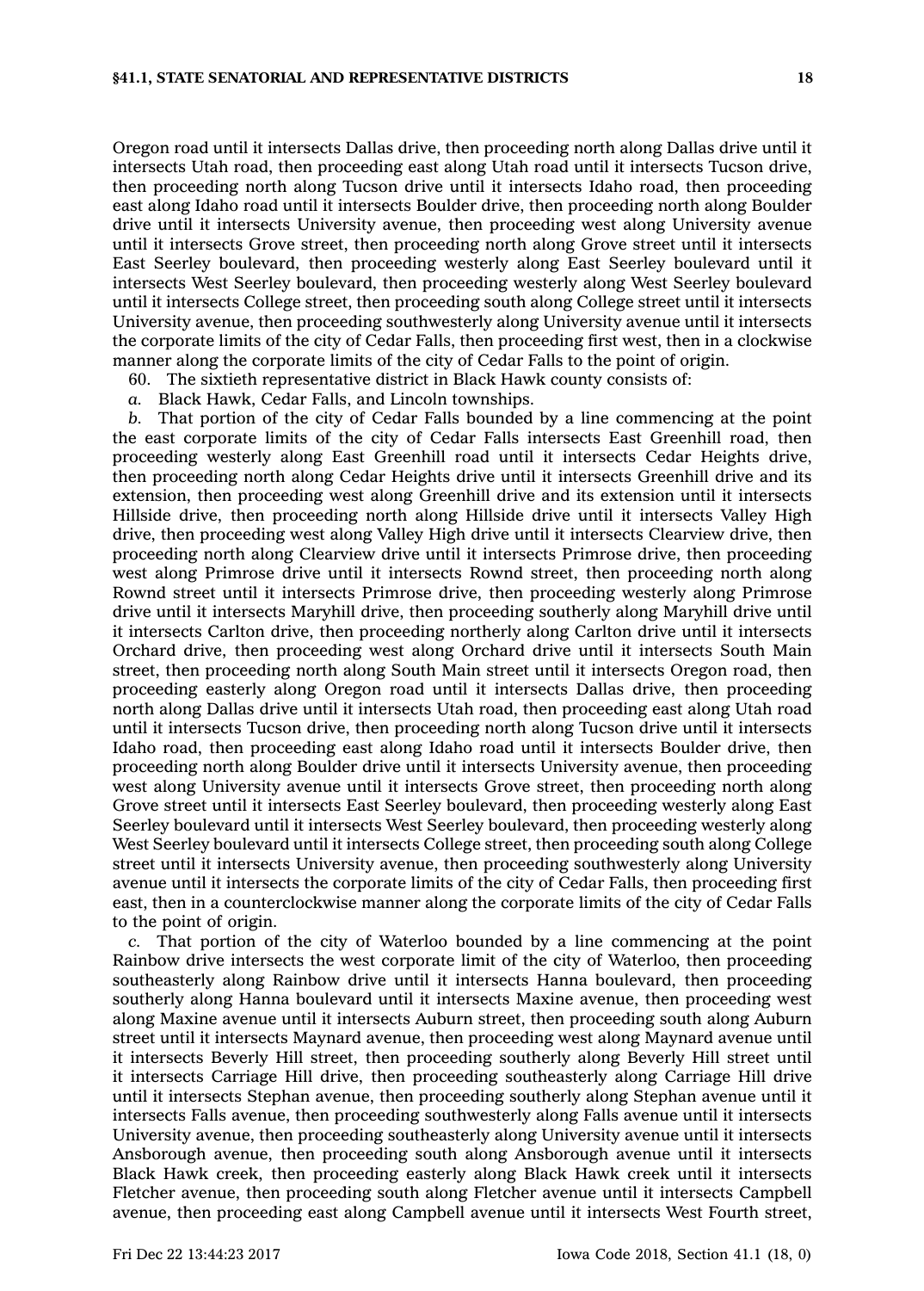Oregon road until it intersects Dallas drive, then proceeding north along Dallas drive until it intersects Utah road, then proceeding east along Utah road until it intersects Tucson drive, then proceeding north along Tucson drive until it intersects Idaho road, then proceeding east along Idaho road until it intersects Boulder drive, then proceeding north along Boulder drive until it intersects University avenue, then proceeding west along University avenue until it intersects Grove street, then proceeding north along Grove street until it intersects East Seerley boulevard, then proceeding westerly along East Seerley boulevard until it intersects West Seerley boulevard, then proceeding westerly along West Seerley boulevard until it intersects College street, then proceeding south along College street until it intersects University avenue, then proceeding southwesterly along University avenue until it intersects the corporate limits of the city of Cedar Falls, then proceeding first west, then in a clockwise manner along the corporate limits of the city of Cedar Falls to the point of origin.

60. The sixtieth representative district in Black Hawk county consists of:

*a.* Black Hawk, Cedar Falls, and Lincoln townships.

*b.* That portion of the city of Cedar Falls bounded by a line commencing at the point the east corporate limits of the city of Cedar Falls intersects East Greenhill road, then proceeding westerly along East Greenhill road until it intersects Cedar Heights drive, then proceeding north along Cedar Heights drive until it intersects Greenhill drive and its extension, then proceeding west along Greenhill drive and its extension until it intersects Hillside drive, then proceeding north along Hillside drive until it intersects Valley High drive, then proceeding west along Valley High drive until it intersects Clearview drive, then proceeding north along Clearview drive until it intersects Primrose drive, then proceeding west along Primrose drive until it intersects Rownd street, then proceeding north along Rownd street until it intersects Primrose drive, then proceeding westerly along Primrose drive until it intersects Maryhill drive, then proceeding southerly along Maryhill drive until it intersects Carlton drive, then proceeding northerly along Carlton drive until it intersects Orchard drive, then proceeding west along Orchard drive until it intersects South Main street, then proceeding north along South Main street until it intersects Oregon road, then proceeding easterly along Oregon road until it intersects Dallas drive, then proceeding north along Dallas drive until it intersects Utah road, then proceeding east along Utah road until it intersects Tucson drive, then proceeding north along Tucson drive until it intersects Idaho road, then proceeding east along Idaho road until it intersects Boulder drive, then proceeding north along Boulder drive until it intersects University avenue, then proceeding west along University avenue until it intersects Grove street, then proceeding north along Grove street until it intersects East Seerley boulevard, then proceeding westerly along East Seerley boulevard until it intersects West Seerley boulevard, then proceeding westerly along West Seerley boulevard until it intersects College street, then proceeding south along College street until it intersects University avenue, then proceeding southwesterly along University avenue until it intersects the corporate limits of the city of Cedar Falls, then proceeding first east, then in a counterclockwise manner along the corporate limits of the city of Cedar Falls to the point of origin.

*c.* That portion of the city of Waterloo bounded by a line commencing at the point Rainbow drive intersects the west corporate limit of the city of Waterloo, then proceeding southeasterly along Rainbow drive until it intersects Hanna boulevard, then proceeding southerly along Hanna boulevard until it intersects Maxine avenue, then proceeding west along Maxine avenue until it intersects Auburn street, then proceeding south along Auburn street until it intersects Maynard avenue, then proceeding west along Maynard avenue until it intersects Beverly Hill street, then proceeding southerly along Beverly Hill street until it intersects Carriage Hill drive, then proceeding southeasterly along Carriage Hill drive until it intersects Stephan avenue, then proceeding southerly along Stephan avenue until it intersects Falls avenue, then proceeding southwesterly along Falls avenue until it intersects University avenue, then proceeding southeasterly along University avenue until it intersects Ansborough avenue, then proceeding south along Ansborough avenue until it intersects Black Hawk creek, then proceeding easterly along Black Hawk creek until it intersects Fletcher avenue, then proceeding south along Fletcher avenue until it intersects Campbell avenue, then proceeding east along Campbell avenue until it intersects West Fourth street,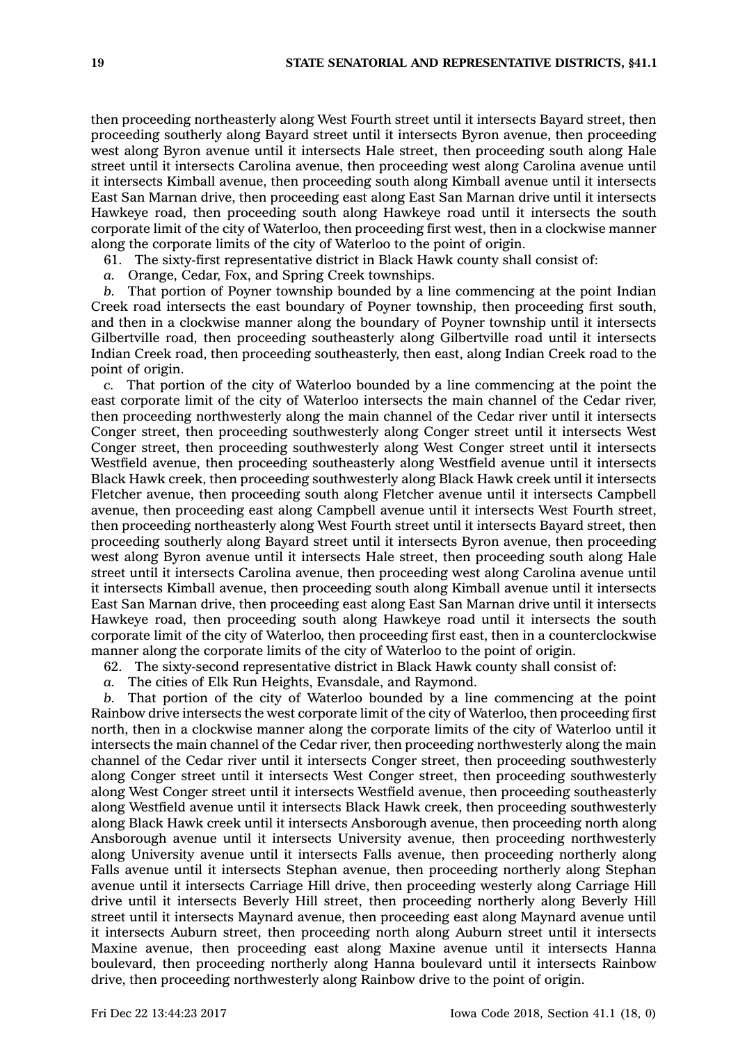then proceeding northeasterly along West Fourth street until it intersects Bayard street, then proceeding southerly along Bayard street until it intersects Byron avenue, then proceeding west along Byron avenue until it intersects Hale street, then proceeding south along Hale street until it intersects Carolina avenue, then proceeding west along Carolina avenue until it intersects Kimball avenue, then proceeding south along Kimball avenue until it intersects East San Marnan drive, then proceeding east along East San Marnan drive until it intersects Hawkeye road, then proceeding south along Hawkeye road until it intersects the south corporate limit of the city of Waterloo, then proceeding first west, then in a clockwise manner along the corporate limits of the city of Waterloo to the point of origin.

61. The sixty-first representative district in Black Hawk county shall consist of:

*a.* Orange, Cedar, Fox, and Spring Creek townships.

*b.* That portion of Poyner township bounded by a line commencing at the point Indian Creek road intersects the east boundary of Poyner township, then proceeding first south, and then in a clockwise manner along the boundary of Poyner township until it intersects Gilbertville road, then proceeding southeasterly along Gilbertville road until it intersects Indian Creek road, then proceeding southeasterly, then east, along Indian Creek road to the point of origin.

*c.* That portion of the city of Waterloo bounded by a line commencing at the point the east corporate limit of the city of Waterloo intersects the main channel of the Cedar river, then proceeding northwesterly along the main channel of the Cedar river until it intersects Conger street, then proceeding southwesterly along Conger street until it intersects West Conger street, then proceeding southwesterly along West Conger street until it intersects Westfield avenue, then proceeding southeasterly along Westfield avenue until it intersects Black Hawk creek, then proceeding southwesterly along Black Hawk creek until it intersects Fletcher avenue, then proceeding south along Fletcher avenue until it intersects Campbell avenue, then proceeding east along Campbell avenue until it intersects West Fourth street, then proceeding northeasterly along West Fourth street until it intersects Bayard street, then proceeding southerly along Bayard street until it intersects Byron avenue, then proceeding west along Byron avenue until it intersects Hale street, then proceeding south along Hale street until it intersects Carolina avenue, then proceeding west along Carolina avenue until it intersects Kimball avenue, then proceeding south along Kimball avenue until it intersects East San Marnan drive, then proceeding east along East San Marnan drive until it intersects Hawkeye road, then proceeding south along Hawkeye road until it intersects the south corporate limit of the city of Waterloo, then proceeding first east, then in a counterclockwise manner along the corporate limits of the city of Waterloo to the point of origin.

62. The sixty-second representative district in Black Hawk county shall consist of:

*a.* The cities of Elk Run Heights, Evansdale, and Raymond.

*b.* That portion of the city of Waterloo bounded by a line commencing at the point Rainbow drive intersects the west corporate limit of the city of Waterloo, then proceeding first north, then in a clockwise manner along the corporate limits of the city of Waterloo until it intersects the main channel of the Cedar river, then proceeding northwesterly along the main channel of the Cedar river until it intersects Conger street, then proceeding southwesterly along Conger street until it intersects West Conger street, then proceeding southwesterly along West Conger street until it intersects Westfield avenue, then proceeding southeasterly along Westfield avenue until it intersects Black Hawk creek, then proceeding southwesterly along Black Hawk creek until it intersects Ansborough avenue, then proceeding north along Ansborough avenue until it intersects University avenue, then proceeding northwesterly along University avenue until it intersects Falls avenue, then proceeding northerly along Falls avenue until it intersects Stephan avenue, then proceeding northerly along Stephan avenue until it intersects Carriage Hill drive, then proceeding westerly along Carriage Hill drive until it intersects Beverly Hill street, then proceeding northerly along Beverly Hill street until it intersects Maynard avenue, then proceeding east along Maynard avenue until it intersects Auburn street, then proceeding north along Auburn street until it intersects Maxine avenue, then proceeding east along Maxine avenue until it intersects Hanna boulevard, then proceeding northerly along Hanna boulevard until it intersects Rainbow drive, then proceeding northwesterly along Rainbow drive to the point of origin.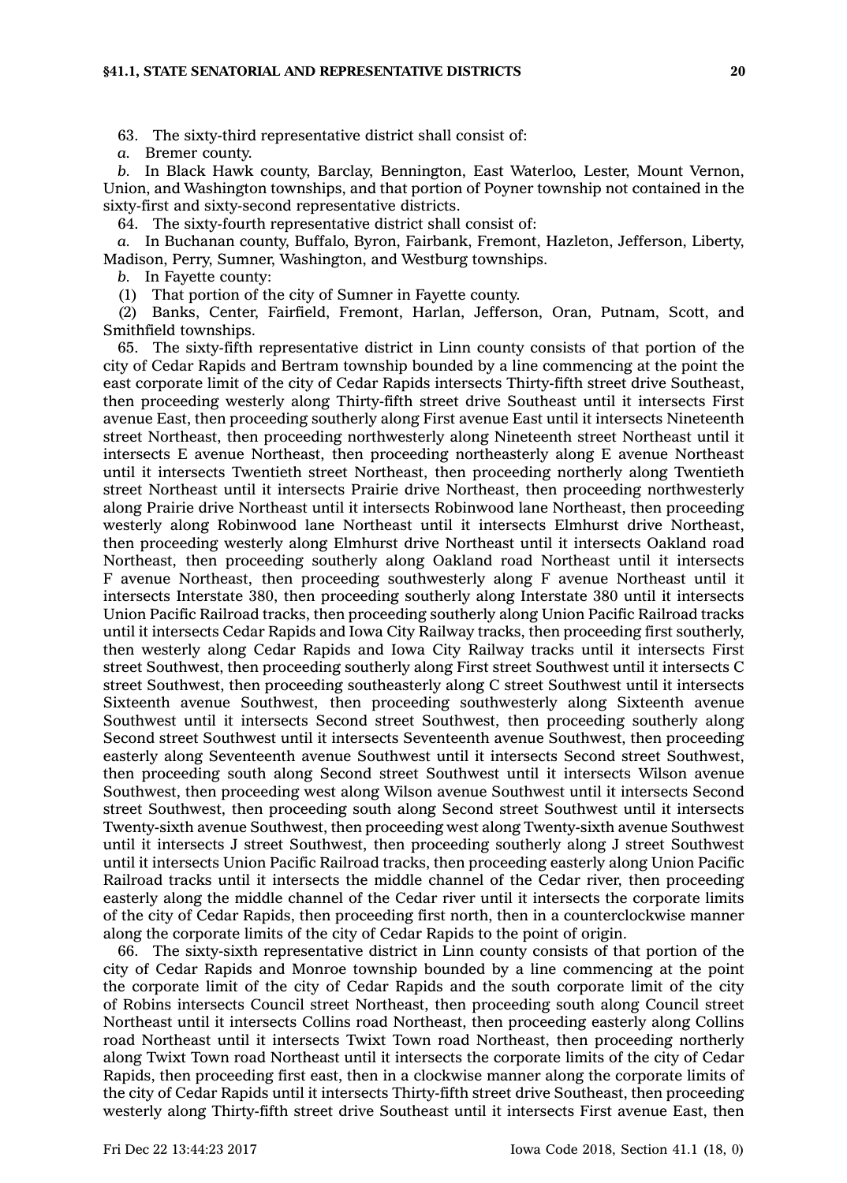63. The sixty-third representative district shall consist of:

*a.* Bremer county.

*b.* In Black Hawk county, Barclay, Bennington, East Waterloo, Lester, Mount Vernon, Union, and Washington townships, and that portion of Poyner township not contained in the sixty-first and sixty-second representative districts.

64. The sixty-fourth representative district shall consist of:

*a.* In Buchanan county, Buffalo, Byron, Fairbank, Fremont, Hazleton, Jefferson, Liberty, Madison, Perry, Sumner, Washington, and Westburg townships.

*b.* In Fayette county:

(1) That portion of the city of Sumner in Fayette county.

(2) Banks, Center, Fairfield, Fremont, Harlan, Jefferson, Oran, Putnam, Scott, and Smithfield townships.

65. The sixty-fifth representative district in Linn county consists of that portion of the city of Cedar Rapids and Bertram township bounded by a line commencing at the point the east corporate limit of the city of Cedar Rapids intersects Thirty-fifth street drive Southeast, then proceeding westerly along Thirty-fifth street drive Southeast until it intersects First avenue East, then proceeding southerly along First avenue East until it intersects Nineteenth street Northeast, then proceeding northwesterly along Nineteenth street Northeast until it intersects E avenue Northeast, then proceeding northeasterly along E avenue Northeast until it intersects Twentieth street Northeast, then proceeding northerly along Twentieth street Northeast until it intersects Prairie drive Northeast, then proceeding northwesterly along Prairie drive Northeast until it intersects Robinwood lane Northeast, then proceeding westerly along Robinwood lane Northeast until it intersects Elmhurst drive Northeast, then proceeding westerly along Elmhurst drive Northeast until it intersects Oakland road Northeast, then proceeding southerly along Oakland road Northeast until it intersects F avenue Northeast, then proceeding southwesterly along F avenue Northeast until it intersects Interstate 380, then proceeding southerly along Interstate 380 until it intersects Union Pacific Railroad tracks, then proceeding southerly along Union Pacific Railroad tracks until it intersects Cedar Rapids and Iowa City Railway tracks, then proceeding first southerly, then westerly along Cedar Rapids and Iowa City Railway tracks until it intersects First street Southwest, then proceeding southerly along First street Southwest until it intersects C street Southwest, then proceeding southeasterly along C street Southwest until it intersects Sixteenth avenue Southwest, then proceeding southwesterly along Sixteenth avenue Southwest until it intersects Second street Southwest, then proceeding southerly along Second street Southwest until it intersects Seventeenth avenue Southwest, then proceeding easterly along Seventeenth avenue Southwest until it intersects Second street Southwest, then proceeding south along Second street Southwest until it intersects Wilson avenue Southwest, then proceeding west along Wilson avenue Southwest until it intersects Second street Southwest, then proceeding south along Second street Southwest until it intersects Twenty-sixth avenue Southwest, then proceeding west along Twenty-sixth avenue Southwest until it intersects J street Southwest, then proceeding southerly along J street Southwest until it intersects Union Pacific Railroad tracks, then proceeding easterly along Union Pacific Railroad tracks until it intersects the middle channel of the Cedar river, then proceeding easterly along the middle channel of the Cedar river until it intersects the corporate limits of the city of Cedar Rapids, then proceeding first north, then in a counterclockwise manner along the corporate limits of the city of Cedar Rapids to the point of origin.

66. The sixty-sixth representative district in Linn county consists of that portion of the city of Cedar Rapids and Monroe township bounded by a line commencing at the point the corporate limit of the city of Cedar Rapids and the south corporate limit of the city of Robins intersects Council street Northeast, then proceeding south along Council street Northeast until it intersects Collins road Northeast, then proceeding easterly along Collins road Northeast until it intersects Twixt Town road Northeast, then proceeding northerly along Twixt Town road Northeast until it intersects the corporate limits of the city of Cedar Rapids, then proceeding first east, then in a clockwise manner along the corporate limits of the city of Cedar Rapids until it intersects Thirty-fifth street drive Southeast, then proceeding westerly along Thirty-fifth street drive Southeast until it intersects First avenue East, then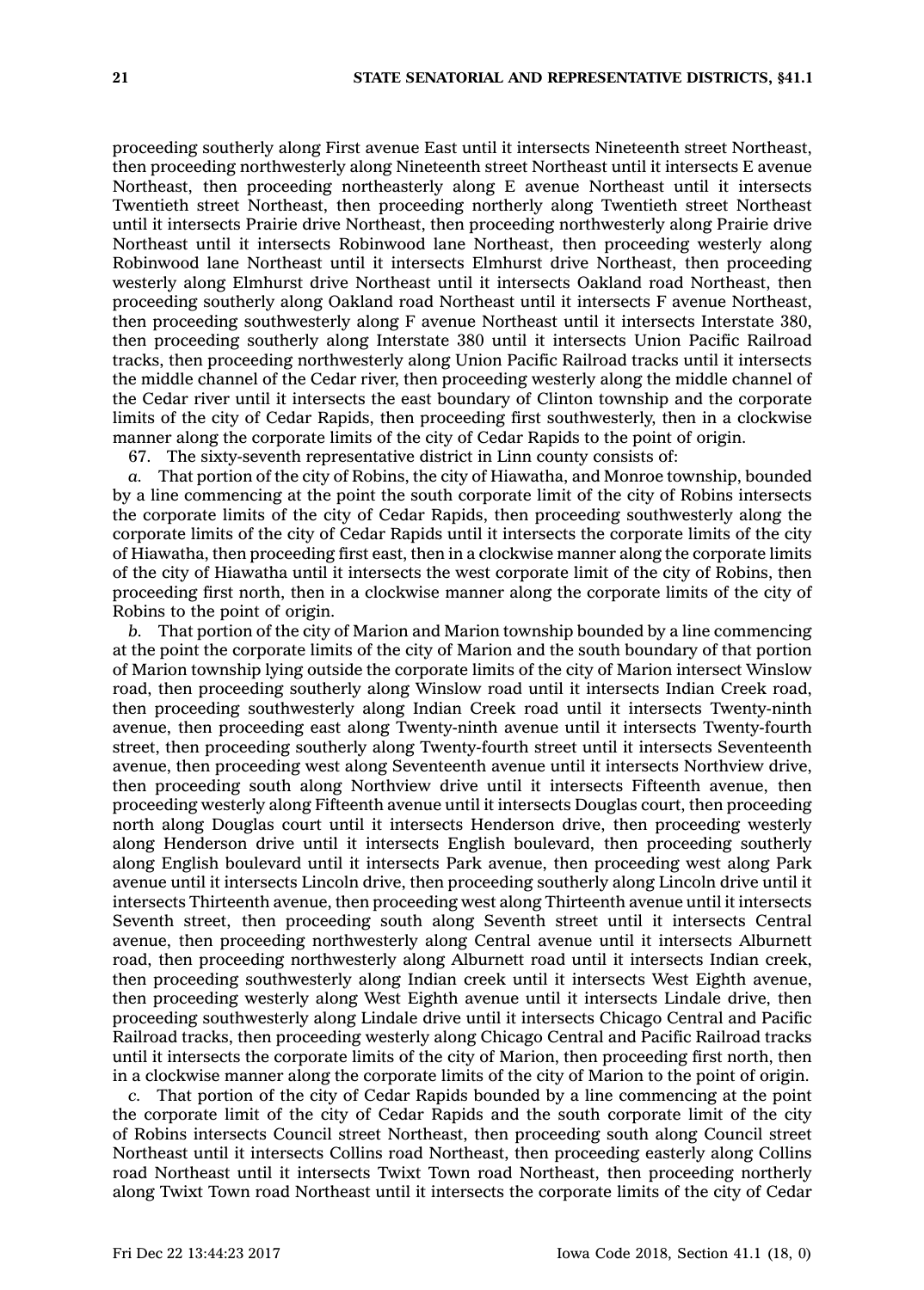proceeding southerly along First avenue East until it intersects Nineteenth street Northeast, then proceeding northwesterly along Nineteenth street Northeast until it intersects E avenue Northeast, then proceeding northeasterly along E avenue Northeast until it intersects Twentieth street Northeast, then proceeding northerly along Twentieth street Northeast until it intersects Prairie drive Northeast, then proceeding northwesterly along Prairie drive Northeast until it intersects Robinwood lane Northeast, then proceeding westerly along Robinwood lane Northeast until it intersects Elmhurst drive Northeast, then proceeding westerly along Elmhurst drive Northeast until it intersects Oakland road Northeast, then proceeding southerly along Oakland road Northeast until it intersects F avenue Northeast, then proceeding southwesterly along F avenue Northeast until it intersects Interstate 380, then proceeding southerly along Interstate 380 until it intersects Union Pacific Railroad tracks, then proceeding northwesterly along Union Pacific Railroad tracks until it intersects the middle channel of the Cedar river, then proceeding westerly along the middle channel of the Cedar river until it intersects the east boundary of Clinton township and the corporate limits of the city of Cedar Rapids, then proceeding first southwesterly, then in a clockwise manner along the corporate limits of the city of Cedar Rapids to the point of origin.

67. The sixty-seventh representative district in Linn county consists of:

*a.* That portion of the city of Robins, the city of Hiawatha, and Monroe township, bounded by a line commencing at the point the south corporate limit of the city of Robins intersects the corporate limits of the city of Cedar Rapids, then proceeding southwesterly along the corporate limits of the city of Cedar Rapids until it intersects the corporate limits of the city of Hiawatha, then proceeding first east, then in a clockwise manner along the corporate limits of the city of Hiawatha until it intersects the west corporate limit of the city of Robins, then proceeding first north, then in a clockwise manner along the corporate limits of the city of Robins to the point of origin.

*b.* That portion of the city of Marion and Marion township bounded by a line commencing at the point the corporate limits of the city of Marion and the south boundary of that portion of Marion township lying outside the corporate limits of the city of Marion intersect Winslow road, then proceeding southerly along Winslow road until it intersects Indian Creek road, then proceeding southwesterly along Indian Creek road until it intersects Twenty-ninth avenue, then proceeding east along Twenty-ninth avenue until it intersects Twenty-fourth street, then proceeding southerly along Twenty-fourth street until it intersects Seventeenth avenue, then proceeding west along Seventeenth avenue until it intersects Northview drive, then proceeding south along Northview drive until it intersects Fifteenth avenue, then proceeding westerly along Fifteenth avenue until it intersects Douglas court, then proceeding north along Douglas court until it intersects Henderson drive, then proceeding westerly along Henderson drive until it intersects English boulevard, then proceeding southerly along English boulevard until it intersects Park avenue, then proceeding west along Park avenue until it intersects Lincoln drive, then proceeding southerly along Lincoln drive until it intersects Thirteenth avenue, then proceeding west along Thirteenth avenue until it intersects Seventh street, then proceeding south along Seventh street until it intersects Central avenue, then proceeding northwesterly along Central avenue until it intersects Alburnett road, then proceeding northwesterly along Alburnett road until it intersects Indian creek, then proceeding southwesterly along Indian creek until it intersects West Eighth avenue, then proceeding westerly along West Eighth avenue until it intersects Lindale drive, then proceeding southwesterly along Lindale drive until it intersects Chicago Central and Pacific Railroad tracks, then proceeding westerly along Chicago Central and Pacific Railroad tracks until it intersects the corporate limits of the city of Marion, then proceeding first north, then in a clockwise manner along the corporate limits of the city of Marion to the point of origin.

*c.* That portion of the city of Cedar Rapids bounded by a line commencing at the point the corporate limit of the city of Cedar Rapids and the south corporate limit of the city of Robins intersects Council street Northeast, then proceeding south along Council street Northeast until it intersects Collins road Northeast, then proceeding easterly along Collins road Northeast until it intersects Twixt Town road Northeast, then proceeding northerly along Twixt Town road Northeast until it intersects the corporate limits of the city of Cedar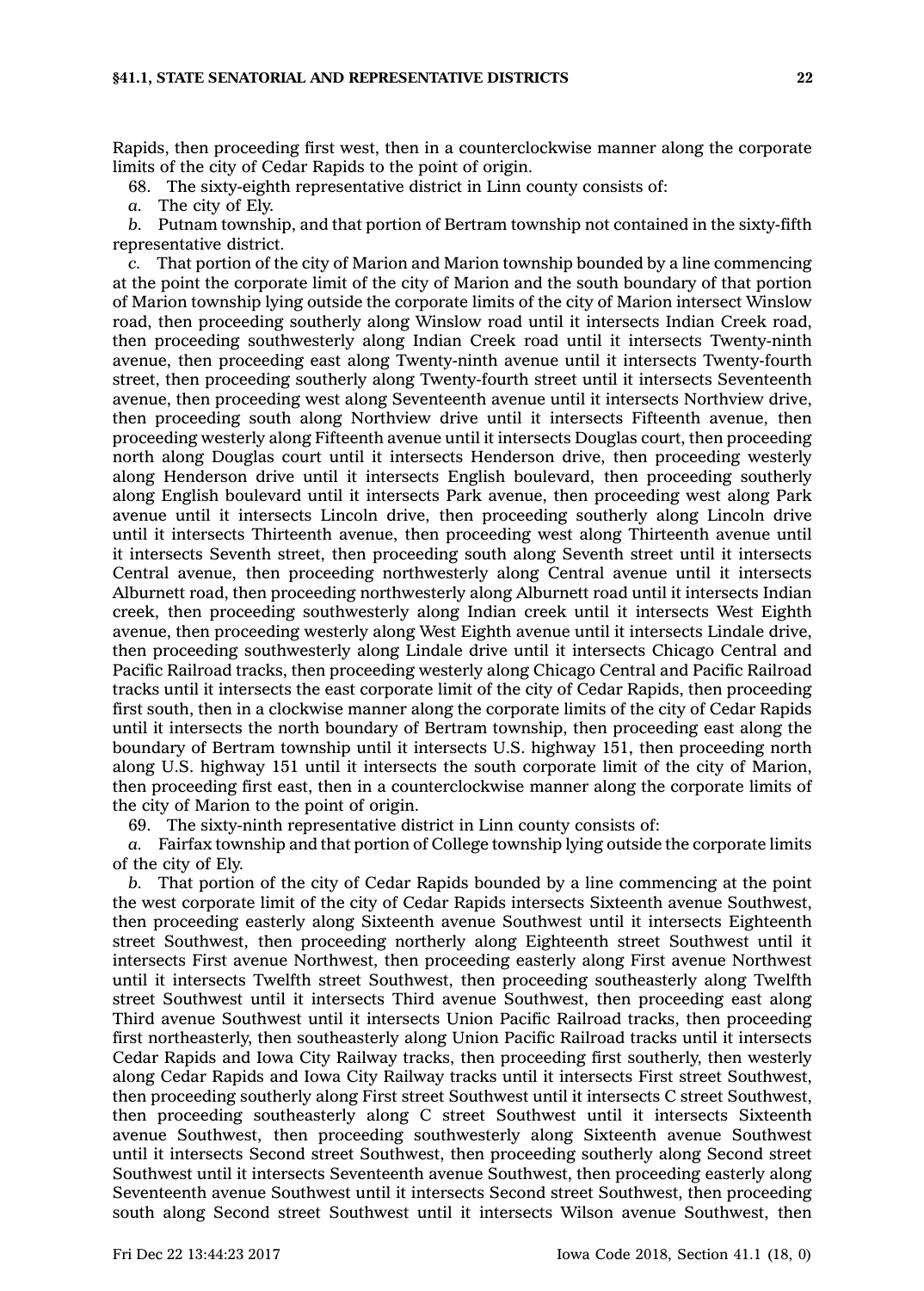Rapids, then proceeding first west, then in a counterclockwise manner along the corporate limits of the city of Cedar Rapids to the point of origin.

68. The sixty-eighth representative district in Linn county consists of:

*a.* The city of Ely.

*b.* Putnam township, and that portion of Bertram township not contained in the sixty-fifth representative district.

*c.* That portion of the city of Marion and Marion township bounded by a line commencing at the point the corporate limit of the city of Marion and the south boundary of that portion of Marion township lying outside the corporate limits of the city of Marion intersect Winslow road, then proceeding southerly along Winslow road until it intersects Indian Creek road, then proceeding southwesterly along Indian Creek road until it intersects Twenty-ninth avenue, then proceeding east along Twenty-ninth avenue until it intersects Twenty-fourth street, then proceeding southerly along Twenty-fourth street until it intersects Seventeenth avenue, then proceeding west along Seventeenth avenue until it intersects Northview drive, then proceeding south along Northview drive until it intersects Fifteenth avenue, then proceeding westerly along Fifteenth avenue until it intersects Douglas court, then proceeding north along Douglas court until it intersects Henderson drive, then proceeding westerly along Henderson drive until it intersects English boulevard, then proceeding southerly along English boulevard until it intersects Park avenue, then proceeding west along Park avenue until it intersects Lincoln drive, then proceeding southerly along Lincoln drive until it intersects Thirteenth avenue, then proceeding west along Thirteenth avenue until it intersects Seventh street, then proceeding south along Seventh street until it intersects Central avenue, then proceeding northwesterly along Central avenue until it intersects Alburnett road, then proceeding northwesterly along Alburnett road until it intersects Indian creek, then proceeding southwesterly along Indian creek until it intersects West Eighth avenue, then proceeding westerly along West Eighth avenue until it intersects Lindale drive, then proceeding southwesterly along Lindale drive until it intersects Chicago Central and Pacific Railroad tracks, then proceeding westerly along Chicago Central and Pacific Railroad tracks until it intersects the east corporate limit of the city of Cedar Rapids, then proceeding first south, then in a clockwise manner along the corporate limits of the city of Cedar Rapids until it intersects the north boundary of Bertram township, then proceeding east along the boundary of Bertram township until it intersects U.S. highway 151, then proceeding north along U.S. highway 151 until it intersects the south corporate limit of the city of Marion, then proceeding first east, then in a counterclockwise manner along the corporate limits of the city of Marion to the point of origin.

69. The sixty-ninth representative district in Linn county consists of:

*a.* Fairfax township and that portion of College township lying outside the corporate limits of the city of Ely.

*b.* That portion of the city of Cedar Rapids bounded by a line commencing at the point the west corporate limit of the city of Cedar Rapids intersects Sixteenth avenue Southwest, then proceeding easterly along Sixteenth avenue Southwest until it intersects Eighteenth street Southwest, then proceeding northerly along Eighteenth street Southwest until it intersects First avenue Northwest, then proceeding easterly along First avenue Northwest until it intersects Twelfth street Southwest, then proceeding southeasterly along Twelfth street Southwest until it intersects Third avenue Southwest, then proceeding east along Third avenue Southwest until it intersects Union Pacific Railroad tracks, then proceeding first northeasterly, then southeasterly along Union Pacific Railroad tracks until it intersects Cedar Rapids and Iowa City Railway tracks, then proceeding first southerly, then westerly along Cedar Rapids and Iowa City Railway tracks until it intersects First street Southwest, then proceeding southerly along First street Southwest until it intersects C street Southwest, then proceeding southeasterly along C street Southwest until it intersects Sixteenth avenue Southwest, then proceeding southwesterly along Sixteenth avenue Southwest until it intersects Second street Southwest, then proceeding southerly along Second street Southwest until it intersects Seventeenth avenue Southwest, then proceeding easterly along Seventeenth avenue Southwest until it intersects Second street Southwest, then proceeding south along Second street Southwest until it intersects Wilson avenue Southwest, then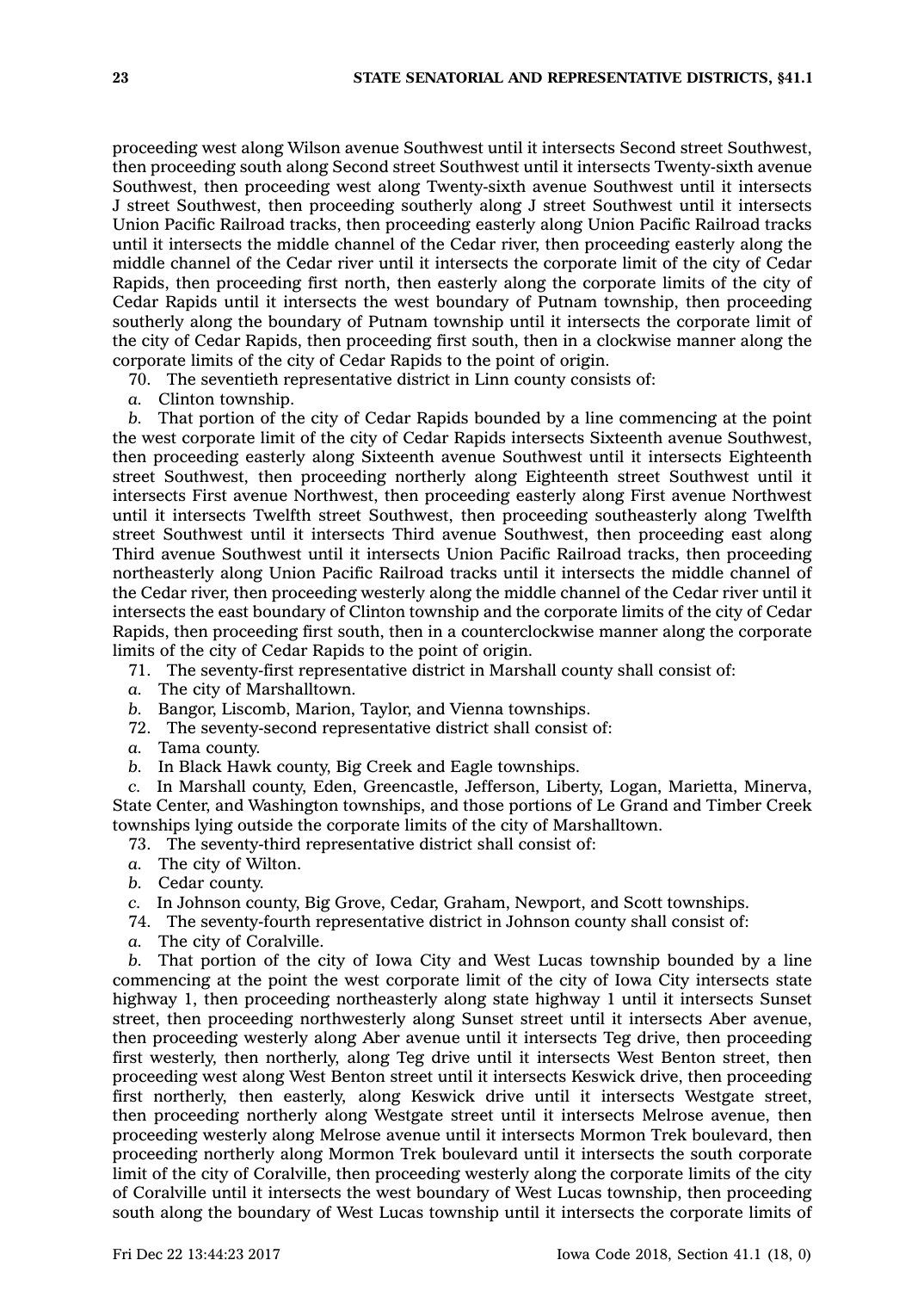proceeding west along Wilson avenue Southwest until it intersects Second street Southwest, then proceeding south along Second street Southwest until it intersects Twenty-sixth avenue Southwest, then proceeding west along Twenty-sixth avenue Southwest until it intersects J street Southwest, then proceeding southerly along J street Southwest until it intersects Union Pacific Railroad tracks, then proceeding easterly along Union Pacific Railroad tracks until it intersects the middle channel of the Cedar river, then proceeding easterly along the middle channel of the Cedar river until it intersects the corporate limit of the city of Cedar Rapids, then proceeding first north, then easterly along the corporate limits of the city of Cedar Rapids until it intersects the west boundary of Putnam township, then proceeding southerly along the boundary of Putnam township until it intersects the corporate limit of the city of Cedar Rapids, then proceeding first south, then in a clockwise manner along the corporate limits of the city of Cedar Rapids to the point of origin.

70. The seventieth representative district in Linn county consists of:

*a.* Clinton township.

*b.* That portion of the city of Cedar Rapids bounded by a line commencing at the point the west corporate limit of the city of Cedar Rapids intersects Sixteenth avenue Southwest, then proceeding easterly along Sixteenth avenue Southwest until it intersects Eighteenth street Southwest, then proceeding northerly along Eighteenth street Southwest until it intersects First avenue Northwest, then proceeding easterly along First avenue Northwest until it intersects Twelfth street Southwest, then proceeding southeasterly along Twelfth street Southwest until it intersects Third avenue Southwest, then proceeding east along Third avenue Southwest until it intersects Union Pacific Railroad tracks, then proceeding northeasterly along Union Pacific Railroad tracks until it intersects the middle channel of the Cedar river, then proceeding westerly along the middle channel of the Cedar river until it intersects the east boundary of Clinton township and the corporate limits of the city of Cedar Rapids, then proceeding first south, then in a counterclockwise manner along the corporate limits of the city of Cedar Rapids to the point of origin.

71. The seventy-first representative district in Marshall county shall consist of:

*a.* The city of Marshalltown.

*b.* Bangor, Liscomb, Marion, Taylor, and Vienna townships.

72. The seventy-second representative district shall consist of:

*a.* Tama county.

*b.* In Black Hawk county, Big Creek and Eagle townships.

*c.* In Marshall county, Eden, Greencastle, Jefferson, Liberty, Logan, Marietta, Minerva, State Center, and Washington townships, and those portions of Le Grand and Timber Creek townships lying outside the corporate limits of the city of Marshalltown.

73. The seventy-third representative district shall consist of:

*a.* The city of Wilton.

*b.* Cedar county.

*c.* In Johnson county, Big Grove, Cedar, Graham, Newport, and Scott townships.

74. The seventy-fourth representative district in Johnson county shall consist of:

*a.* The city of Coralville.

*b.* That portion of the city of Iowa City and West Lucas township bounded by a line commencing at the point the west corporate limit of the city of Iowa City intersects state highway 1, then proceeding northeasterly along state highway 1 until it intersects Sunset street, then proceeding northwesterly along Sunset street until it intersects Aber avenue, then proceeding westerly along Aber avenue until it intersects Teg drive, then proceeding first westerly, then northerly, along Teg drive until it intersects West Benton street, then proceeding west along West Benton street until it intersects Keswick drive, then proceeding first northerly, then easterly, along Keswick drive until it intersects Westgate street, then proceeding northerly along Westgate street until it intersects Melrose avenue, then proceeding westerly along Melrose avenue until it intersects Mormon Trek boulevard, then proceeding northerly along Mormon Trek boulevard until it intersects the south corporate limit of the city of Coralville, then proceeding westerly along the corporate limits of the city of Coralville until it intersects the west boundary of West Lucas township, then proceeding south along the boundary of West Lucas township until it intersects the corporate limits of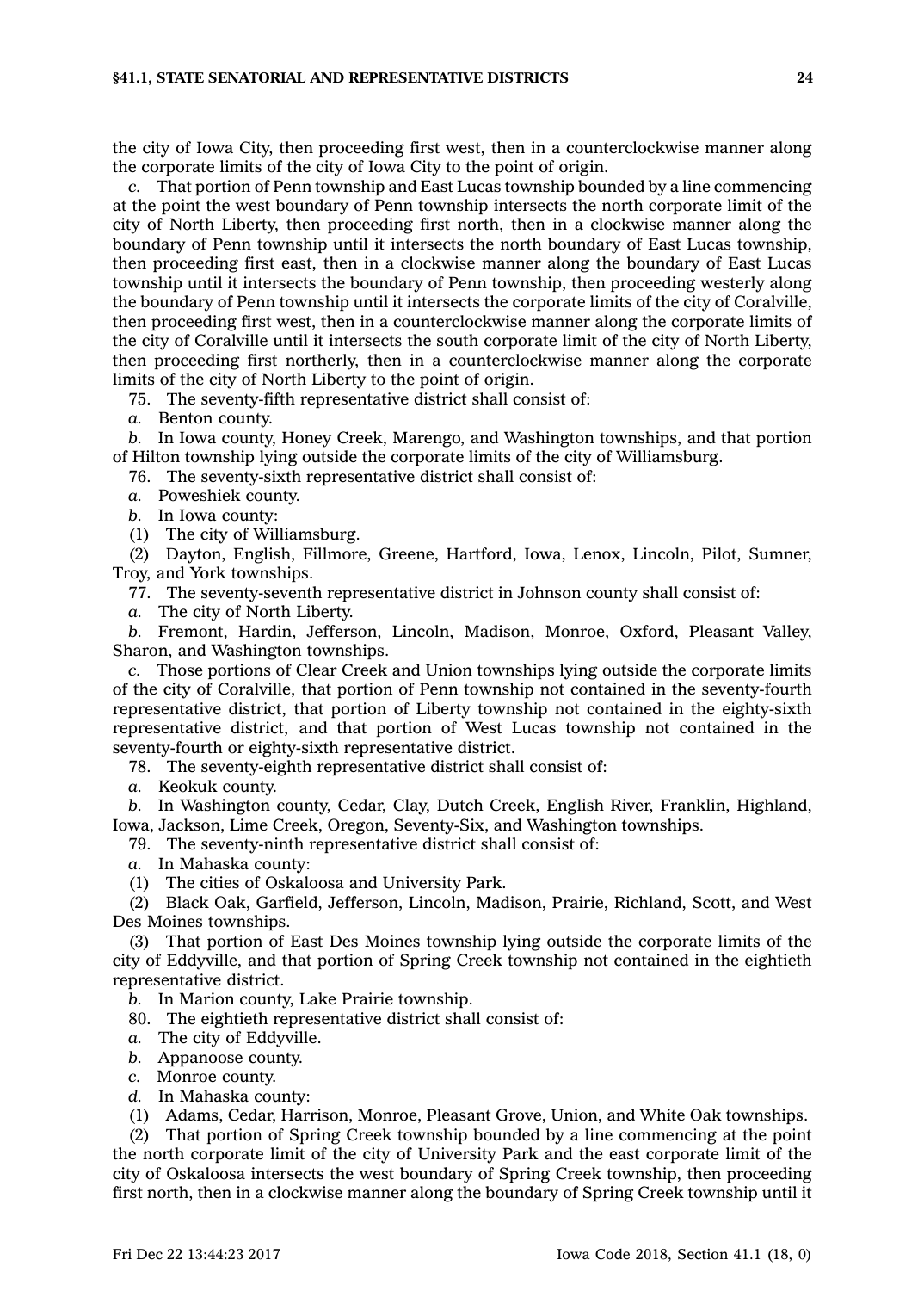the city of Iowa City, then proceeding first west, then in a counterclockwise manner along the corporate limits of the city of Iowa City to the point of origin.

*c.* That portion of Penn township and East Lucas township bounded by a line commencing at the point the west boundary of Penn township intersects the north corporate limit of the city of North Liberty, then proceeding first north, then in a clockwise manner along the boundary of Penn township until it intersects the north boundary of East Lucas township, then proceeding first east, then in a clockwise manner along the boundary of East Lucas township until it intersects the boundary of Penn township, then proceeding westerly along the boundary of Penn township until it intersects the corporate limits of the city of Coralville, then proceeding first west, then in a counterclockwise manner along the corporate limits of the city of Coralville until it intersects the south corporate limit of the city of North Liberty, then proceeding first northerly, then in a counterclockwise manner along the corporate limits of the city of North Liberty to the point of origin.

75. The seventy-fifth representative district shall consist of:

*a.* Benton county.

*b.* In Iowa county, Honey Creek, Marengo, and Washington townships, and that portion of Hilton township lying outside the corporate limits of the city of Williamsburg.

76. The seventy-sixth representative district shall consist of:

*a.* Poweshiek county.

*b.* In Iowa county:

(1) The city of Williamsburg.

(2) Dayton, English, Fillmore, Greene, Hartford, Iowa, Lenox, Lincoln, Pilot, Sumner, Troy, and York townships.

77. The seventy-seventh representative district in Johnson county shall consist of:

*a.* The city of North Liberty.

*b.* Fremont, Hardin, Jefferson, Lincoln, Madison, Monroe, Oxford, Pleasant Valley, Sharon, and Washington townships.

*c.* Those portions of Clear Creek and Union townships lying outside the corporate limits of the city of Coralville, that portion of Penn township not contained in the seventy-fourth representative district, that portion of Liberty township not contained in the eighty-sixth representative district, and that portion of West Lucas township not contained in the seventy-fourth or eighty-sixth representative district.

78. The seventy-eighth representative district shall consist of:

*a.* Keokuk county.

*b.* In Washington county, Cedar, Clay, Dutch Creek, English River, Franklin, Highland, Iowa, Jackson, Lime Creek, Oregon, Seventy-Six, and Washington townships.

79. The seventy-ninth representative district shall consist of:

*a.* In Mahaska county:

(1) The cities of Oskaloosa and University Park.

(2) Black Oak, Garfield, Jefferson, Lincoln, Madison, Prairie, Richland, Scott, and West Des Moines townships.

(3) That portion of East Des Moines township lying outside the corporate limits of the city of Eddyville, and that portion of Spring Creek township not contained in the eightieth representative district.

*b.* In Marion county, Lake Prairie township.

80. The eightieth representative district shall consist of:

*a.* The city of Eddyville.

*b.* Appanoose county.

*c.* Monroe county.

*d.* In Mahaska county:

(1) Adams, Cedar, Harrison, Monroe, Pleasant Grove, Union, and White Oak townships.

(2) That portion of Spring Creek township bounded by a line commencing at the point the north corporate limit of the city of University Park and the east corporate limit of the city of Oskaloosa intersects the west boundary of Spring Creek township, then proceeding first north, then in a clockwise manner along the boundary of Spring Creek township until it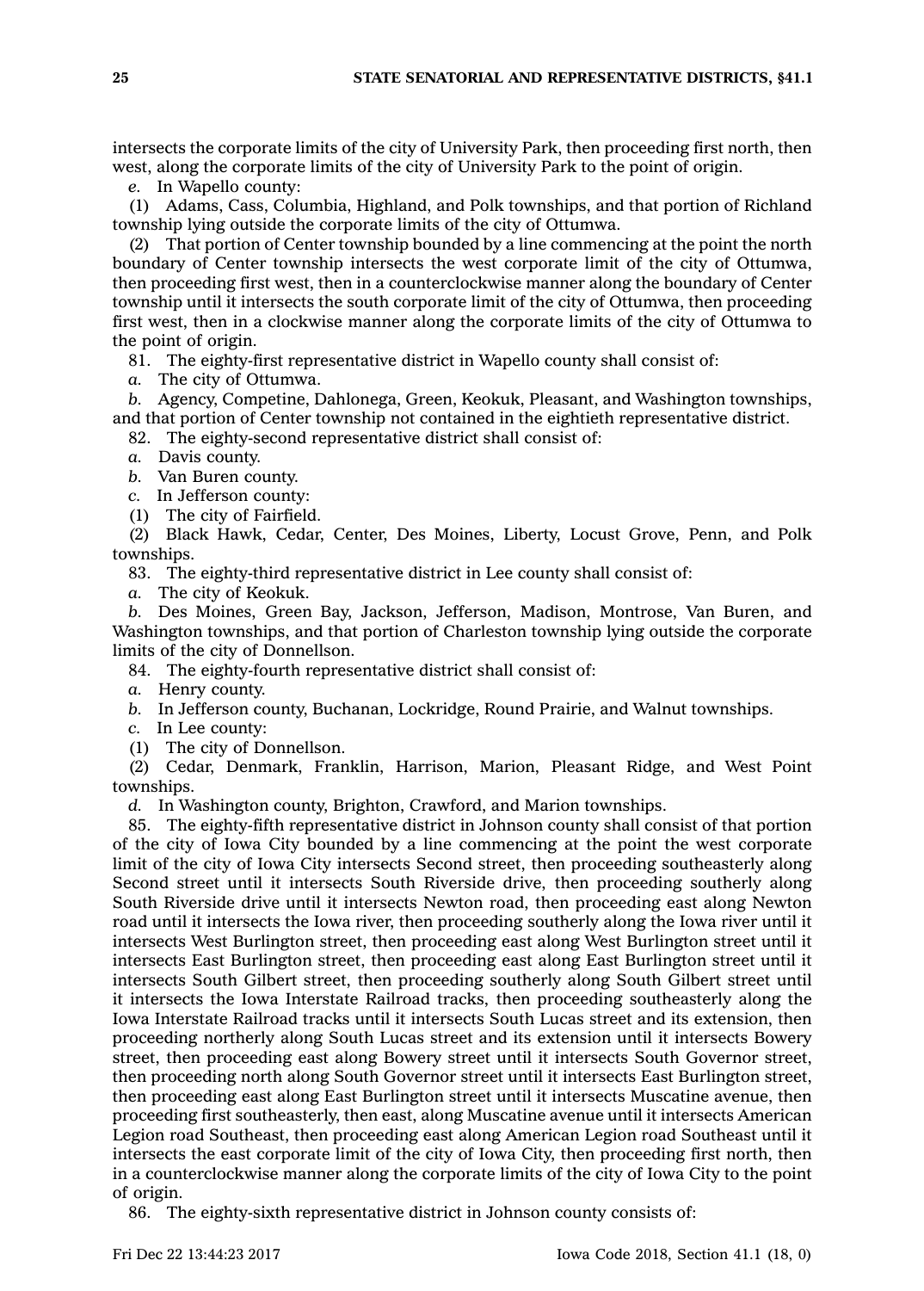intersects the corporate limits of the city of University Park, then proceeding first north, then west, along the corporate limits of the city of University Park to the point of origin.

*e.* In Wapello county:

(1) Adams, Cass, Columbia, Highland, and Polk townships, and that portion of Richland township lying outside the corporate limits of the city of Ottumwa.

(2) That portion of Center township bounded by a line commencing at the point the north boundary of Center township intersects the west corporate limit of the city of Ottumwa, then proceeding first west, then in a counterclockwise manner along the boundary of Center township until it intersects the south corporate limit of the city of Ottumwa, then proceeding first west, then in a clockwise manner along the corporate limits of the city of Ottumwa to the point of origin.

81. The eighty-first representative district in Wapello county shall consist of:

*a.* The city of Ottumwa.

*b.* Agency, Competine, Dahlonega, Green, Keokuk, Pleasant, and Washington townships, and that portion of Center township not contained in the eightieth representative district.

82. The eighty-second representative district shall consist of:

*a.* Davis county.

*b.* Van Buren county.

*c.* In Jefferson county:

(1) The city of Fairfield.

(2) Black Hawk, Cedar, Center, Des Moines, Liberty, Locust Grove, Penn, and Polk townships.

83. The eighty-third representative district in Lee county shall consist of:

*a.* The city of Keokuk.

*b.* Des Moines, Green Bay, Jackson, Jefferson, Madison, Montrose, Van Buren, and Washington townships, and that portion of Charleston township lying outside the corporate limits of the city of Donnellson.

84. The eighty-fourth representative district shall consist of:

*a.* Henry county.

*b.* In Jefferson county, Buchanan, Lockridge, Round Prairie, and Walnut townships.

*c.* In Lee county:

(1) The city of Donnellson.

(2) Cedar, Denmark, Franklin, Harrison, Marion, Pleasant Ridge, and West Point townships.

*d.* In Washington county, Brighton, Crawford, and Marion townships.

85. The eighty-fifth representative district in Johnson county shall consist of that portion of the city of Iowa City bounded by a line commencing at the point the west corporate limit of the city of Iowa City intersects Second street, then proceeding southeasterly along Second street until it intersects South Riverside drive, then proceeding southerly along South Riverside drive until it intersects Newton road, then proceeding east along Newton road until it intersects the Iowa river, then proceeding southerly along the Iowa river until it intersects West Burlington street, then proceeding east along West Burlington street until it intersects East Burlington street, then proceeding east along East Burlington street until it intersects South Gilbert street, then proceeding southerly along South Gilbert street until it intersects the Iowa Interstate Railroad tracks, then proceeding southeasterly along the Iowa Interstate Railroad tracks until it intersects South Lucas street and its extension, then proceeding northerly along South Lucas street and its extension until it intersects Bowery street, then proceeding east along Bowery street until it intersects South Governor street, then proceeding north along South Governor street until it intersects East Burlington street, then proceeding east along East Burlington street until it intersects Muscatine avenue, then proceeding first southeasterly, then east, along Muscatine avenue until it intersects American Legion road Southeast, then proceeding east along American Legion road Southeast until it intersects the east corporate limit of the city of Iowa City, then proceeding first north, then in a counterclockwise manner along the corporate limits of the city of Iowa City to the point of origin.

86. The eighty-sixth representative district in Johnson county consists of: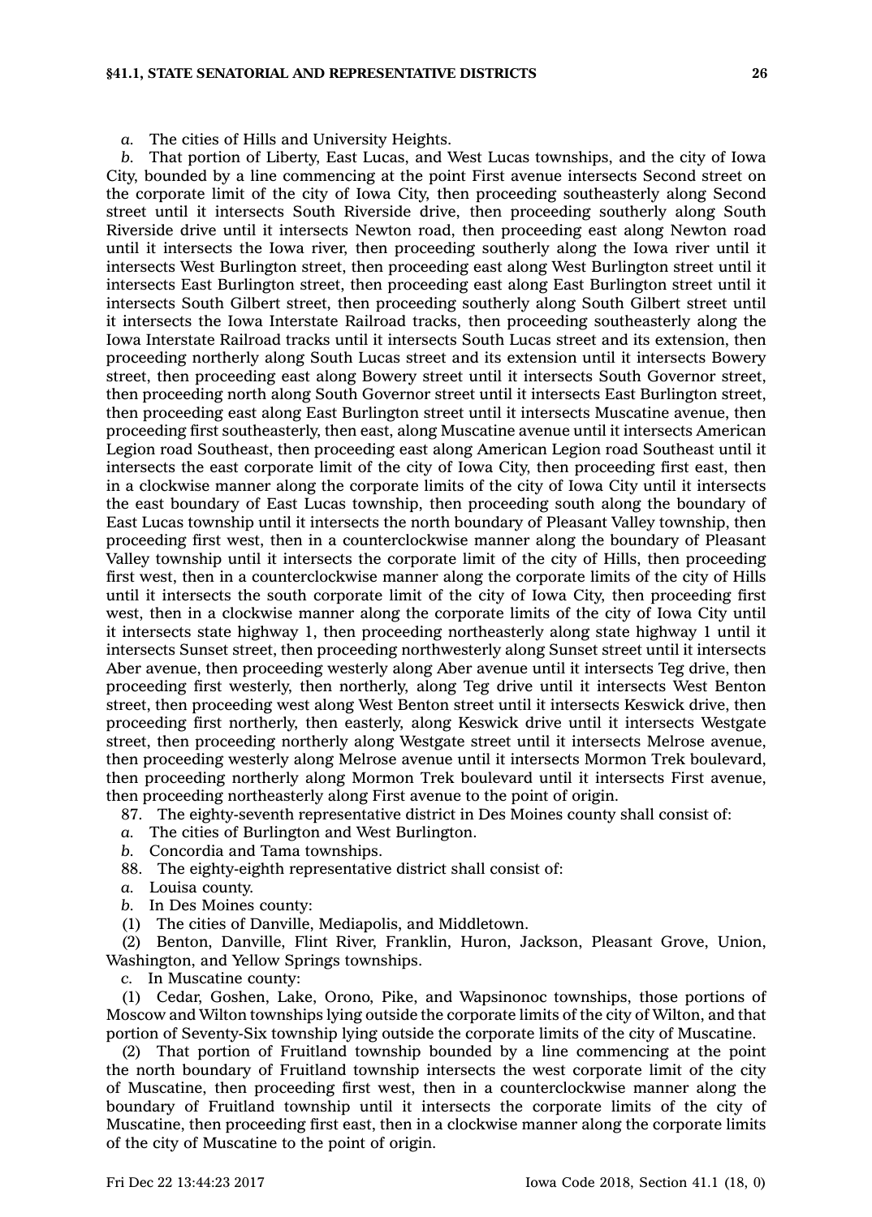*a.* The cities of Hills and University Heights.

*b.* That portion of Liberty, East Lucas, and West Lucas townships, and the city of Iowa City, bounded by a line commencing at the point First avenue intersects Second street on the corporate limit of the city of Iowa City, then proceeding southeasterly along Second street until it intersects South Riverside drive, then proceeding southerly along South Riverside drive until it intersects Newton road, then proceeding east along Newton road until it intersects the Iowa river, then proceeding southerly along the Iowa river until it intersects West Burlington street, then proceeding east along West Burlington street until it intersects East Burlington street, then proceeding east along East Burlington street until it intersects South Gilbert street, then proceeding southerly along South Gilbert street until it intersects the Iowa Interstate Railroad tracks, then proceeding southeasterly along the Iowa Interstate Railroad tracks until it intersects South Lucas street and its extension, then proceeding northerly along South Lucas street and its extension until it intersects Bowery street, then proceeding east along Bowery street until it intersects South Governor street, then proceeding north along South Governor street until it intersects East Burlington street, then proceeding east along East Burlington street until it intersects Muscatine avenue, then proceeding first southeasterly, then east, along Muscatine avenue until it intersects American Legion road Southeast, then proceeding east along American Legion road Southeast until it intersects the east corporate limit of the city of Iowa City, then proceeding first east, then in a clockwise manner along the corporate limits of the city of Iowa City until it intersects the east boundary of East Lucas township, then proceeding south along the boundary of East Lucas township until it intersects the north boundary of Pleasant Valley township, then proceeding first west, then in a counterclockwise manner along the boundary of Pleasant Valley township until it intersects the corporate limit of the city of Hills, then proceeding first west, then in a counterclockwise manner along the corporate limits of the city of Hills until it intersects the south corporate limit of the city of Iowa City, then proceeding first west, then in a clockwise manner along the corporate limits of the city of Iowa City until it intersects state highway 1, then proceeding northeasterly along state highway 1 until it intersects Sunset street, then proceeding northwesterly along Sunset street until it intersects Aber avenue, then proceeding westerly along Aber avenue until it intersects Teg drive, then proceeding first westerly, then northerly, along Teg drive until it intersects West Benton street, then proceeding west along West Benton street until it intersects Keswick drive, then proceeding first northerly, then easterly, along Keswick drive until it intersects Westgate street, then proceeding northerly along Westgate street until it intersects Melrose avenue, then proceeding westerly along Melrose avenue until it intersects Mormon Trek boulevard, then proceeding northerly along Mormon Trek boulevard until it intersects First avenue, then proceeding northeasterly along First avenue to the point of origin.

87. The eighty-seventh representative district in Des Moines county shall consist of:

*a.* The cities of Burlington and West Burlington.

*b.* Concordia and Tama townships.

88. The eighty-eighth representative district shall consist of:

*a.* Louisa county.

*b.* In Des Moines county:

(1) The cities of Danville, Mediapolis, and Middletown.

(2) Benton, Danville, Flint River, Franklin, Huron, Jackson, Pleasant Grove, Union, Washington, and Yellow Springs townships.

*c.* In Muscatine county:

(1) Cedar, Goshen, Lake, Orono, Pike, and Wapsinonoc townships, those portions of Moscow and Wilton townships lying outside the corporate limits of the city of Wilton, and that portion of Seventy-Six township lying outside the corporate limits of the city of Muscatine.

(2) That portion of Fruitland township bounded by a line commencing at the point the north boundary of Fruitland township intersects the west corporate limit of the city of Muscatine, then proceeding first west, then in a counterclockwise manner along the boundary of Fruitland township until it intersects the corporate limits of the city of Muscatine, then proceeding first east, then in a clockwise manner along the corporate limits of the city of Muscatine to the point of origin.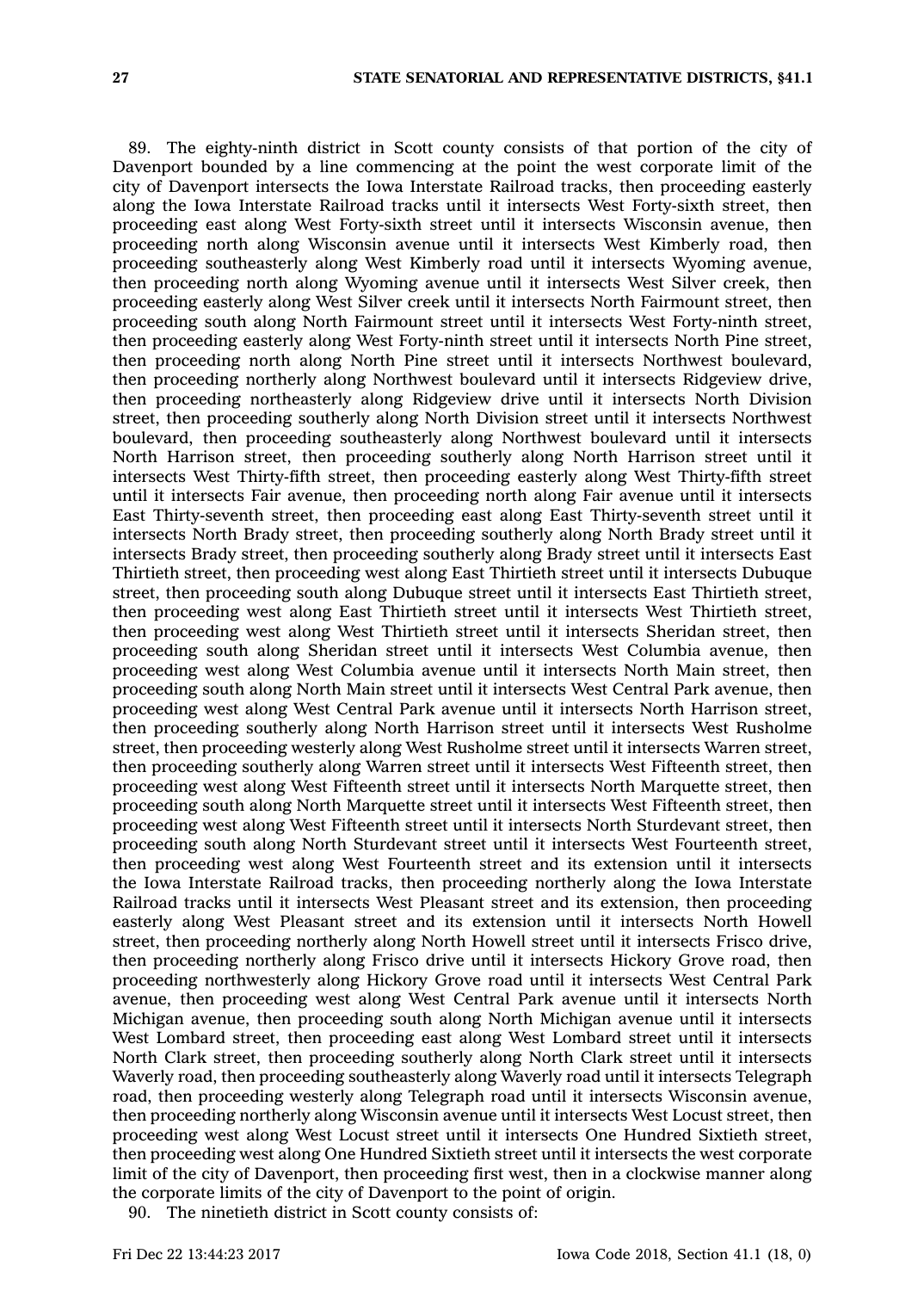89. The eighty-ninth district in Scott county consists of that portion of the city of Davenport bounded by a line commencing at the point the west corporate limit of the city of Davenport intersects the Iowa Interstate Railroad tracks, then proceeding easterly along the Iowa Interstate Railroad tracks until it intersects West Forty-sixth street, then proceeding east along West Forty-sixth street until it intersects Wisconsin avenue, then proceeding north along Wisconsin avenue until it intersects West Kimberly road, then proceeding southeasterly along West Kimberly road until it intersects Wyoming avenue, then proceeding north along Wyoming avenue until it intersects West Silver creek, then proceeding easterly along West Silver creek until it intersects North Fairmount street, then proceeding south along North Fairmount street until it intersects West Forty-ninth street, then proceeding easterly along West Forty-ninth street until it intersects North Pine street, then proceeding north along North Pine street until it intersects Northwest boulevard, then proceeding northerly along Northwest boulevard until it intersects Ridgeview drive, then proceeding northeasterly along Ridgeview drive until it intersects North Division street, then proceeding southerly along North Division street until it intersects Northwest boulevard, then proceeding southeasterly along Northwest boulevard until it intersects North Harrison street, then proceeding southerly along North Harrison street until it intersects West Thirty-fifth street, then proceeding easterly along West Thirty-fifth street until it intersects Fair avenue, then proceeding north along Fair avenue until it intersects East Thirty-seventh street, then proceeding east along East Thirty-seventh street until it intersects North Brady street, then proceeding southerly along North Brady street until it intersects Brady street, then proceeding southerly along Brady street until it intersects East Thirtieth street, then proceeding west along East Thirtieth street until it intersects Dubuque street, then proceeding south along Dubuque street until it intersects East Thirtieth street, then proceeding west along East Thirtieth street until it intersects West Thirtieth street, then proceeding west along West Thirtieth street until it intersects Sheridan street, then proceeding south along Sheridan street until it intersects West Columbia avenue, then proceeding west along West Columbia avenue until it intersects North Main street, then proceeding south along North Main street until it intersects West Central Park avenue, then proceeding west along West Central Park avenue until it intersects North Harrison street, then proceeding southerly along North Harrison street until it intersects West Rusholme street, then proceeding westerly along West Rusholme street until it intersects Warren street, then proceeding southerly along Warren street until it intersects West Fifteenth street, then proceeding west along West Fifteenth street until it intersects North Marquette street, then proceeding south along North Marquette street until it intersects West Fifteenth street, then proceeding west along West Fifteenth street until it intersects North Sturdevant street, then proceeding south along North Sturdevant street until it intersects West Fourteenth street, then proceeding west along West Fourteenth street and its extension until it intersects the Iowa Interstate Railroad tracks, then proceeding northerly along the Iowa Interstate Railroad tracks until it intersects West Pleasant street and its extension, then proceeding easterly along West Pleasant street and its extension until it intersects North Howell street, then proceeding northerly along North Howell street until it intersects Frisco drive, then proceeding northerly along Frisco drive until it intersects Hickory Grove road, then proceeding northwesterly along Hickory Grove road until it intersects West Central Park avenue, then proceeding west along West Central Park avenue until it intersects North Michigan avenue, then proceeding south along North Michigan avenue until it intersects West Lombard street, then proceeding east along West Lombard street until it intersects North Clark street, then proceeding southerly along North Clark street until it intersects Waverly road, then proceeding southeasterly along Waverly road until it intersects Telegraph road, then proceeding westerly along Telegraph road until it intersects Wisconsin avenue, then proceeding northerly along Wisconsin avenue until it intersects West Locust street, then proceeding west along West Locust street until it intersects One Hundred Sixtieth street, then proceeding west along One Hundred Sixtieth street until it intersects the west corporate limit of the city of Davenport, then proceeding first west, then in a clockwise manner along the corporate limits of the city of Davenport to the point of origin.

90. The ninetieth district in Scott county consists of: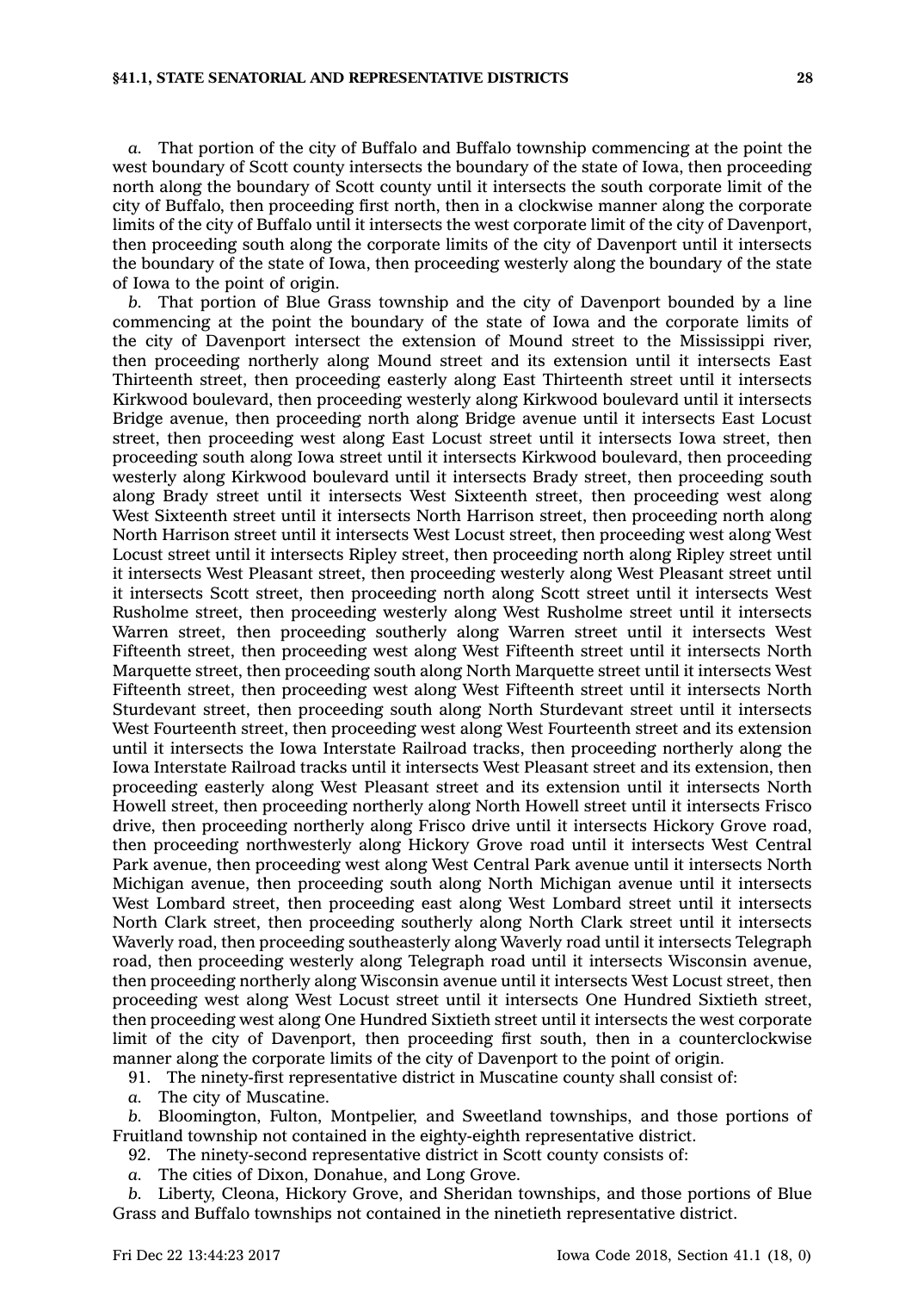*a.* That portion of the city of Buffalo and Buffalo township commencing at the point the west boundary of Scott county intersects the boundary of the state of Iowa, then proceeding north along the boundary of Scott county until it intersects the south corporate limit of the city of Buffalo, then proceeding first north, then in a clockwise manner along the corporate limits of the city of Buffalo until it intersects the west corporate limit of the city of Davenport, then proceeding south along the corporate limits of the city of Davenport until it intersects the boundary of the state of Iowa, then proceeding westerly along the boundary of the state of Iowa to the point of origin.

*b.* That portion of Blue Grass township and the city of Davenport bounded by a line commencing at the point the boundary of the state of Iowa and the corporate limits of the city of Davenport intersect the extension of Mound street to the Mississippi river, then proceeding northerly along Mound street and its extension until it intersects East Thirteenth street, then proceeding easterly along East Thirteenth street until it intersects Kirkwood boulevard, then proceeding westerly along Kirkwood boulevard until it intersects Bridge avenue, then proceeding north along Bridge avenue until it intersects East Locust street, then proceeding west along East Locust street until it intersects Iowa street, then proceeding south along Iowa street until it intersects Kirkwood boulevard, then proceeding westerly along Kirkwood boulevard until it intersects Brady street, then proceeding south along Brady street until it intersects West Sixteenth street, then proceeding west along West Sixteenth street until it intersects North Harrison street, then proceeding north along North Harrison street until it intersects West Locust street, then proceeding west along West Locust street until it intersects Ripley street, then proceeding north along Ripley street until it intersects West Pleasant street, then proceeding westerly along West Pleasant street until it intersects Scott street, then proceeding north along Scott street until it intersects West Rusholme street, then proceeding westerly along West Rusholme street until it intersects Warren street, then proceeding southerly along Warren street until it intersects West Fifteenth street, then proceeding west along West Fifteenth street until it intersects North Marquette street, then proceeding south along North Marquette street until it intersects West Fifteenth street, then proceeding west along West Fifteenth street until it intersects North Sturdevant street, then proceeding south along North Sturdevant street until it intersects West Fourteenth street, then proceeding west along West Fourteenth street and its extension until it intersects the Iowa Interstate Railroad tracks, then proceeding northerly along the Iowa Interstate Railroad tracks until it intersects West Pleasant street and its extension, then proceeding easterly along West Pleasant street and its extension until it intersects North Howell street, then proceeding northerly along North Howell street until it intersects Frisco drive, then proceeding northerly along Frisco drive until it intersects Hickory Grove road, then proceeding northwesterly along Hickory Grove road until it intersects West Central Park avenue, then proceeding west along West Central Park avenue until it intersects North Michigan avenue, then proceeding south along North Michigan avenue until it intersects West Lombard street, then proceeding east along West Lombard street until it intersects North Clark street, then proceeding southerly along North Clark street until it intersects Waverly road, then proceeding southeasterly along Waverly road until it intersects Telegraph road, then proceeding westerly along Telegraph road until it intersects Wisconsin avenue, then proceeding northerly along Wisconsin avenue until it intersects West Locust street, then proceeding west along West Locust street until it intersects One Hundred Sixtieth street, then proceeding west along One Hundred Sixtieth street until it intersects the west corporate limit of the city of Davenport, then proceeding first south, then in a counterclockwise manner along the corporate limits of the city of Davenport to the point of origin.

91. The ninety-first representative district in Muscatine county shall consist of:

*a.* The city of Muscatine.

*b.* Bloomington, Fulton, Montpelier, and Sweetland townships, and those portions of Fruitland township not contained in the eighty-eighth representative district.

92. The ninety-second representative district in Scott county consists of:

*a.* The cities of Dixon, Donahue, and Long Grove.

*b.* Liberty, Cleona, Hickory Grove, and Sheridan townships, and those portions of Blue Grass and Buffalo townships not contained in the ninetieth representative district.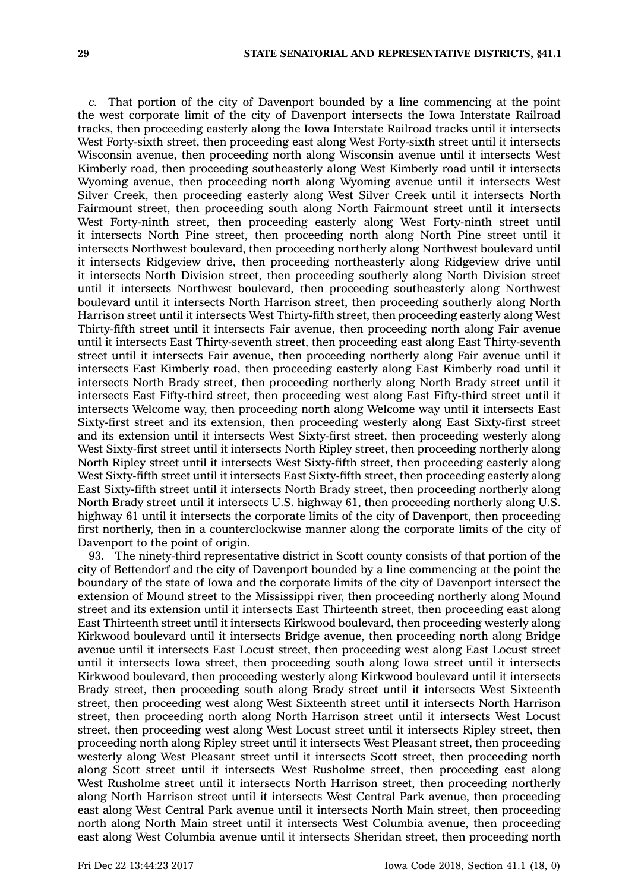*c.* That portion of the city of Davenport bounded by a line commencing at the point the west corporate limit of the city of Davenport intersects the Iowa Interstate Railroad tracks, then proceeding easterly along the Iowa Interstate Railroad tracks until it intersects West Forty-sixth street, then proceeding east along West Forty-sixth street until it intersects Wisconsin avenue, then proceeding north along Wisconsin avenue until it intersects West Kimberly road, then proceeding southeasterly along West Kimberly road until it intersects Wyoming avenue, then proceeding north along Wyoming avenue until it intersects West Silver Creek, then proceeding easterly along West Silver Creek until it intersects North Fairmount street, then proceeding south along North Fairmount street until it intersects West Forty-ninth street, then proceeding easterly along West Forty-ninth street until it intersects North Pine street, then proceeding north along North Pine street until it intersects Northwest boulevard, then proceeding northerly along Northwest boulevard until it intersects Ridgeview drive, then proceeding northeasterly along Ridgeview drive until it intersects North Division street, then proceeding southerly along North Division street until it intersects Northwest boulevard, then proceeding southeasterly along Northwest boulevard until it intersects North Harrison street, then proceeding southerly along North Harrison street until it intersects West Thirty-fifth street, then proceeding easterly along West Thirty-fifth street until it intersects Fair avenue, then proceeding north along Fair avenue until it intersects East Thirty-seventh street, then proceeding east along East Thirty-seventh street until it intersects Fair avenue, then proceeding northerly along Fair avenue until it intersects East Kimberly road, then proceeding easterly along East Kimberly road until it intersects North Brady street, then proceeding northerly along North Brady street until it intersects East Fifty-third street, then proceeding west along East Fifty-third street until it intersects Welcome way, then proceeding north along Welcome way until it intersects East Sixty-first street and its extension, then proceeding westerly along East Sixty-first street and its extension until it intersects West Sixty-first street, then proceeding westerly along West Sixty-first street until it intersects North Ripley street, then proceeding northerly along North Ripley street until it intersects West Sixty-fifth street, then proceeding easterly along West Sixty-fifth street until it intersects East Sixty-fifth street, then proceeding easterly along East Sixty-fifth street until it intersects North Brady street, then proceeding northerly along North Brady street until it intersects U.S. highway 61, then proceeding northerly along U.S. highway 61 until it intersects the corporate limits of the city of Davenport, then proceeding first northerly, then in a counterclockwise manner along the corporate limits of the city of Davenport to the point of origin.

93. The ninety-third representative district in Scott county consists of that portion of the city of Bettendorf and the city of Davenport bounded by a line commencing at the point the boundary of the state of Iowa and the corporate limits of the city of Davenport intersect the extension of Mound street to the Mississippi river, then proceeding northerly along Mound street and its extension until it intersects East Thirteenth street, then proceeding east along East Thirteenth street until it intersects Kirkwood boulevard, then proceeding westerly along Kirkwood boulevard until it intersects Bridge avenue, then proceeding north along Bridge avenue until it intersects East Locust street, then proceeding west along East Locust street until it intersects Iowa street, then proceeding south along Iowa street until it intersects Kirkwood boulevard, then proceeding westerly along Kirkwood boulevard until it intersects Brady street, then proceeding south along Brady street until it intersects West Sixteenth street, then proceeding west along West Sixteenth street until it intersects North Harrison street, then proceeding north along North Harrison street until it intersects West Locust street, then proceeding west along West Locust street until it intersects Ripley street, then proceeding north along Ripley street until it intersects West Pleasant street, then proceeding westerly along West Pleasant street until it intersects Scott street, then proceeding north along Scott street until it intersects West Rusholme street, then proceeding east along West Rusholme street until it intersects North Harrison street, then proceeding northerly along North Harrison street until it intersects West Central Park avenue, then proceeding east along West Central Park avenue until it intersects North Main street, then proceeding north along North Main street until it intersects West Columbia avenue, then proceeding east along West Columbia avenue until it intersects Sheridan street, then proceeding north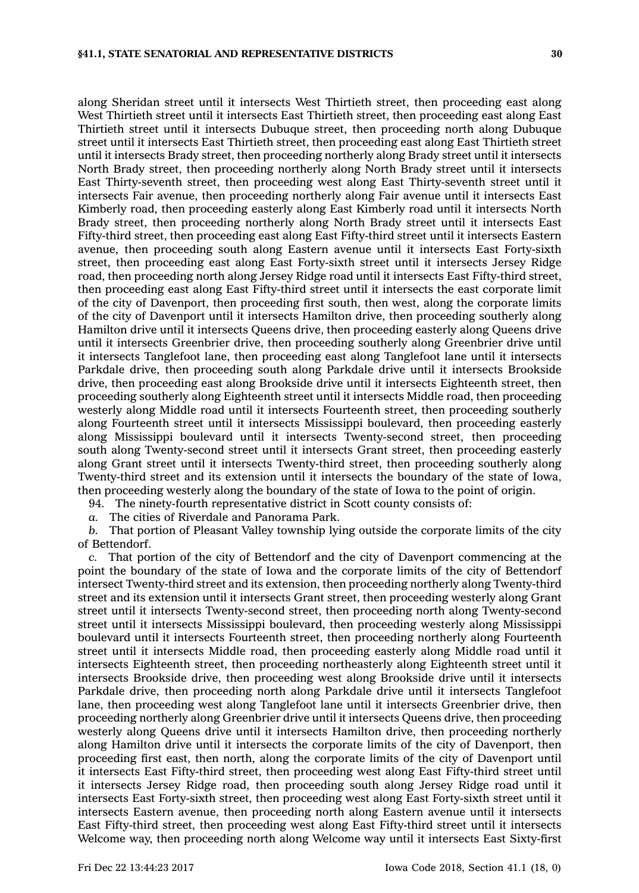along Sheridan street until it intersects West Thirtieth street, then proceeding east along West Thirtieth street until it intersects East Thirtieth street, then proceeding east along East Thirtieth street until it intersects Dubuque street, then proceeding north along Dubuque street until it intersects East Thirtieth street, then proceeding east along East Thirtieth street until it intersects Brady street, then proceeding northerly along Brady street until it intersects North Brady street, then proceeding northerly along North Brady street until it intersects East Thirty-seventh street, then proceeding west along East Thirty-seventh street until it intersects Fair avenue, then proceeding northerly along Fair avenue until it intersects East Kimberly road, then proceeding easterly along East Kimberly road until it intersects North Brady street, then proceeding northerly along North Brady street until it intersects East Fifty-third street, then proceeding east along East Fifty-third street until it intersects Eastern avenue, then proceeding south along Eastern avenue until it intersects East Forty-sixth street, then proceeding east along East Forty-sixth street until it intersects Jersey Ridge road, then proceeding north along Jersey Ridge road until it intersects East Fifty-third street, then proceeding east along East Fifty-third street until it intersects the east corporate limit of the city of Davenport, then proceeding first south, then west, along the corporate limits of the city of Davenport until it intersects Hamilton drive, then proceeding southerly along Hamilton drive until it intersects Queens drive, then proceeding easterly along Queens drive until it intersects Greenbrier drive, then proceeding southerly along Greenbrier drive until it intersects Tanglefoot lane, then proceeding east along Tanglefoot lane until it intersects Parkdale drive, then proceeding south along Parkdale drive until it intersects Brookside drive, then proceeding east along Brookside drive until it intersects Eighteenth street, then proceeding southerly along Eighteenth street until it intersects Middle road, then proceeding westerly along Middle road until it intersects Fourteenth street, then proceeding southerly along Fourteenth street until it intersects Mississippi boulevard, then proceeding easterly along Mississippi boulevard until it intersects Twenty-second street, then proceeding south along Twenty-second street until it intersects Grant street, then proceeding easterly along Grant street until it intersects Twenty-third street, then proceeding southerly along Twenty-third street and its extension until it intersects the boundary of the state of Iowa, then proceeding westerly along the boundary of the state of Iowa to the point of origin.

94. The ninety-fourth representative district in Scott county consists of:

*a.* The cities of Riverdale and Panorama Park.

*b.* That portion of Pleasant Valley township lying outside the corporate limits of the city of Bettendorf.

*c.* That portion of the city of Bettendorf and the city of Davenport commencing at the point the boundary of the state of Iowa and the corporate limits of the city of Bettendorf intersect Twenty-third street and its extension, then proceeding northerly along Twenty-third street and its extension until it intersects Grant street, then proceeding westerly along Grant street until it intersects Twenty-second street, then proceeding north along Twenty-second street until it intersects Mississippi boulevard, then proceeding westerly along Mississippi boulevard until it intersects Fourteenth street, then proceeding northerly along Fourteenth street until it intersects Middle road, then proceeding easterly along Middle road until it intersects Eighteenth street, then proceeding northeasterly along Eighteenth street until it intersects Brookside drive, then proceeding west along Brookside drive until it intersects Parkdale drive, then proceeding north along Parkdale drive until it intersects Tanglefoot lane, then proceeding west along Tanglefoot lane until it intersects Greenbrier drive, then proceeding northerly along Greenbrier drive until it intersects Queens drive, then proceeding westerly along Queens drive until it intersects Hamilton drive, then proceeding northerly along Hamilton drive until it intersects the corporate limits of the city of Davenport, then proceeding first east, then north, along the corporate limits of the city of Davenport until it intersects East Fifty-third street, then proceeding west along East Fifty-third street until it intersects Jersey Ridge road, then proceeding south along Jersey Ridge road until it intersects East Forty-sixth street, then proceeding west along East Forty-sixth street until it intersects Eastern avenue, then proceeding north along Eastern avenue until it intersects East Fifty-third street, then proceeding west along East Fifty-third street until it intersects Welcome way, then proceeding north along Welcome way until it intersects East Sixty-first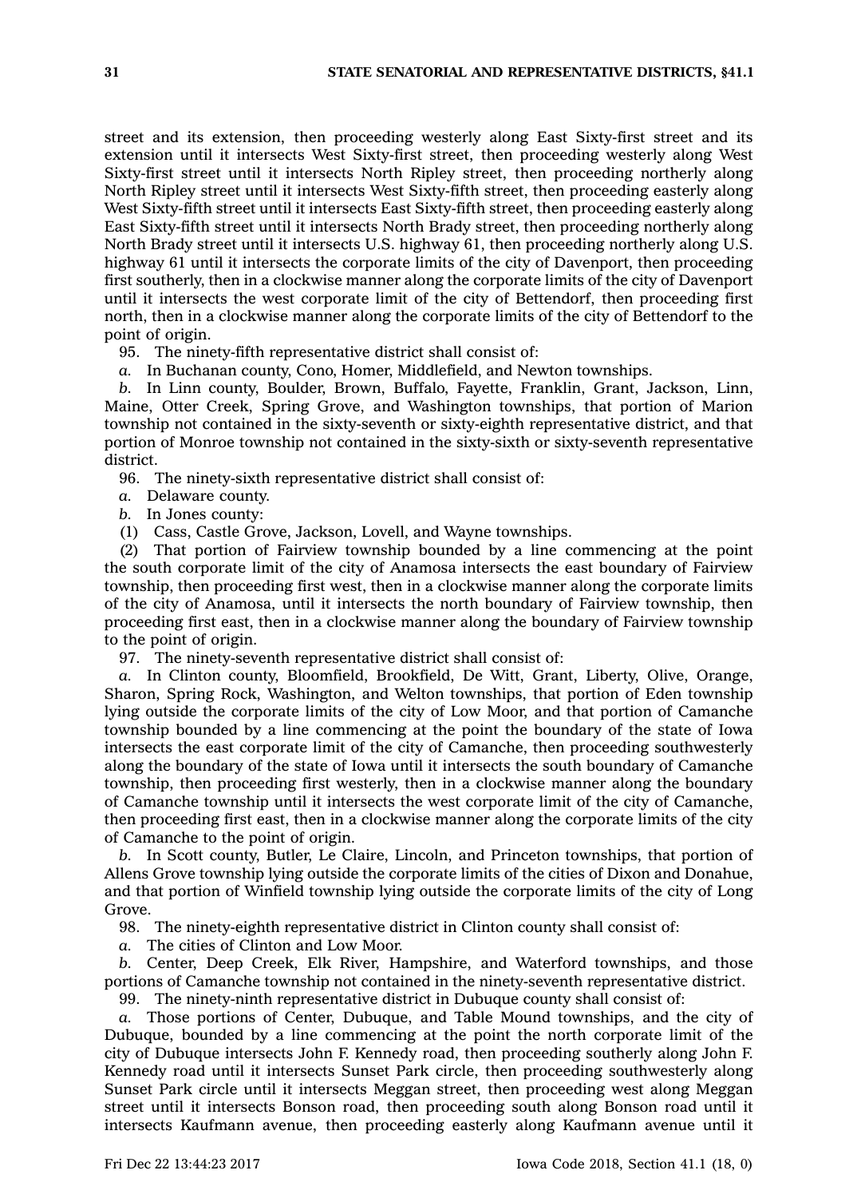street and its extension, then proceeding westerly along East Sixty-first street and its extension until it intersects West Sixty-first street, then proceeding westerly along West Sixty-first street until it intersects North Ripley street, then proceeding northerly along North Ripley street until it intersects West Sixty-fifth street, then proceeding easterly along West Sixty-fifth street until it intersects East Sixty-fifth street, then proceeding easterly along East Sixty-fifth street until it intersects North Brady street, then proceeding northerly along North Brady street until it intersects U.S. highway 61, then proceeding northerly along U.S. highway 61 until it intersects the corporate limits of the city of Davenport, then proceeding first southerly, then in a clockwise manner along the corporate limits of the city of Davenport until it intersects the west corporate limit of the city of Bettendorf, then proceeding first north, then in a clockwise manner along the corporate limits of the city of Bettendorf to the point of origin.

95. The ninety-fifth representative district shall consist of:

*a.* In Buchanan county, Cono, Homer, Middlefield, and Newton townships.

*b.* In Linn county, Boulder, Brown, Buffalo, Fayette, Franklin, Grant, Jackson, Linn, Maine, Otter Creek, Spring Grove, and Washington townships, that portion of Marion township not contained in the sixty-seventh or sixty-eighth representative district, and that portion of Monroe township not contained in the sixty-sixth or sixty-seventh representative district.

96. The ninety-sixth representative district shall consist of:

*a.* Delaware county.

*b.* In Jones county:

(1) Cass, Castle Grove, Jackson, Lovell, and Wayne townships.

(2) That portion of Fairview township bounded by a line commencing at the point the south corporate limit of the city of Anamosa intersects the east boundary of Fairview township, then proceeding first west, then in a clockwise manner along the corporate limits of the city of Anamosa, until it intersects the north boundary of Fairview township, then proceeding first east, then in a clockwise manner along the boundary of Fairview township to the point of origin.

97. The ninety-seventh representative district shall consist of:

*a.* In Clinton county, Bloomfield, Brookfield, De Witt, Grant, Liberty, Olive, Orange, Sharon, Spring Rock, Washington, and Welton townships, that portion of Eden township lying outside the corporate limits of the city of Low Moor, and that portion of Camanche township bounded by a line commencing at the point the boundary of the state of Iowa intersects the east corporate limit of the city of Camanche, then proceeding southwesterly along the boundary of the state of Iowa until it intersects the south boundary of Camanche township, then proceeding first westerly, then in a clockwise manner along the boundary of Camanche township until it intersects the west corporate limit of the city of Camanche, then proceeding first east, then in a clockwise manner along the corporate limits of the city of Camanche to the point of origin.

*b.* In Scott county, Butler, Le Claire, Lincoln, and Princeton townships, that portion of Allens Grove township lying outside the corporate limits of the cities of Dixon and Donahue, and that portion of Winfield township lying outside the corporate limits of the city of Long Grove.

98. The ninety-eighth representative district in Clinton county shall consist of:

*a.* The cities of Clinton and Low Moor.

*b.* Center, Deep Creek, Elk River, Hampshire, and Waterford townships, and those portions of Camanche township not contained in the ninety-seventh representative district.

99. The ninety-ninth representative district in Dubuque county shall consist of:

*a.* Those portions of Center, Dubuque, and Table Mound townships, and the city of Dubuque, bounded by a line commencing at the point the north corporate limit of the city of Dubuque intersects John F. Kennedy road, then proceeding southerly along John F. Kennedy road until it intersects Sunset Park circle, then proceeding southwesterly along Sunset Park circle until it intersects Meggan street, then proceeding west along Meggan street until it intersects Bonson road, then proceeding south along Bonson road until it intersects Kaufmann avenue, then proceeding easterly along Kaufmann avenue until it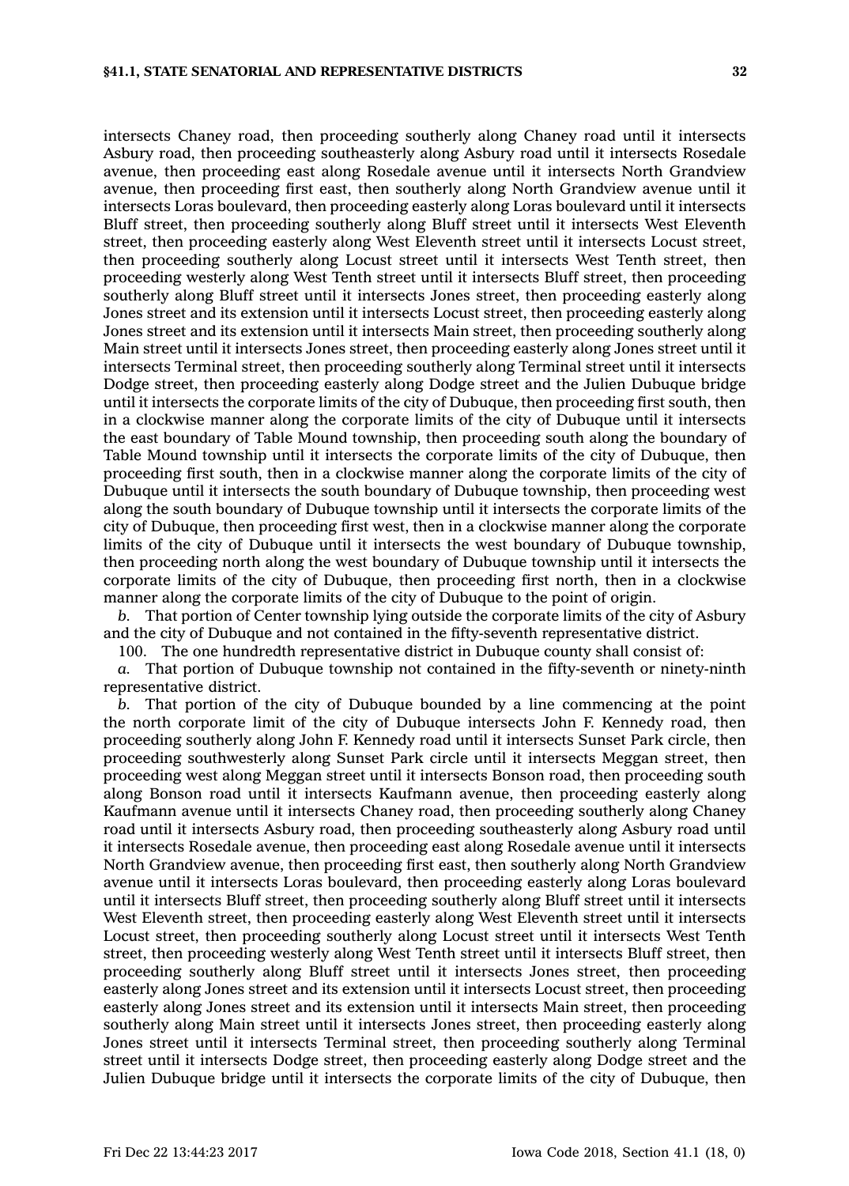intersects Chaney road, then proceeding southerly along Chaney road until it intersects Asbury road, then proceeding southeasterly along Asbury road until it intersects Rosedale avenue, then proceeding east along Rosedale avenue until it intersects North Grandview avenue, then proceeding first east, then southerly along North Grandview avenue until it intersects Loras boulevard, then proceeding easterly along Loras boulevard until it intersects Bluff street, then proceeding southerly along Bluff street until it intersects West Eleventh street, then proceeding easterly along West Eleventh street until it intersects Locust street, then proceeding southerly along Locust street until it intersects West Tenth street, then proceeding westerly along West Tenth street until it intersects Bluff street, then proceeding southerly along Bluff street until it intersects Jones street, then proceeding easterly along Jones street and its extension until it intersects Locust street, then proceeding easterly along Jones street and its extension until it intersects Main street, then proceeding southerly along Main street until it intersects Jones street, then proceeding easterly along Jones street until it intersects Terminal street, then proceeding southerly along Terminal street until it intersects Dodge street, then proceeding easterly along Dodge street and the Julien Dubuque bridge until it intersects the corporate limits of the city of Dubuque, then proceeding first south, then in a clockwise manner along the corporate limits of the city of Dubuque until it intersects the east boundary of Table Mound township, then proceeding south along the boundary of Table Mound township until it intersects the corporate limits of the city of Dubuque, then proceeding first south, then in a clockwise manner along the corporate limits of the city of Dubuque until it intersects the south boundary of Dubuque township, then proceeding west along the south boundary of Dubuque township until it intersects the corporate limits of the city of Dubuque, then proceeding first west, then in a clockwise manner along the corporate limits of the city of Dubuque until it intersects the west boundary of Dubuque township, then proceeding north along the west boundary of Dubuque township until it intersects the corporate limits of the city of Dubuque, then proceeding first north, then in a clockwise manner along the corporate limits of the city of Dubuque to the point of origin.

*b.* That portion of Center township lying outside the corporate limits of the city of Asbury and the city of Dubuque and not contained in the fifty-seventh representative district.

100. The one hundredth representative district in Dubuque county shall consist of:

*a.* That portion of Dubuque township not contained in the fifty-seventh or ninety-ninth representative district.

*b.* That portion of the city of Dubuque bounded by a line commencing at the point the north corporate limit of the city of Dubuque intersects John F. Kennedy road, then proceeding southerly along John F. Kennedy road until it intersects Sunset Park circle, then proceeding southwesterly along Sunset Park circle until it intersects Meggan street, then proceeding west along Meggan street until it intersects Bonson road, then proceeding south along Bonson road until it intersects Kaufmann avenue, then proceeding easterly along Kaufmann avenue until it intersects Chaney road, then proceeding southerly along Chaney road until it intersects Asbury road, then proceeding southeasterly along Asbury road until it intersects Rosedale avenue, then proceeding east along Rosedale avenue until it intersects North Grandview avenue, then proceeding first east, then southerly along North Grandview avenue until it intersects Loras boulevard, then proceeding easterly along Loras boulevard until it intersects Bluff street, then proceeding southerly along Bluff street until it intersects West Eleventh street, then proceeding easterly along West Eleventh street until it intersects Locust street, then proceeding southerly along Locust street until it intersects West Tenth street, then proceeding westerly along West Tenth street until it intersects Bluff street, then proceeding southerly along Bluff street until it intersects Jones street, then proceeding easterly along Jones street and its extension until it intersects Locust street, then proceeding easterly along Jones street and its extension until it intersects Main street, then proceeding southerly along Main street until it intersects Jones street, then proceeding easterly along Jones street until it intersects Terminal street, then proceeding southerly along Terminal street until it intersects Dodge street, then proceeding easterly along Dodge street and the Julien Dubuque bridge until it intersects the corporate limits of the city of Dubuque, then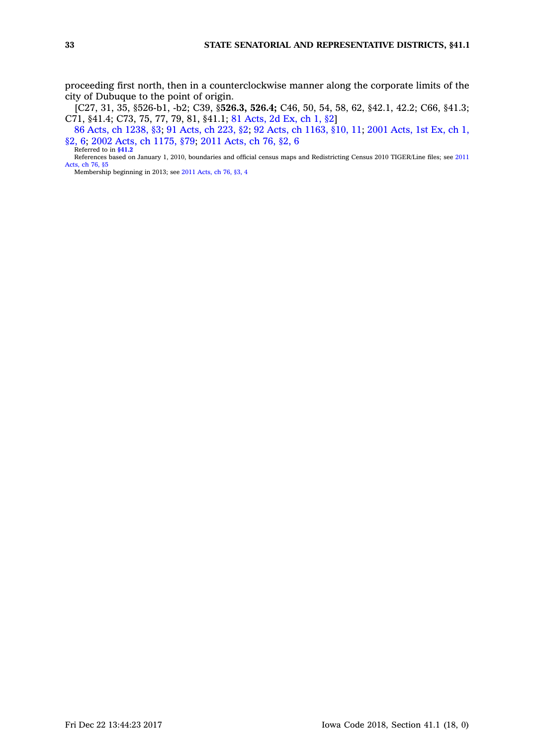proceeding first north, then in a counterclockwise manner along the corporate limits of the city of Dubuque to the point of origin.

[C27, 31, 35, §526-b1, -b2; C39, §**526.3, 526.4;** C46, 50, 54, 58, 62, §42.1, 42.2; C66, §41.3; C71, §41.4; C73, 75, 77, 79, 81, §41.1; 81 Acts, 2d Ex, ch 1, §2]

86 Acts, ch 1238, §3; 91 Acts, ch 223, §2; 92 Acts, ch 1163, §10, 11; 2001 Acts, 1st Ex, ch 1, §2, 6; 2002 Acts, ch 1175, §79; 2011 Acts, ch 76, §2, 6

Referred to in **§41.2**

References based on January 1, 2010, boundaries and official census maps and Redistricting Census 2010 TIGER/Line files; see 2011 Acts, ch 76, §5

Membership beginning in 2013; see 2011 Acts, ch 76, §3, 4